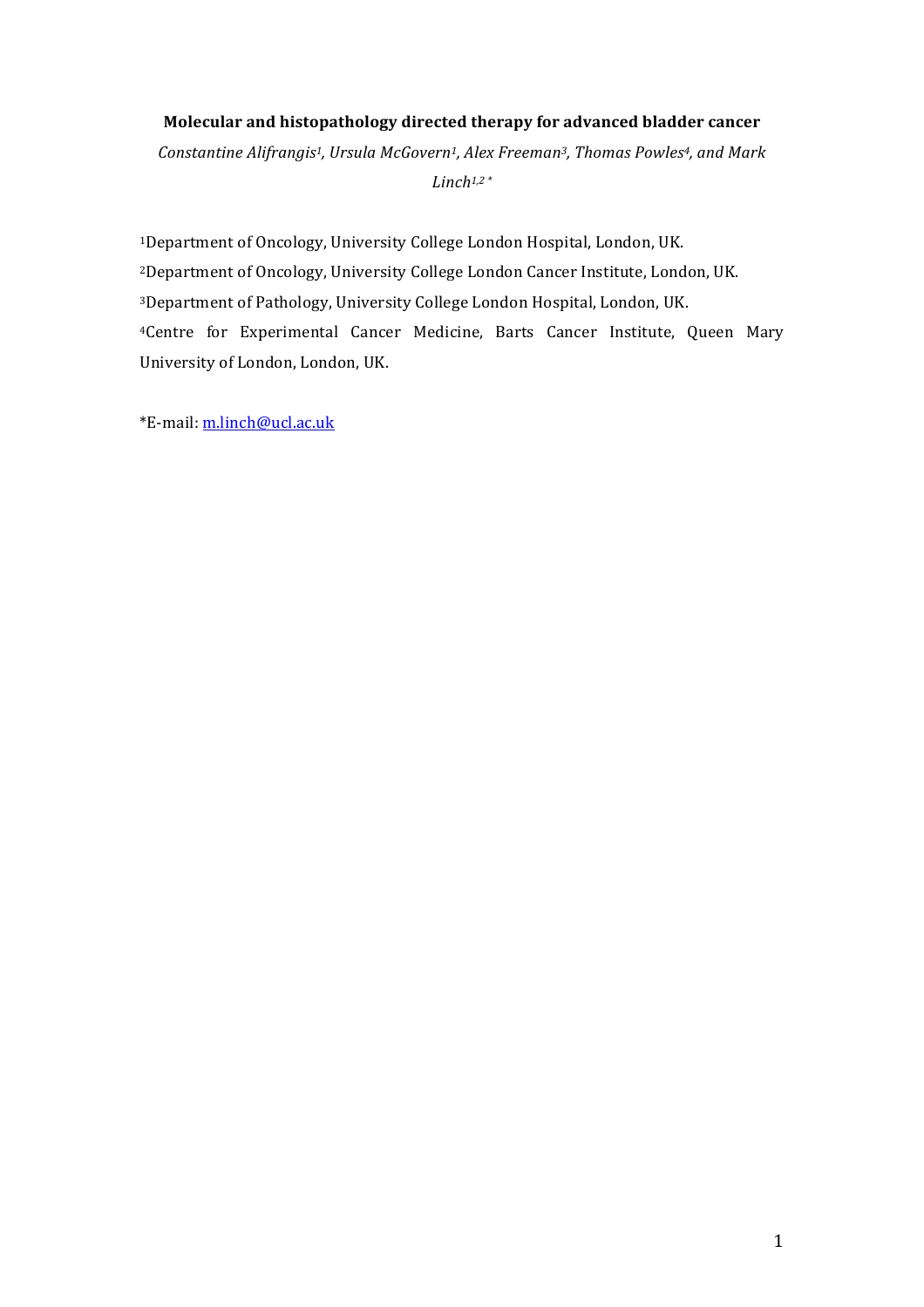**Molecular and histopathology directed therapy for advanced bladder cancer**

*Constantine Alifrangis[1], Ursula McGovern[1], Alex Freeman[3], Thomas Powles[4], and Mark Linch[1,2]**

[1]Department of Oncology, University College London Hospital, London, UK.

[2]Department of Oncology, University College London Cancer Institute, London, UK.

[3]Department of Pathology, University College London Hospital, London, UK.

[4]Centre for Experimental Cancer Medicine, Barts Cancer Institute, Queen Mary University of London, London, UK.

*E-mail: m.linch@ucl.ac.uk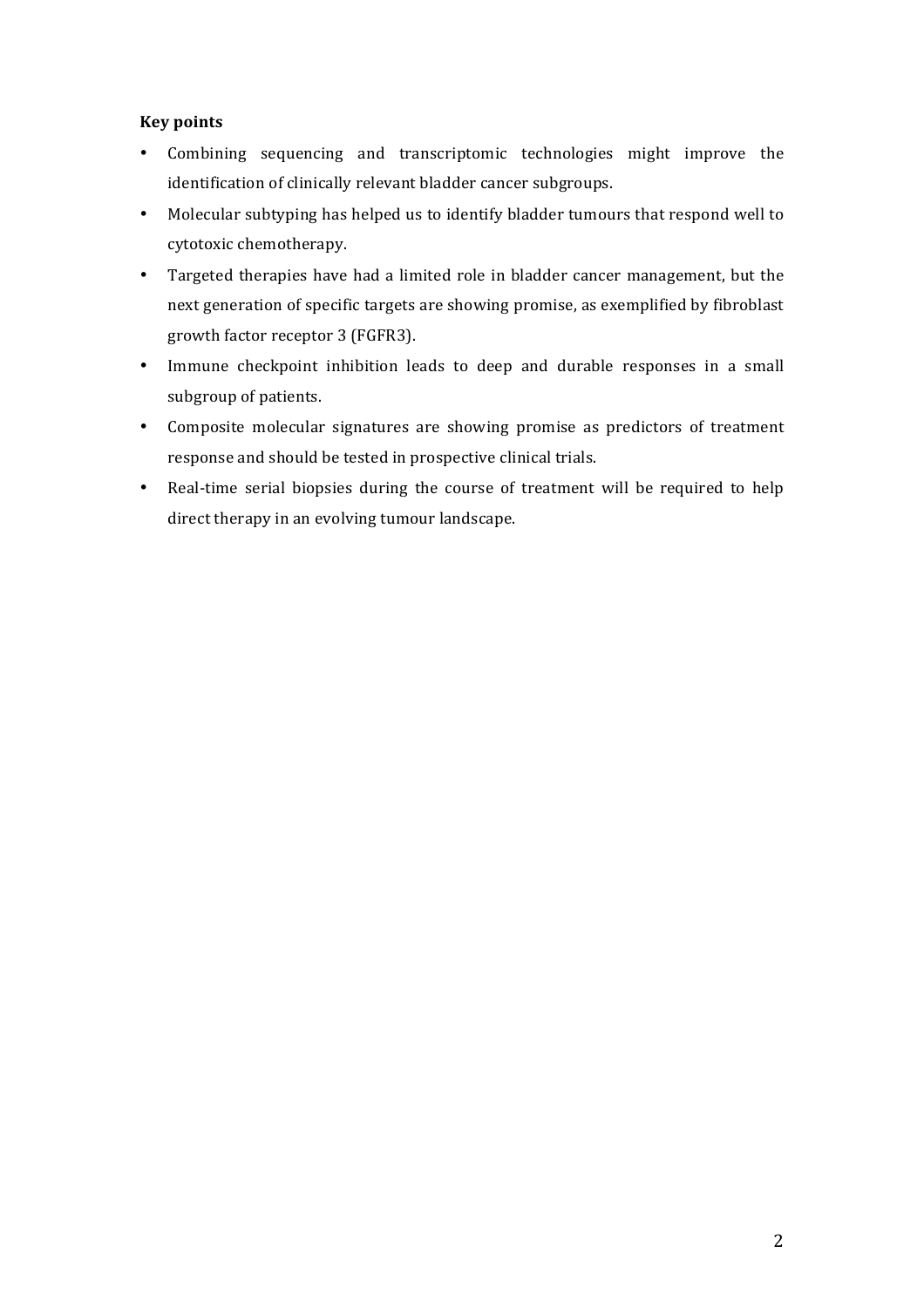**Key points**

- Combining sequencing and transcriptomic technologies might improve the identification of clinically relevant bladder cancer subgroups.
- Molecular subtyping has helped us to identify bladder tumours that respond well to cytotoxic chemotherapy.
- Targeted therapies have had a limited role in bladder cancer management, but the next generation of specific targets are showing promise, as exemplified by fibroblast growth factor receptor 3 (FGFR3).
- Immune checkpoint inhibition leads to deep and durable responses in a small subgroup of patients.
- Composite molecular signatures are showing promise as predictors of treatment response and should be tested in prospective clinical trials.
- Real-time serial biopsies during the course of treatment will be required to help direct therapy in an evolving tumour landscape.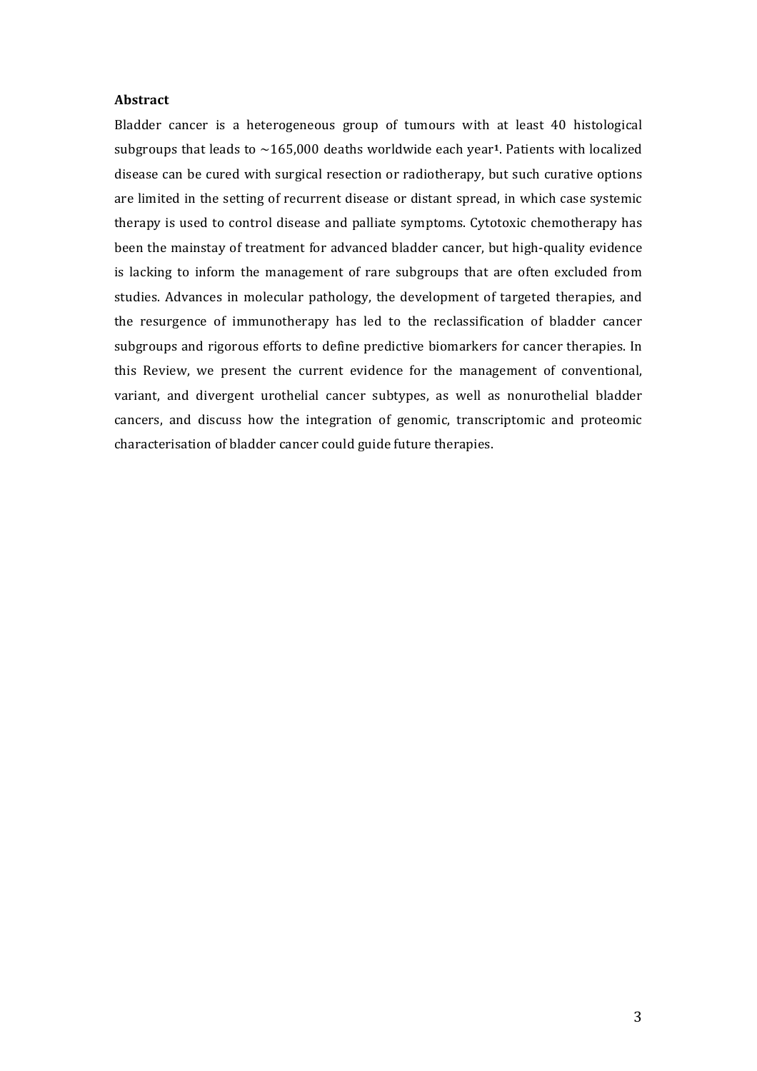**Abstract**

Bladder cancer is a heterogeneous group of tumours with at least 40 histological subgroups that leads to ~165,000 deaths worldwide each year[1]. Patients with localized disease can be cured with surgical resection or radiotherapy, but such curative options are limited in the setting of recurrent disease or distant spread, in which case systemic therapy is used to control disease and palliate symptoms. Cytotoxic chemotherapy has been the mainstay of treatment for advanced bladder cancer, but high-quality evidence is lacking to inform the management of rare subgroups that are often excluded from studies. Advances in molecular pathology, the development of targeted therapies, and the resurgence of immunotherapy has led to the reclassification of bladder cancer subgroups and rigorous efforts to define predictive biomarkers for cancer therapies. In this Review, we present the current evidence for the management of conventional, variant, and divergent urothelial cancer subtypes, as well as nonurothelial bladder cancers, and discuss how the integration of genomic, transcriptomic and proteomic characterisation of bladder cancer could guide future therapies.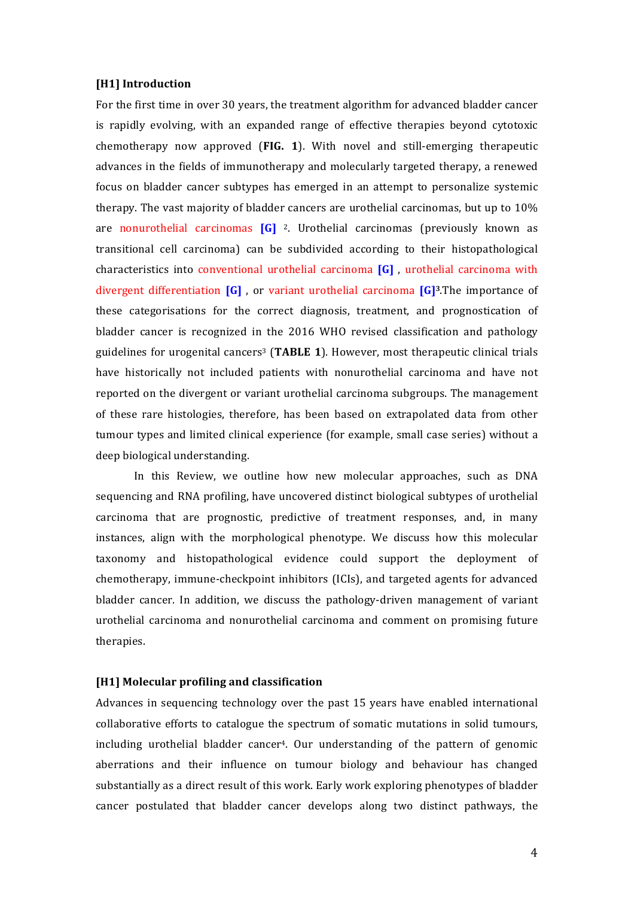## [H1] Introduction

For the first time in over 30 years, the treatment algorithm for advanced bladder cancer is rapidly evolving, with an expanded range of effective therapies beyond cytotoxic chemotherapy now approved (**FIG. 1**). With novel and still-emerging therapeutic advances in the fields of immunotherapy and molecularly targeted therapy, a renewed focus on bladder cancer subtypes has emerged in an attempt to personalize systemic therapy. The vast majority of bladder cancers are urothelial carcinomas, but up to 10% are nonurothelial carcinomas **[G]** [2]. Urothelial carcinomas (previously known as transitional cell carcinoma) can be subdivided according to their histopathological characteristics into conventional urothelial carcinoma **[G]** , urothelial carcinoma with divergent differentiation **[G]** , or variant urothelial carcinoma **[G]**[3].The importance of these categorisations for the correct diagnosis, treatment, and prognostication of bladder cancer is recognized in the 2016 WHO revised classification and pathology guidelines for urogenital cancers[3] (**TABLE 1**). However, most therapeutic clinical trials have historically not included patients with nonurothelial carcinoma and have not reported on the divergent or variant urothelial carcinoma subgroups. The management of these rare histologies, therefore, has been based on extrapolated data from other tumour types and limited clinical experience (for example, small case series) without a deep biological understanding.

In this Review, we outline how new molecular approaches, such as DNA sequencing and RNA profiling, have uncovered distinct biological subtypes of urothelial carcinoma that are prognostic, predictive of treatment responses, and, in many instances, align with the morphological phenotype. We discuss how this molecular taxonomy and histopathological evidence could support the deployment of chemotherapy, immune-checkpoint inhibitors (ICIs), and targeted agents for advanced bladder cancer. In addition, we discuss the pathology-driven management of variant urothelial carcinoma and nonurothelial carcinoma and comment on promising future therapies.

## [H1] Molecular profiling and classification

Advances in sequencing technology over the past 15 years have enabled international collaborative efforts to catalogue the spectrum of somatic mutations in solid tumours, including urothelial bladder cancer[4]. Our understanding of the pattern of genomic aberrations and their influence on tumour biology and behaviour has changed substantially as a direct result of this work. Early work exploring phenotypes of bladder cancer postulated that bladder cancer develops along two distinct pathways, the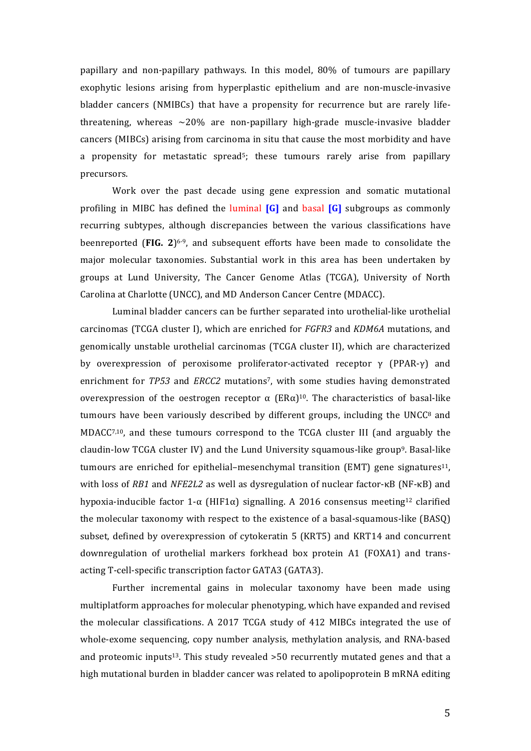papillary and non-papillary pathways. In this model, 80% of tumours are papillary exophytic lesions arising from hyperplastic epithelium and are non-muscle-invasive bladder cancers (NMIBCs) that have a propensity for recurrence but are rarely life-threatening, whereas ~20% are non-papillary high-grade muscle-invasive bladder cancers (MIBCs) arising from carcinoma in situ that cause the most morbidity and have a propensity for metastatic spread[5]; these tumours rarely arise from papillary precursors.

Work over the past decade using gene expression and somatic mutational profiling in MIBC has defined the luminal **[G]** and basal **[G]** subgroups as commonly recurring subtypes, although discrepancies between the various classifications have beenreported (**FIG. 2**)[6-9], and subsequent efforts have been made to consolidate the major molecular taxonomies. Substantial work in this area has been undertaken by groups at Lund University, The Cancer Genome Atlas (TCGA), University of North Carolina at Charlotte (UNCC), and MD Anderson Cancer Centre (MDACC).

Luminal bladder cancers can be further separated into urothelial-like urothelial carcinomas (TCGA cluster I), which are enriched for *FGFR3* and *KDM6A* mutations, and genomically unstable urothelial carcinomas (TCGA cluster II), which are characterized by overexpression of peroxisome proliferator-activated receptor γ (PPAR-γ) and enrichment for *TP53* and *ERCC2* mutations[7], with some studies having demonstrated overexpression of the oestrogen receptor α (ERα)[10]. The characteristics of basal-like tumours have been variously described by different groups, including the UNCC[8] and MDACC[7,10], and these tumours correspond to the TCGA cluster III (and arguably the claudin-low TCGA cluster IV) and the Lund University squamous-like group[9]. Basal-like tumours are enriched for epithelial–mesenchymal transition (EMT) gene signatures[11], with loss of *RB1* and *NFE2L2* as well as dysregulation of nuclear factor-κB (NF-κB) and hypoxia-inducible factor 1-α (HIF1α) signalling. A 2016 consensus meeting[12] clarified the molecular taxonomy with respect to the existence of a basal-squamous-like (BASQ) subset, defined by overexpression of cytokeratin 5 (KRT5) and KRT14 and concurrent downregulation of urothelial markers forkhead box protein A1 (FOXA1) and trans-acting T-cell-specific transcription factor GATA3 (GATA3).

Further incremental gains in molecular taxonomy have been made using multiplatform approaches for molecular phenotyping, which have expanded and revised the molecular classifications. A 2017 TCGA study of 412 MIBCs integrated the use of whole-exome sequencing, copy number analysis, methylation analysis, and RNA-based and proteomic inputs[13]. This study revealed >50 recurrently mutated genes and that a high mutational burden in bladder cancer was related to apolipoprotein B mRNA editing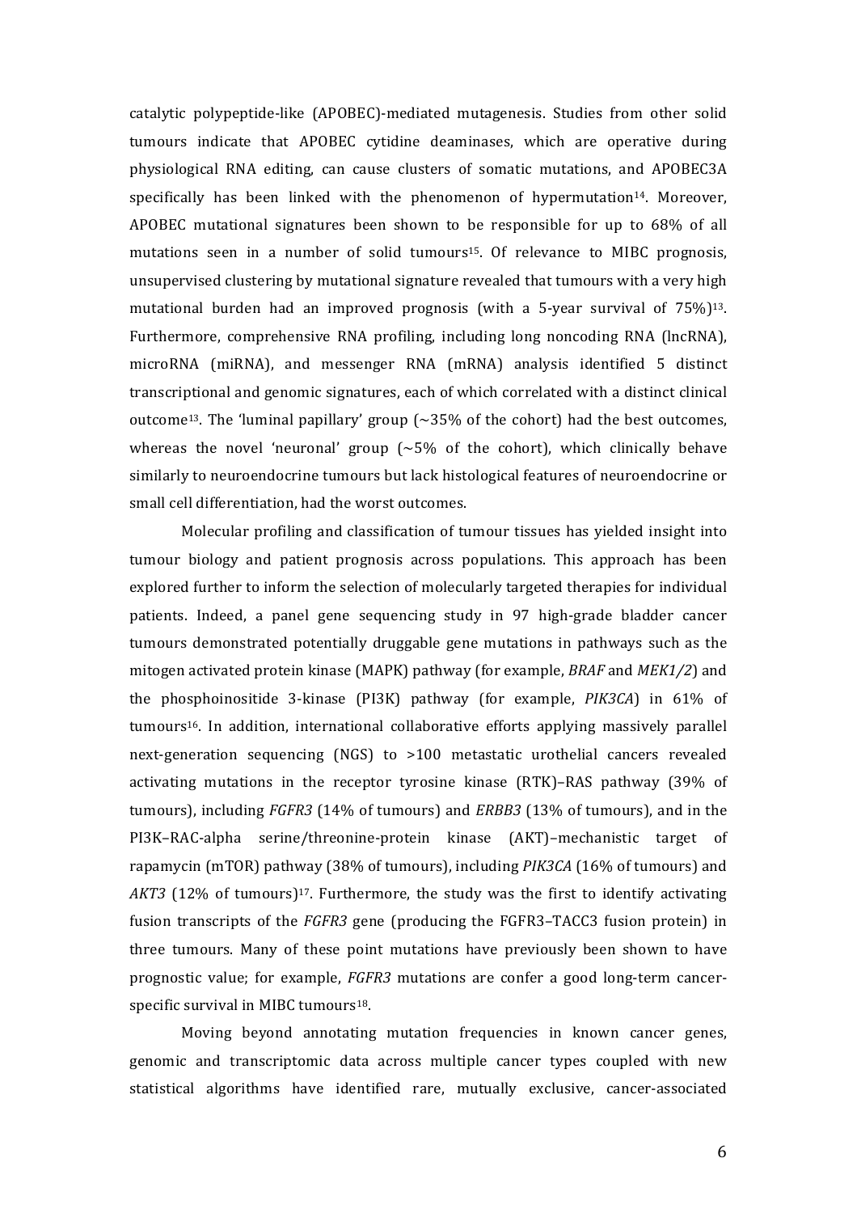catalytic polypeptide-like (APOBEC)-mediated mutagenesis. Studies from other solid tumours indicate that APOBEC cytidine deaminases, which are operative during physiological RNA editing, can cause clusters of somatic mutations, and APOBEC3A specifically has been linked with the phenomenon of hypermutation[14]. Moreover, APOBEC mutational signatures been shown to be responsible for up to 68% of all mutations seen in a number of solid tumours[15]. Of relevance to MIBC prognosis, unsupervised clustering by mutational signature revealed that tumours with a very high mutational burden had an improved prognosis (with a 5-year survival of 75%)[13]. Furthermore, comprehensive RNA profiling, including long noncoding RNA (lncRNA), microRNA (miRNA), and messenger RNA (mRNA) analysis identified 5 distinct transcriptional and genomic signatures, each of which correlated with a distinct clinical outcome[13]. The 'luminal papillary' group (~35% of the cohort) had the best outcomes, whereas the novel 'neuronal' group (~5% of the cohort), which clinically behave similarly to neuroendocrine tumours but lack histological features of neuroendocrine or small cell differentiation, had the worst outcomes.

Molecular profiling and classification of tumour tissues has yielded insight into tumour biology and patient prognosis across populations. This approach has been explored further to inform the selection of molecularly targeted therapies for individual patients. Indeed, a panel gene sequencing study in 97 high-grade bladder cancer tumours demonstrated potentially druggable gene mutations in pathways such as the mitogen activated protein kinase (MAPK) pathway (for example, *BRAF* and *MEK1/2*) and the phosphoinositide 3-kinase (PI3K) pathway (for example, *PIK3CA*) in 61% of tumours[16]. In addition, international collaborative efforts applying massively parallel next-generation sequencing (NGS) to >100 metastatic urothelial cancers revealed activating mutations in the receptor tyrosine kinase (RTK)–RAS pathway (39% of tumours), including *FGFR3* (14% of tumours) and *ERBB3* (13% of tumours), and in the PI3K–RAC-alpha serine/threonine-protein kinase (AKT)–mechanistic target of rapamycin (mTOR) pathway (38% of tumours), including *PIK3CA* (16% of tumours) and *AKT3* (12% of tumours)[17]. Furthermore, the study was the first to identify activating fusion transcripts of the *FGFR3* gene (producing the FGFR3–TACC3 fusion protein) in three tumours. Many of these point mutations have previously been shown to have prognostic value; for example, *FGFR3* mutations are confer a good long-term cancer-specific survival in MIBC tumours[18].

Moving beyond annotating mutation frequencies in known cancer genes, genomic and transcriptomic data across multiple cancer types coupled with new statistical algorithms have identified rare, mutually exclusive, cancer-associated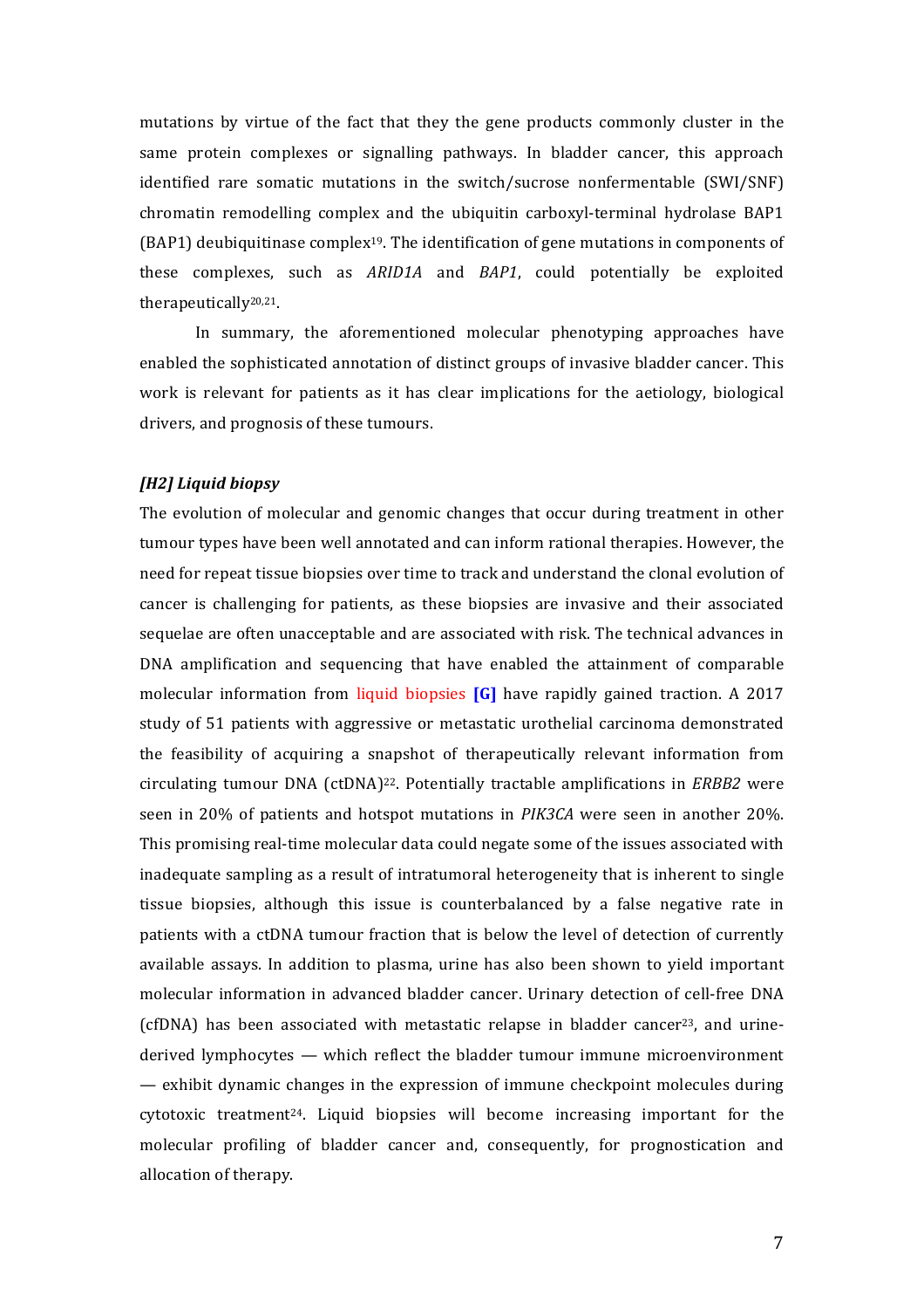mutations by virtue of the fact that they the gene products commonly cluster in the same protein complexes or signalling pathways. In bladder cancer, this approach identified rare somatic mutations in the switch/sucrose nonfermentable (SWI/SNF) chromatin remodelling complex and the ubiquitin carboxyl-terminal hydrolase BAP1 (BAP1) deubiquitinase complex[19]. The identification of gene mutations in components of these complexes, such as *ARID1A* and *BAP1*, could potentially be exploited therapeutically[20,21].

In summary, the aforementioned molecular phenotyping approaches have enabled the sophisticated annotation of distinct groups of invasive bladder cancer. This work is relevant for patients as it has clear implications for the aetiology, biological drivers, and prognosis of these tumours.

## *[H2] Liquid biopsy*

The evolution of molecular and genomic changes that occur during treatment in other tumour types have been well annotated and can inform rational therapies. However, the need for repeat tissue biopsies over time to track and understand the clonal evolution of cancer is challenging for patients, as these biopsies are invasive and their associated sequelae are often unacceptable and are associated with risk. The technical advances in DNA amplification and sequencing that have enabled the attainment of comparable molecular information from liquid biopsies **[G]** have rapidly gained traction. A 2017 study of 51 patients with aggressive or metastatic urothelial carcinoma demonstrated the feasibility of acquiring a snapshot of therapeutically relevant information from circulating tumour DNA (ctDNA)[22]. Potentially tractable amplifications in *ERBB2* were seen in 20% of patients and hotspot mutations in *PIK3CA* were seen in another 20%. This promising real-time molecular data could negate some of the issues associated with inadequate sampling as a result of intratumoral heterogeneity that is inherent to single tissue biopsies, although this issue is counterbalanced by a false negative rate in patients with a ctDNA tumour fraction that is below the level of detection of currently available assays. In addition to plasma, urine has also been shown to yield important molecular information in advanced bladder cancer. Urinary detection of cell-free DNA (cfDNA) has been associated with metastatic relapse in bladder cancer[23], and urine-derived lymphocytes — which reflect the bladder tumour immune microenvironment — exhibit dynamic changes in the expression of immune checkpoint molecules during cytotoxic treatment[24]. Liquid biopsies will become increasing important for the molecular profiling of bladder cancer and, consequently, for prognostication and allocation of therapy.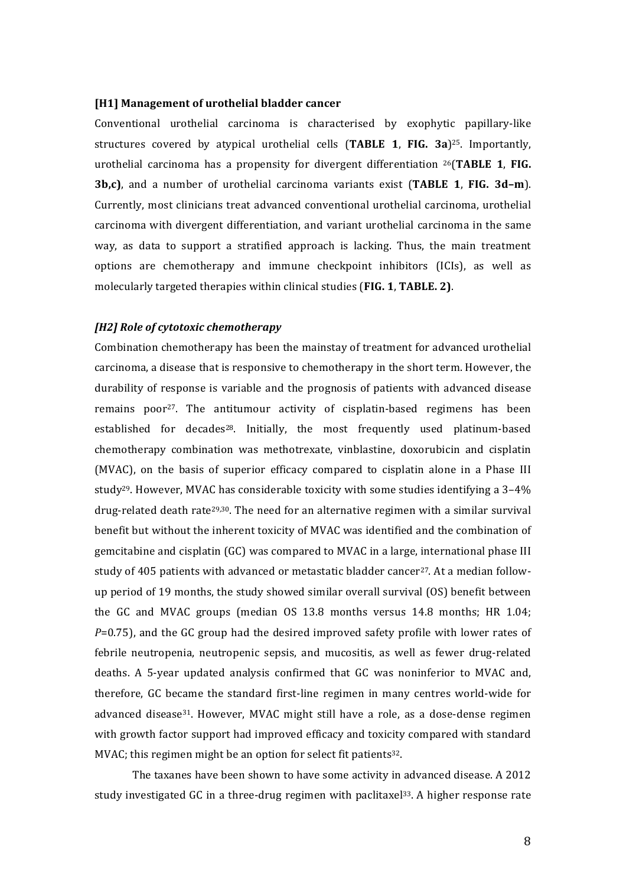# [H1] Management of urothelial bladder cancer

Conventional urothelial carcinoma is characterised by exophytic papillary-like structures covered by atypical urothelial cells (**TABLE 1**, **FIG. 3a**)[25]. Importantly, urothelial carcinoma has a propensity for divergent differentiation [26](**TABLE 1**, **FIG. 3b,c)**, and a number of urothelial carcinoma variants exist (**TABLE 1**, **FIG. 3d–m**). Currently, most clinicians treat advanced conventional urothelial carcinoma, urothelial carcinoma with divergent differentiation, and variant urothelial carcinoma in the same way, as data to support a stratified approach is lacking. Thus, the main treatment options are chemotherapy and immune checkpoint inhibitors (ICIs), as well as molecularly targeted therapies within clinical studies (**FIG. 1**, **TABLE. 2)**.

## *[H2] Role of cytotoxic chemotherapy*

Combination chemotherapy has been the mainstay of treatment for advanced urothelial carcinoma, a disease that is responsive to chemotherapy in the short term. However, the durability of response is variable and the prognosis of patients with advanced disease remains poor[27]. The antitumour activity of cisplatin-based regimens has been established for decades[28]. Initially, the most frequently used platinum-based chemotherapy combination was methotrexate, vinblastine, doxorubicin and cisplatin (MVAC), on the basis of superior efficacy compared to cisplatin alone in a Phase III study[29]. However, MVAC has considerable toxicity with some studies identifying a 3–4% drug-related death rate[29,30]. The need for an alternative regimen with a similar survival benefit but without the inherent toxicity of MVAC was identified and the combination of gemcitabine and cisplatin (GC) was compared to MVAC in a large, international phase III study of 405 patients with advanced or metastatic bladder cancer[27]. At a median follow-up period of 19 months, the study showed similar overall survival (OS) benefit between the GC and MVAC groups (median OS 13.8 months versus 14.8 months; HR 1.04; $P$=0.75), and the GC group had the desired improved safety profile with lower rates of febrile neutropenia, neutropenic sepsis, and mucositis, as well as fewer drug-related deaths. A 5-year updated analysis confirmed that GC was noninferior to MVAC and, therefore, GC became the standard first-line regimen in many centres world-wide for advanced disease[31]. However, MVAC might still have a role, as a dose-dense regimen with growth factor support had improved efficacy and toxicity compared with standard MVAC; this regimen might be an option for select fit patients[32].

The taxanes have been shown to have some activity in advanced disease. A 2012 study investigated GC in a three-drug regimen with paclitaxel[33]. A higher response rate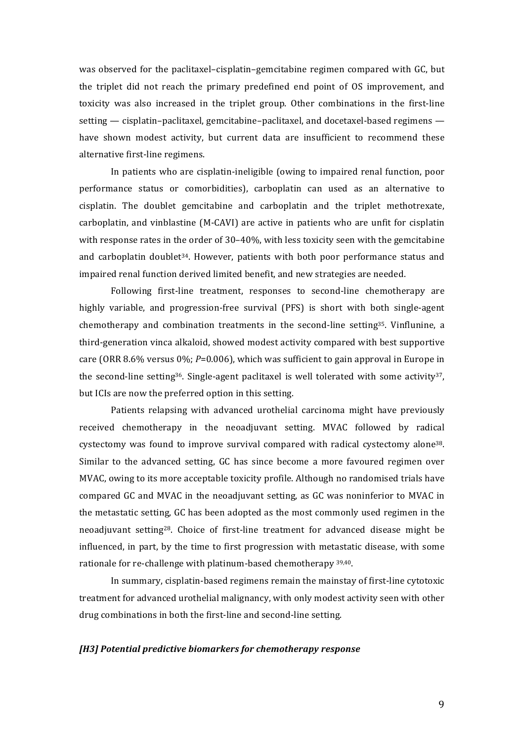was observed for the paclitaxel–cisplatin–gemcitabine regimen compared with GC, but the triplet did not reach the primary predefined end point of OS improvement, and toxicity was also increased in the triplet group. Other combinations in the first-line setting — cisplatin–paclitaxel, gemcitabine–paclitaxel, and docetaxel-based regimens — have shown modest activity, but current data are insufficient to recommend these alternative first-line regimens.

In patients who are cisplatin-ineligible (owing to impaired renal function, poor performance status or comorbidities), carboplatin can used as an alternative to cisplatin. The doublet gemcitabine and carboplatin and the triplet methotrexate, carboplatin, and vinblastine (M-CAVI) are active in patients who are unfit for cisplatin with response rates in the order of 30–40%, with less toxicity seen with the gemcitabine and carboplatin doublet[34]. However, patients with both poor performance status and impaired renal function derived limited benefit, and new strategies are needed.

Following first-line treatment, responses to second-line chemotherapy are highly variable, and progression-free survival (PFS) is short with both single-agent chemotherapy and combination treatments in the second-line setting[35]. Vinflunine, a third-generation vinca alkaloid, showed modest activity compared with best supportive care (ORR 8.6% versus 0%; $P$=0.006), which was sufficient to gain approval in Europe in the second-line setting[36]. Single-agent paclitaxel is well tolerated with some activity[37], but ICIs are now the preferred option in this setting.

Patients relapsing with advanced urothelial carcinoma might have previously received chemotherapy in the neoadjuvant setting. MVAC followed by radical cystectomy was found to improve survival compared with radical cystectomy alone[38]. Similar to the advanced setting, GC has since become a more favoured regimen over MVAC, owing to its more acceptable toxicity profile. Although no randomised trials have compared GC and MVAC in the neoadjuvant setting, as GC was noninferior to MVAC in the metastatic setting, GC has been adopted as the most commonly used regimen in the neoadjuvant setting[28]. Choice of first-line treatment for advanced disease might be influenced, in part, by the time to first progression with metastatic disease, with some rationale for re-challenge with platinum-based chemotherapy [39,40].

In summary, cisplatin-based regimens remain the mainstay of first-line cytotoxic treatment for advanced urothelial malignancy, with only modest activity seen with other drug combinations in both the first-line and second-line setting.

***[H3] Potential predictive biomarkers for chemotherapy response***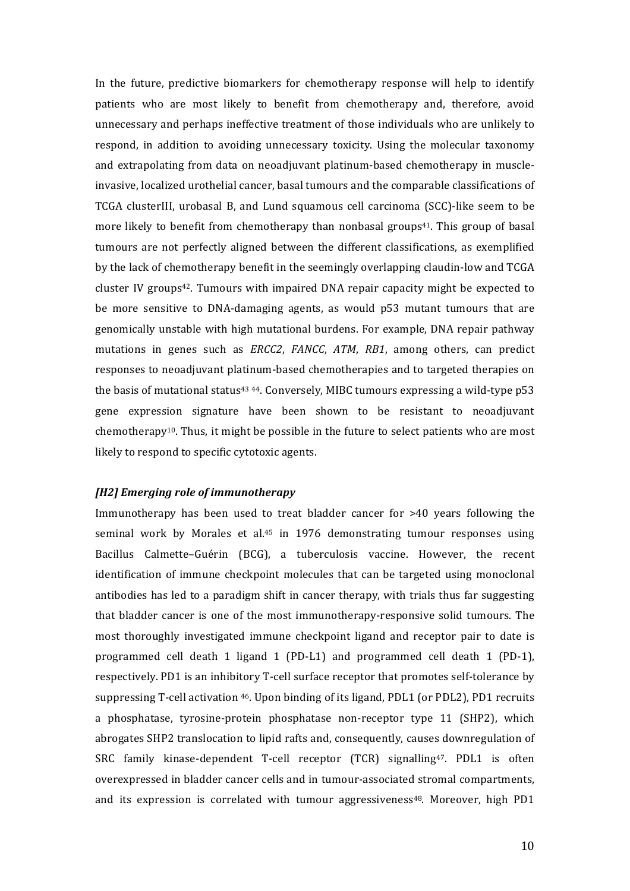In the future, predictive biomarkers for chemotherapy response will help to identify patients who are most likely to benefit from chemotherapy and, therefore, avoid unnecessary and perhaps ineffective treatment of those individuals who are unlikely to respond, in addition to avoiding unnecessary toxicity. Using the molecular taxonomy and extrapolating from data on neoadjuvant platinum-based chemotherapy in muscle-invasive, localized urothelial cancer, basal tumours and the comparable classifications of TCGA clusterIII, urobasal B, and Lund squamous cell carcinoma (SCC)-like seem to be more likely to benefit from chemotherapy than nonbasal groups[41]. This group of basal tumours are not perfectly aligned between the different classifications, as exemplified by the lack of chemotherapy benefit in the seemingly overlapping claudin-low and TCGA cluster IV groups[42]. Tumours with impaired DNA repair capacity might be expected to be more sensitive to DNA-damaging agents, as would p53 mutant tumours that are genomically unstable with high mutational burdens. For example, DNA repair pathway mutations in genes such as *ERCC2*, *FANCC*, *ATM*, *RB1*, among others, can predict responses to neoadjuvant platinum-based chemotherapies and to targeted therapies on the basis of mutational status[43 44]. Conversely, MIBC tumours expressing a wild-type p53 gene expression signature have been shown to be resistant to neoadjuvant chemotherapy[10]. Thus, it might be possible in the future to select patients who are most likely to respond to specific cytotoxic agents.

## *[H2] Emerging role of immunotherapy*

Immunotherapy has been used to treat bladder cancer for >40 years following the seminal work by Morales et al.[45] in 1976 demonstrating tumour responses using Bacillus Calmette–Guérin (BCG), a tuberculosis vaccine. However, the recent identification of immune checkpoint molecules that can be targeted using monoclonal antibodies has led to a paradigm shift in cancer therapy, with trials thus far suggesting that bladder cancer is one of the most immunotherapy-responsive solid tumours. The most thoroughly investigated immune checkpoint ligand and receptor pair to date is programmed cell death 1 ligand 1 (PD-L1) and programmed cell death 1 (PD-1), respectively. PD1 is an inhibitory T-cell surface receptor that promotes self-tolerance by suppressing T-cell activation [46]. Upon binding of its ligand, PDL1 (or PDL2), PD1 recruits a phosphatase, tyrosine-protein phosphatase non-receptor type 11 (SHP2), which abrogates SHP2 translocation to lipid rafts and, consequently, causes downregulation of SRC family kinase-dependent T-cell receptor (TCR) signalling[47]. PDL1 is often overexpressed in bladder cancer cells and in tumour-associated stromal compartments, and its expression is correlated with tumour aggressiveness[48]. Moreover, high PD1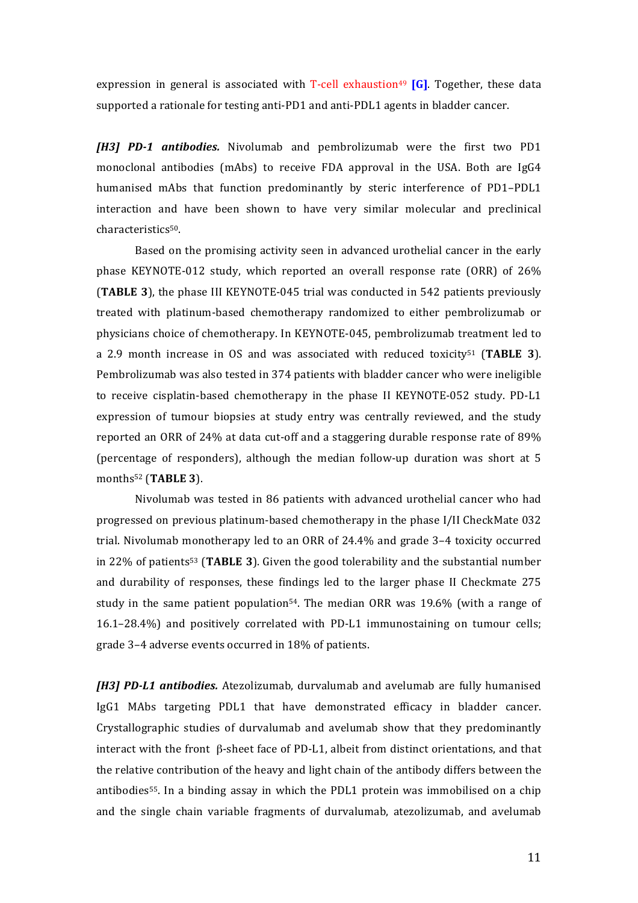expression in general is associated with T-cell exhaustion[49] **[G]**. Together, these data supported a rationale for testing anti-PD1 and anti-PDL1 agents in bladder cancer.

***[H3] PD-1 antibodies.*** Nivolumab and pembrolizumab were the first two PD1 monoclonal antibodies (mAbs) to receive FDA approval in the USA. Both are IgG4 humanised mAbs that function predominantly by steric interference of PD1–PDL1 interaction and have been shown to have very similar molecular and preclinical characteristics[50].

Based on the promising activity seen in advanced urothelial cancer in the early phase KEYNOTE-012 study, which reported an overall response rate (ORR) of 26% (**TABLE 3**), the phase III KEYNOTE-045 trial was conducted in 542 patients previously treated with platinum-based chemotherapy randomized to either pembrolizumab or physicians choice of chemotherapy. In KEYNOTE-045, pembrolizumab treatment led to a 2.9 month increase in OS and was associated with reduced toxicity[51] (**TABLE 3**). Pembrolizumab was also tested in 374 patients with bladder cancer who were ineligible to receive cisplatin-based chemotherapy in the phase II KEYNOTE-052 study. PD-L1 expression of tumour biopsies at study entry was centrally reviewed, and the study reported an ORR of 24% at data cut-off and a staggering durable response rate of 89% (percentage of responders), although the median follow-up duration was short at 5 months[52] (**TABLE 3**).

Nivolumab was tested in 86 patients with advanced urothelial cancer who had progressed on previous platinum-based chemotherapy in the phase I/II CheckMate 032 trial. Nivolumab monotherapy led to an ORR of 24.4% and grade 3–4 toxicity occurred in 22% of patients[53] (**TABLE 3**). Given the good tolerability and the substantial number and durability of responses, these findings led to the larger phase II Checkmate 275 study in the same patient population[54]. The median ORR was 19.6% (with a range of 16.1–28.4%) and positively correlated with PD-L1 immunostaining on tumour cells; grade 3–4 adverse events occurred in 18% of patients.

***[H3] PD-L1 antibodies.*** Atezolizumab, durvalumab and avelumab are fully humanised IgG1 MAbs targeting PDL1 that have demonstrated efficacy in bladder cancer. Crystallographic studies of durvalumab and avelumab show that they predominantly interact with the front β-sheet face of PD-L1, albeit from distinct orientations, and that the relative contribution of the heavy and light chain of the antibody differs between the antibodies[55]. In a binding assay in which the PDL1 protein was immobilised on a chip and the single chain variable fragments of durvalumab, atezolizumab, and avelumab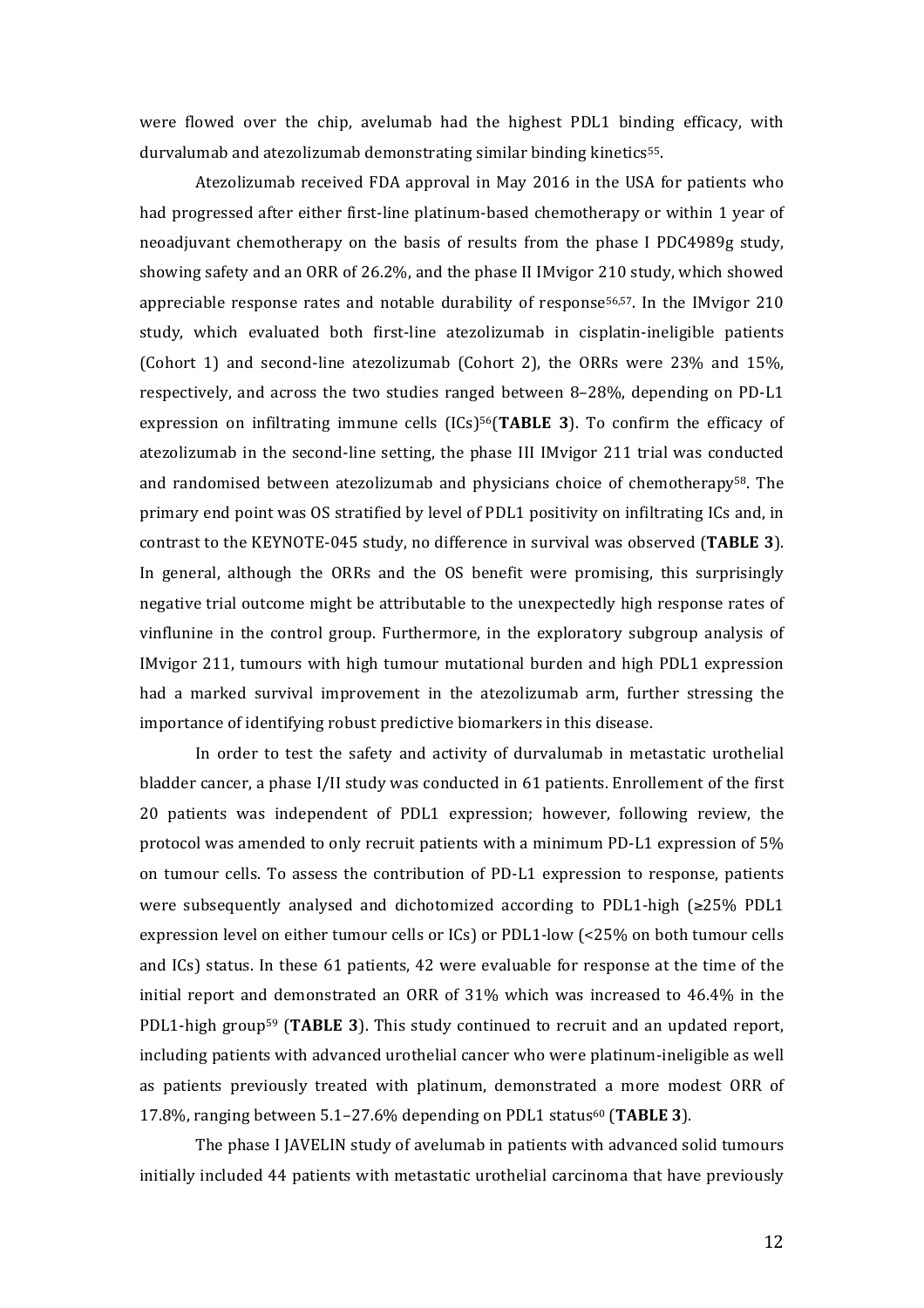were flowed over the chip, avelumab had the highest PDL1 binding efficacy, with durvalumab and atezolizumab demonstrating similar binding kinetics[55].

Atezolizumab received FDA approval in May 2016 in the USA for patients who had progressed after either first-line platinum-based chemotherapy or within 1 year of neoadjuvant chemotherapy on the basis of results from the phase I PDC4989g study, showing safety and an ORR of 26.2%, and the phase II IMvigor 210 study, which showed appreciable response rates and notable durability of response[56,57]. In the IMvigor 210 study, which evaluated both first-line atezolizumab in cisplatin-ineligible patients (Cohort 1) and second-line atezolizumab (Cohort 2), the ORRs were 23% and 15%, respectively, and across the two studies ranged between 8–28%, depending on PD-L1 expression on infiltrating immune cells (ICs)[56](**TABLE 3**). To confirm the efficacy of atezolizumab in the second-line setting, the phase III IMvigor 211 trial was conducted and randomised between atezolizumab and physicians choice of chemotherapy[58]. The primary end point was OS stratified by level of PDL1 positivity on infiltrating ICs and, in contrast to the KEYNOTE-045 study, no difference in survival was observed (**TABLE 3**). In general, although the ORRs and the OS benefit were promising, this surprisingly negative trial outcome might be attributable to the unexpectedly high response rates of vinflunine in the control group. Furthermore, in the exploratory subgroup analysis of IMvigor 211, tumours with high tumour mutational burden and high PDL1 expression had a marked survival improvement in the atezolizumab arm, further stressing the importance of identifying robust predictive biomarkers in this disease.

In order to test the safety and activity of durvalumab in metastatic urothelial bladder cancer, a phase I/II study was conducted in 61 patients. Enrollement of the first 20 patients was independent of PDL1 expression; however, following review, the protocol was amended to only recruit patients with a minimum PD-L1 expression of 5% on tumour cells. To assess the contribution of PD-L1 expression to response, patients were subsequently analysed and dichotomized according to PDL1-high (≥25% PDL1 expression level on either tumour cells or ICs) or PDL1-low (<25% on both tumour cells and ICs) status. In these 61 patients, 42 were evaluable for response at the time of the initial report and demonstrated an ORR of 31% which was increased to 46.4% in the PDL1-high group[59] (**TABLE 3**). This study continued to recruit and an updated report, including patients with advanced urothelial cancer who were platinum-ineligible as well as patients previously treated with platinum, demonstrated a more modest ORR of 17.8%, ranging between 5.1–27.6% depending on PDL1 status[60] (**TABLE 3**).

The phase I JAVELIN study of avelumab in patients with advanced solid tumours initially included 44 patients with metastatic urothelial carcinoma that have previously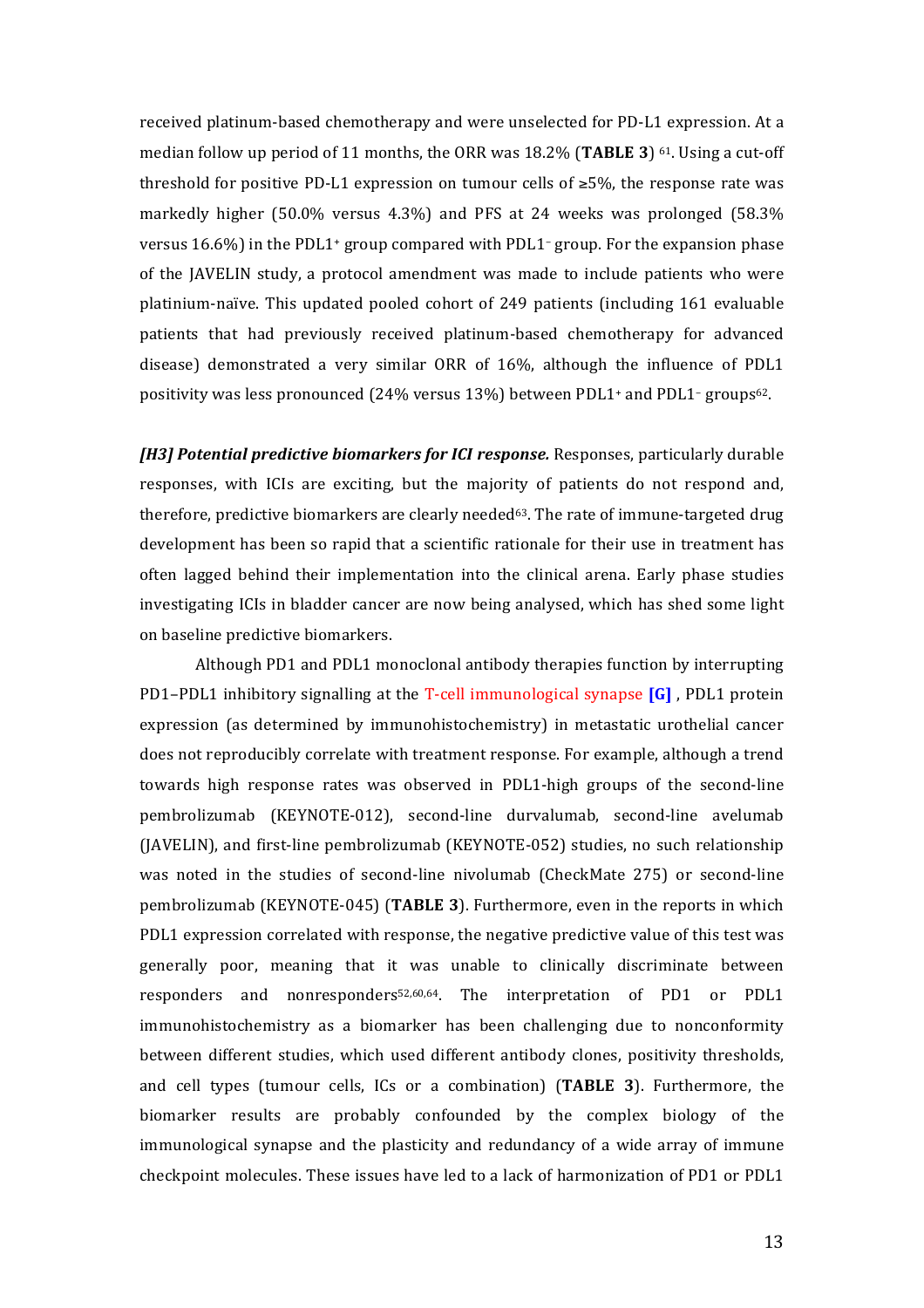received platinum-based chemotherapy and were unselected for PD-L1 expression. At a median follow up period of 11 months, the ORR was 18.2% (**TABLE 3**) [61]. Using a cut-off threshold for positive PD-L1 expression on tumour cells of ≥5%, the response rate was markedly higher (50.0% versus 4.3%) and PFS at 24 weeks was prolonged (58.3% versus 16.6%) in the PDL1[+] group compared with PDL1[–] group. For the expansion phase of the JAVELIN study, a protocol amendment was made to include patients who were platinium-naïve. This updated pooled cohort of 249 patients (including 161 evaluable patients that had previously received platinum-based chemotherapy for advanced disease) demonstrated a very similar ORR of 16%, although the influence of PDL1 positivity was less pronounced (24% versus 13%) between PDL1[+] and PDL1[–] groups[62].

***[H3] Potential predictive biomarkers for ICI response.*** Responses, particularly durable responses, with ICIs are exciting, but the majority of patients do not respond and, therefore, predictive biomarkers are clearly needed[63]. The rate of immune-targeted drug development has been so rapid that a scientific rationale for their use in treatment has often lagged behind their implementation into the clinical arena. Early phase studies investigating ICIs in bladder cancer are now being analysed, which has shed some light on baseline predictive biomarkers.

Although PD1 and PDL1 monoclonal antibody therapies function by interrupting PD1–PDL1 inhibitory signalling at the T-cell immunological synapse **[G]** , PDL1 protein expression (as determined by immunohistochemistry) in metastatic urothelial cancer does not reproducibly correlate with treatment response. For example, although a trend towards high response rates was observed in PDL1-high groups of the second-line pembrolizumab (KEYNOTE-012), second-line durvalumab, second-line avelumab (JAVELIN), and first-line pembrolizumab (KEYNOTE-052) studies, no such relationship was noted in the studies of second-line nivolumab (CheckMate 275) or second-line pembrolizumab (KEYNOTE-045) (**TABLE 3**). Furthermore, even in the reports in which PDL1 expression correlated with response, the negative predictive value of this test was generally poor, meaning that it was unable to clinically discriminate between responders and nonresponders[52,60,64]. The interpretation of PD1 or PDL1 immunohistochemistry as a biomarker has been challenging due to nonconformity between different studies, which used different antibody clones, positivity thresholds, and cell types (tumour cells, ICs or a combination) (**TABLE 3**). Furthermore, the biomarker results are probably confounded by the complex biology of the immunological synapse and the plasticity and redundancy of a wide array of immune checkpoint molecules. These issues have led to a lack of harmonization of PD1 or PDL1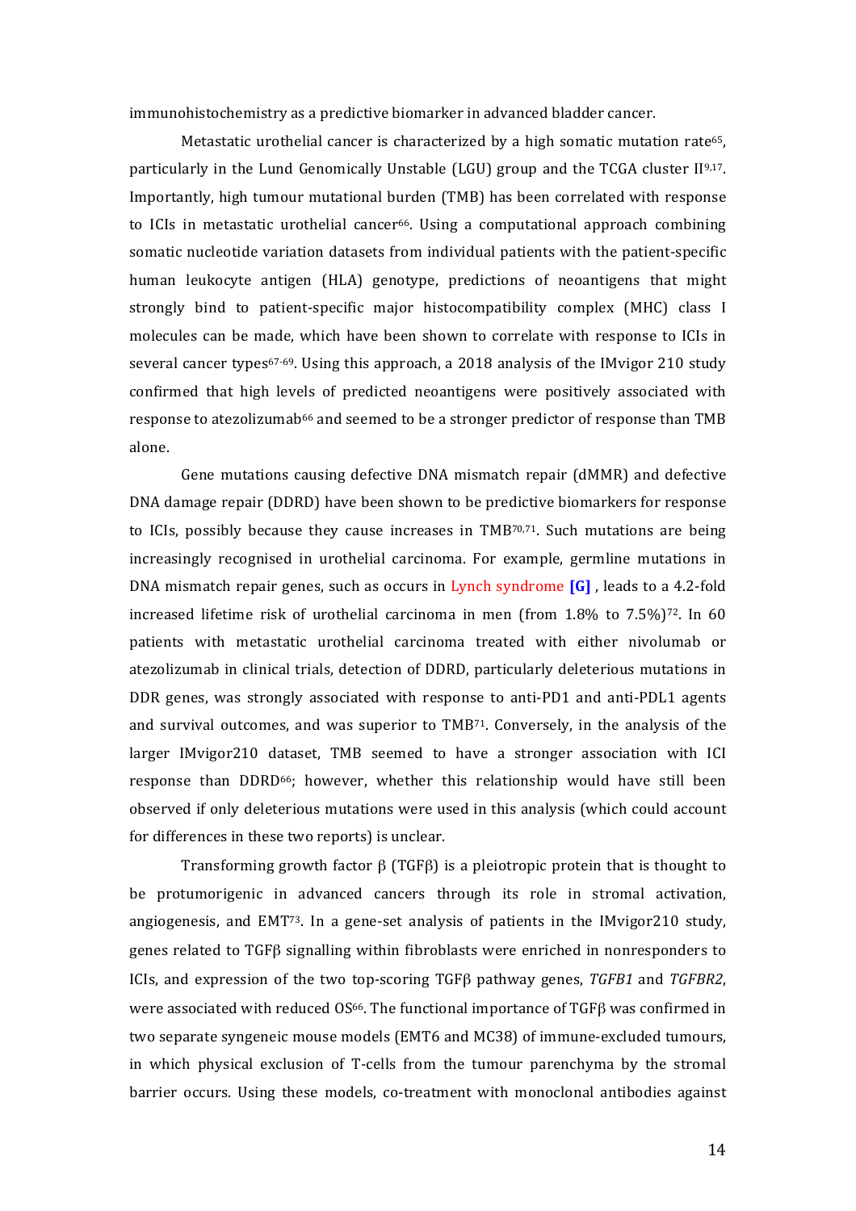immunohistochemistry as a predictive biomarker in advanced bladder cancer.

Metastatic urothelial cancer is characterized by a high somatic mutation rate[65], particularly in the Lund Genomically Unstable (LGU) group and the TCGA cluster II[9,17]. Importantly, high tumour mutational burden (TMB) has been correlated with response to ICIs in metastatic urothelial cancer[66]. Using a computational approach combining somatic nucleotide variation datasets from individual patients with the patient-specific human leukocyte antigen (HLA) genotype, predictions of neoantigens that might strongly bind to patient-specific major histocompatibility complex (MHC) class I molecules can be made, which have been shown to correlate with response to ICIs in several cancer types[67-69]. Using this approach, a 2018 analysis of the IMvigor 210 study confirmed that high levels of predicted neoantigens were positively associated with response to atezolizumab[66] and seemed to be a stronger predictor of response than TMB alone.

Gene mutations causing defective DNA mismatch repair (dMMR) and defective DNA damage repair (DDRD) have been shown to be predictive biomarkers for response to ICIs, possibly because they cause increases in TMB[70,71]. Such mutations are being increasingly recognised in urothelial carcinoma. For example, germline mutations in DNA mismatch repair genes, such as occurs in Lynch syndrome **[G]** , leads to a 4.2-fold increased lifetime risk of urothelial carcinoma in men (from 1.8% to 7.5%)[72]. In 60 patients with metastatic urothelial carcinoma treated with either nivolumab or atezolizumab in clinical trials, detection of DDRD, particularly deleterious mutations in DDR genes, was strongly associated with response to anti-PD1 and anti-PDL1 agents and survival outcomes, and was superior to TMB[71]. Conversely, in the analysis of the larger IMvigor210 dataset, TMB seemed to have a stronger association with ICI response than DDRD[66]; however, whether this relationship would have still been observed if only deleterious mutations were used in this analysis (which could account for differences in these two reports) is unclear.

Transforming growth factor β (TGFβ) is a pleiotropic protein that is thought to be protumorigenic in advanced cancers through its role in stromal activation, angiogenesis, and EMT[73]. In a gene-set analysis of patients in the IMvigor210 study, genes related to TGFβ signalling within fibroblasts were enriched in nonresponders to ICIs, and expression of the two top-scoring TGFβ pathway genes, *TGFB1* and *TGFBR2*, were associated with reduced OS[66]. The functional importance of TGFβ was confirmed in two separate syngeneic mouse models (EMT6 and MC38) of immune-excluded tumours, in which physical exclusion of T-cells from the tumour parenchyma by the stromal barrier occurs. Using these models, co-treatment with monoclonal antibodies against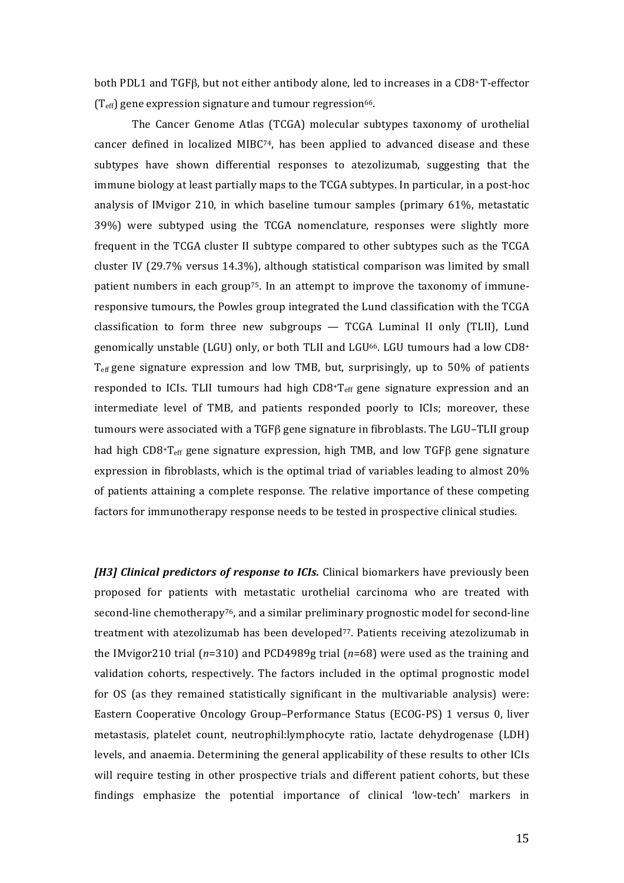both PDL1 and TGFβ, but not either antibody alone, led to increases in a $CD8^+$ T-effector ($T_{eff}$) gene expression signature and tumour regression[66].

The Cancer Genome Atlas (TCGA) molecular subtypes taxonomy of urothelial cancer defined in localized MIBC[74], has been applied to advanced disease and these subtypes have shown differential responses to atezolizumab, suggesting that the immune biology at least partially maps to the TCGA subtypes. In particular, in a post-hoc analysis of IMvigor 210, in which baseline tumour samples (primary 61%, metastatic 39%) were subtyped using the TCGA nomenclature, responses were slightly more frequent in the TCGA cluster II subtype compared to other subtypes such as the TCGA cluster IV (29.7% versus 14.3%), although statistical comparison was limited by small patient numbers in each group[75]. In an attempt to improve the taxonomy of immune-responsive tumours, the Powles group integrated the Lund classification with the TCGA classification to form three new subgroups — TCGA Luminal II only (TLII), Lund genomically unstable (LGU) only, or both TLII and LGU[66]. LGU tumours had a low $CD8^+$ $T_{eff}$ gene signature expression and low TMB, but, surprisingly, up to 50% of patients responded to ICIs. TLII tumours had high $CD8^+T_{eff}$ gene signature expression and an intermediate level of TMB, and patients responded poorly to ICIs; moreover, these tumours were associated with a TGFβ gene signature in fibroblasts. The LGU–TLII group had high $CD8^+T_{eff}$ gene signature expression, high TMB, and low TGFβ gene signature expression in fibroblasts, which is the optimal triad of variables leading to almost 20% of patients attaining a complete response. The relative importance of these competing factors for immunotherapy response needs to be tested in prospective clinical studies.

***[H3] Clinical predictors of response to ICIs.*** Clinical biomarkers have previously been proposed for patients with metastatic urothelial carcinoma who are treated with second-line chemotherapy[76], and a similar preliminary prognostic model for second-line treatment with atezolizumab has been developed[77]. Patients receiving atezolizumab in the IMvigor210 trial (*n*=310) and PCD4989g trial (*n*=68) were used as the training and validation cohorts, respectively. The factors included in the optimal prognostic model for OS (as they remained statistically significant in the multivariable analysis) were: Eastern Cooperative Oncology Group–Performance Status (ECOG-PS) 1 versus 0, liver metastasis, platelet count, neutrophil:lymphocyte ratio, lactate dehydrogenase (LDH) levels, and anaemia. Determining the general applicability of these results to other ICIs will require testing in other prospective trials and different patient cohorts, but these findings emphasize the potential importance of clinical 'low-tech' markers in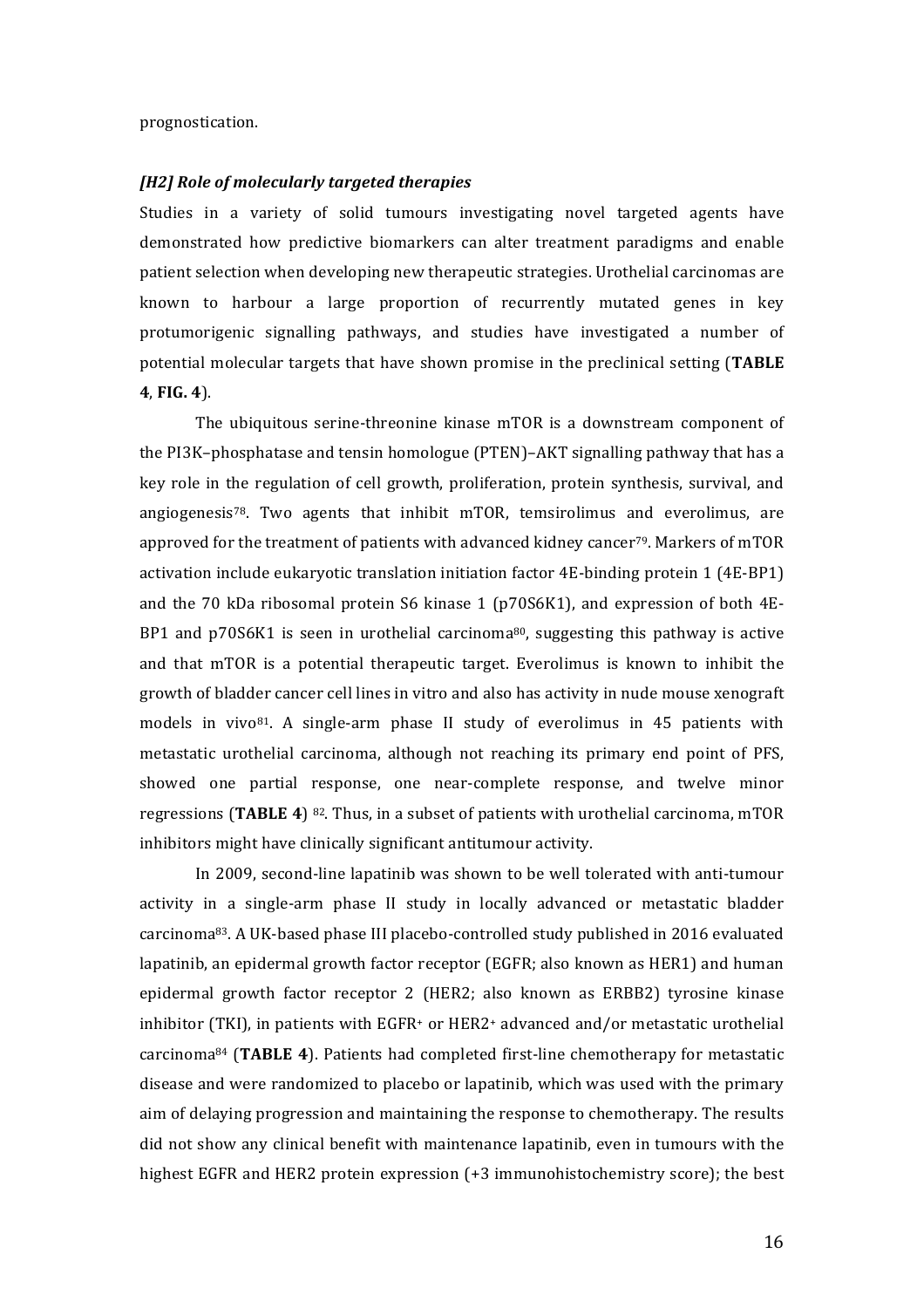prognostication.

## *[H2] Role of molecularly targeted therapies*

Studies in a variety of solid tumours investigating novel targeted agents have demonstrated how predictive biomarkers can alter treatment paradigms and enable patient selection when developing new therapeutic strategies. Urothelial carcinomas are known to harbour a large proportion of recurrently mutated genes in key protumorigenic signalling pathways, and studies have investigated a number of potential molecular targets that have shown promise in the preclinical setting (**TABLE 4**, **FIG. 4**).

The ubiquitous serine-threonine kinase mTOR is a downstream component of the PI3K–phosphatase and tensin homologue (PTEN)–AKT signalling pathway that has a key role in the regulation of cell growth, proliferation, protein synthesis, survival, and angiogenesis[78]. Two agents that inhibit mTOR, temsirolimus and everolimus, are approved for the treatment of patients with advanced kidney cancer[79]. Markers of mTOR activation include eukaryotic translation initiation factor 4E-binding protein 1 (4E-BP1) and the 70 kDa ribosomal protein S6 kinase 1 (p70S6K1), and expression of both 4E-BP1 and p70S6K1 is seen in urothelial carcinoma[80], suggesting this pathway is active and that mTOR is a potential therapeutic target. Everolimus is known to inhibit the growth of bladder cancer cell lines in vitro and also has activity in nude mouse xenograft models in vivo[81]. A single-arm phase II study of everolimus in 45 patients with metastatic urothelial carcinoma, although not reaching its primary end point of PFS, showed one partial response, one near-complete response, and twelve minor regressions (**TABLE 4**) [82]. Thus, in a subset of patients with urothelial carcinoma, mTOR inhibitors might have clinically significant antitumour activity.

In 2009, second-line lapatinib was shown to be well tolerated with anti-tumour activity in a single-arm phase II study in locally advanced or metastatic bladder carcinoma[83]. A UK-based phase III placebo-controlled study published in 2016 evaluated lapatinib, an epidermal growth factor receptor (EGFR; also known as HER1) and human epidermal growth factor receptor 2 (HER2; also known as ERBB2) tyrosine kinase inhibitor (TKI), in patients with EGFR+ or HER2+ advanced and/or metastatic urothelial carcinoma[84] (**TABLE 4**). Patients had completed first-line chemotherapy for metastatic disease and were randomized to placebo or lapatinib, which was used with the primary aim of delaying progression and maintaining the response to chemotherapy. The results did not show any clinical benefit with maintenance lapatinib, even in tumours with the highest EGFR and HER2 protein expression (+3 immunohistochemistry score); the best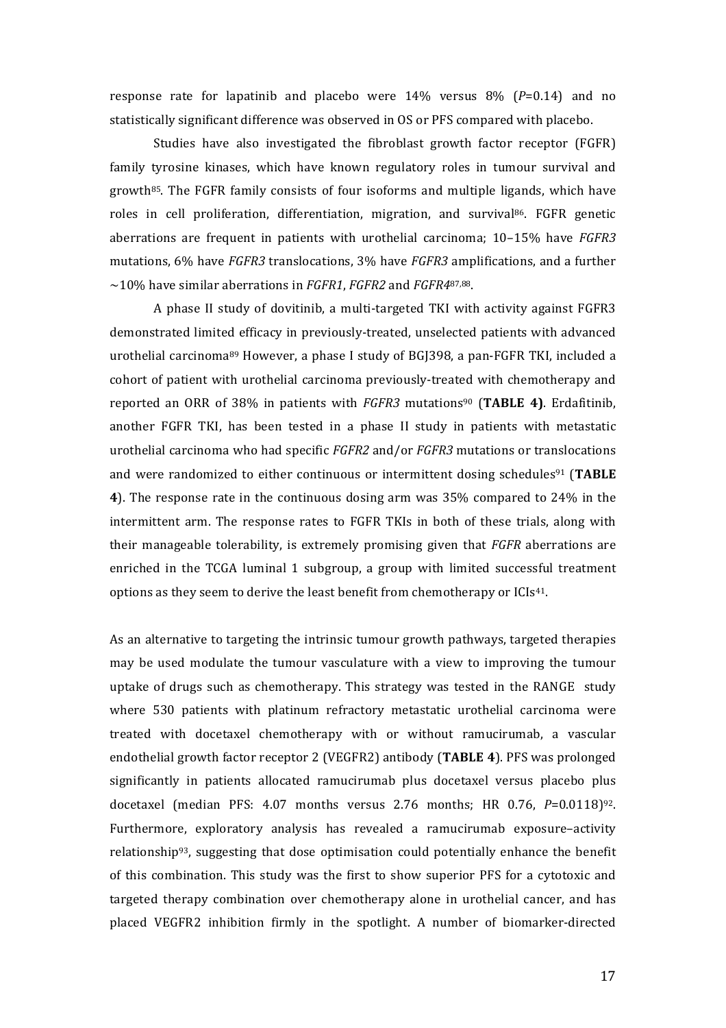response rate for lapatinib and placebo were 14% versus 8% (*P*=0.14) and no statistically significant difference was observed in OS or PFS compared with placebo.

Studies have also investigated the fibroblast growth factor receptor (FGFR) family tyrosine kinases, which have known regulatory roles in tumour survival and growth[85]. The FGFR family consists of four isoforms and multiple ligands, which have roles in cell proliferation, differentiation, migration, and survival[86]. FGFR genetic aberrations are frequent in patients with urothelial carcinoma; 10–15% have *FGFR3* mutations, 6% have *FGFR3* translocations, 3% have *FGFR3* amplifications, and a further ~10% have similar aberrations in *FGFR1*, *FGFR2* and *FGFR4*[87,88].

A phase II study of dovitinib, a multi-targeted TKI with activity against FGFR3 demonstrated limited efficacy in previously-treated, unselected patients with advanced urothelial carcinoma[89] However, a phase I study of BGJ398, a pan-FGFR TKI, included a cohort of patient with urothelial carcinoma previously-treated with chemotherapy and reported an ORR of 38% in patients with *FGFR3* mutations[90] (**TABLE 4)**. Erdafitinib, another FGFR TKI, has been tested in a phase II study in patients with metastatic urothelial carcinoma who had specific *FGFR2* and/or *FGFR3* mutations or translocations and were randomized to either continuous or intermittent dosing schedules[91] (**TABLE 4**). The response rate in the continuous dosing arm was 35% compared to 24% in the intermittent arm. The response rates to FGFR TKIs in both of these trials, along with their manageable tolerability, is extremely promising given that *FGFR* aberrations are enriched in the TCGA luminal 1 subgroup, a group with limited successful treatment options as they seem to derive the least benefit from chemotherapy or ICIs[41].

As an alternative to targeting the intrinsic tumour growth pathways, targeted therapies may be used modulate the tumour vasculature with a view to improving the tumour uptake of drugs such as chemotherapy. This strategy was tested in the RANGE study where 530 patients with platinum refractory metastatic urothelial carcinoma were treated with docetaxel chemotherapy with or without ramucirumab, a vascular endothelial growth factor receptor 2 (VEGFR2) antibody (**TABLE 4**). PFS was prolonged significantly in patients allocated ramucirumab plus docetaxel versus placebo plus docetaxel (median PFS: 4.07 months versus 2.76 months; HR 0.76, *P*=0.0118)[92]. Furthermore, exploratory analysis has revealed a ramucirumab exposure–activity relationship[93], suggesting that dose optimisation could potentially enhance the benefit of this combination. This study was the first to show superior PFS for a cytotoxic and targeted therapy combination over chemotherapy alone in urothelial cancer, and has placed VEGFR2 inhibition firmly in the spotlight. A number of biomarker-directed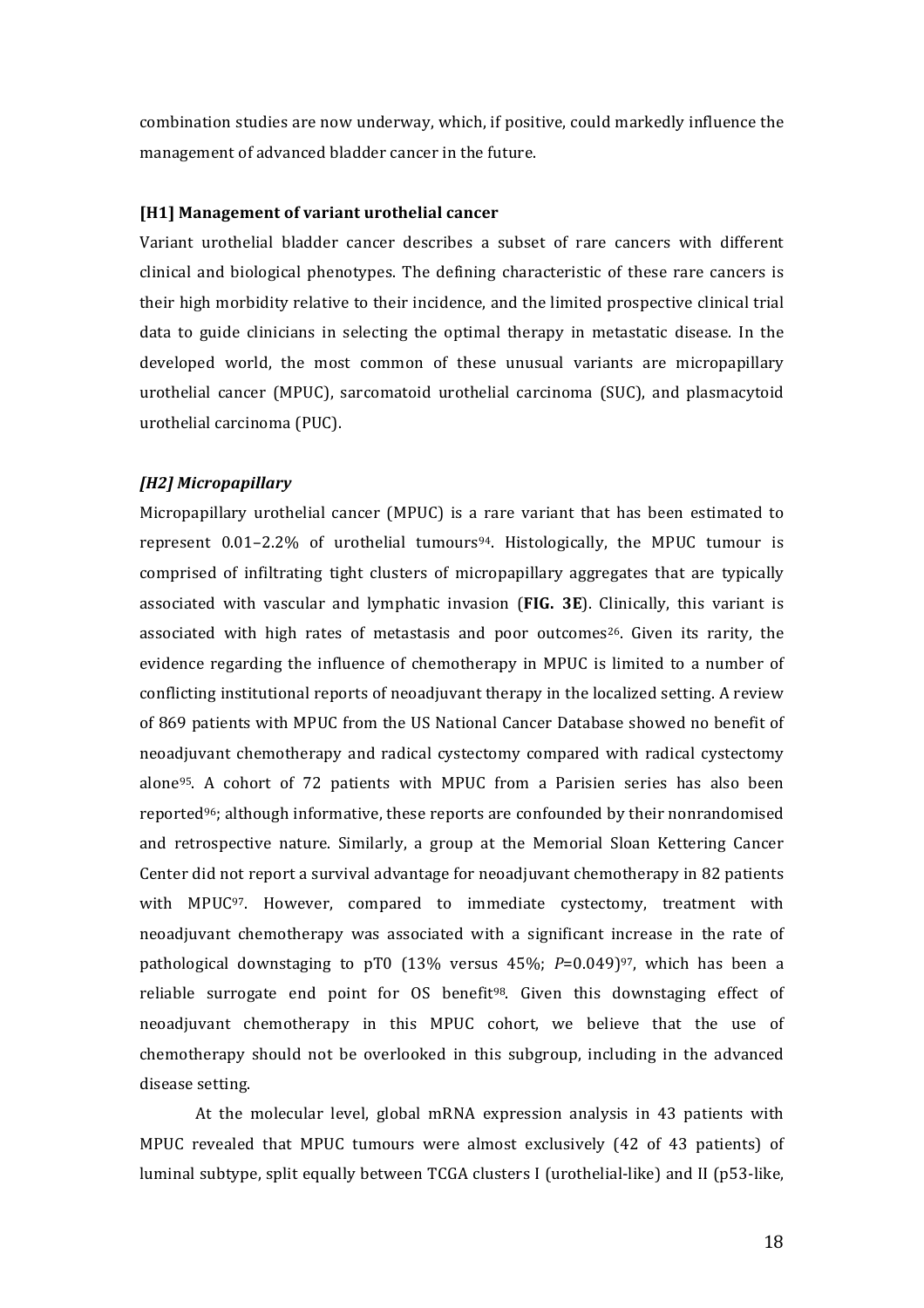combination studies are now underway, which, if positive, could markedly influence the management of advanced bladder cancer in the future.

**[H1] Management of variant urothelial cancer**

Variant urothelial bladder cancer describes a subset of rare cancers with different clinical and biological phenotypes. The defining characteristic of these rare cancers is their high morbidity relative to their incidence, and the limited prospective clinical trial data to guide clinicians in selecting the optimal therapy in metastatic disease. In the developed world, the most common of these unusual variants are micropapillary urothelial cancer (MPUC), sarcomatoid urothelial carcinoma (SUC), and plasmacytoid urothelial carcinoma (PUC).

***[H2] Micropapillary***

Micropapillary urothelial cancer (MPUC) is a rare variant that has been estimated to represent 0.01–2.2% of urothelial tumours[94]. Histologically, the MPUC tumour is comprised of infiltrating tight clusters of micropapillary aggregates that are typically associated with vascular and lymphatic invasion (**FIG. 3E**). Clinically, this variant is associated with high rates of metastasis and poor outcomes[26]. Given its rarity, the evidence regarding the influence of chemotherapy in MPUC is limited to a number of conflicting institutional reports of neoadjuvant therapy in the localized setting. A review of 869 patients with MPUC from the US National Cancer Database showed no benefit of neoadjuvant chemotherapy and radical cystectomy compared with radical cystectomy alone[95]. A cohort of 72 patients with MPUC from a Parisien series has also been reported[96]; although informative, these reports are confounded by their nonrandomised and retrospective nature. Similarly, a group at the Memorial Sloan Kettering Cancer Center did not report a survival advantage for neoadjuvant chemotherapy in 82 patients with MPUC[97]. However, compared to immediate cystectomy, treatment with neoadjuvant chemotherapy was associated with a significant increase in the rate of pathological downstaging to pT0 (13% versus 45%; $P$=0.049)[97], which has been a reliable surrogate end point for OS benefit[98]. Given this downstaging effect of neoadjuvant chemotherapy in this MPUC cohort, we believe that the use of chemotherapy should not be overlooked in this subgroup, including in the advanced disease setting.

At the molecular level, global mRNA expression analysis in 43 patients with MPUC revealed that MPUC tumours were almost exclusively (42 of 43 patients) of luminal subtype, split equally between TCGA clusters I (urothelial-like) and II (p53-like,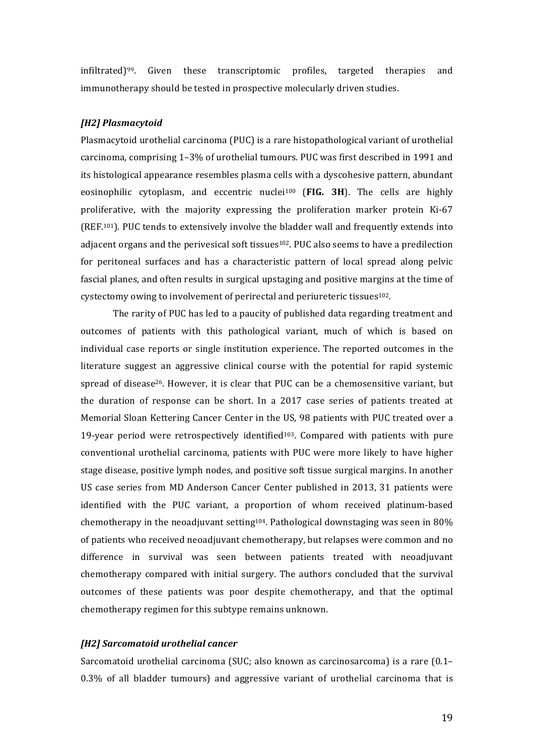infiltrated)[99]. Given these transcriptomic profiles, targeted therapies and immunotherapy should be tested in prospective molecularly driven studies.

## *[H2] Plasmacytoid*

Plasmacytoid urothelial carcinoma (PUC) is a rare histopathological variant of urothelial carcinoma, comprising 1–3% of urothelial tumours. PUC was first described in 1991 and its histological appearance resembles plasma cells with a dyscohesive pattern, abundant eosinophilic cytoplasm, and eccentric nuclei[100] (**FIG. 3H**). The cells are highly proliferative, with the majority expressing the proliferation marker protein Ki-67 (REF.[101]). PUC tends to extensively involve the bladder wall and frequently extends into adjacent organs and the perivesical soft tissues[102]. PUC also seems to have a predilection for peritoneal surfaces and has a characteristic pattern of local spread along pelvic fascial planes, and often results in surgical upstaging and positive margins at the time of cystectomy owing to involvement of perirectal and periureteric tissues[102].

The rarity of PUC has led to a paucity of published data regarding treatment and outcomes of patients with this pathological variant, much of which is based on individual case reports or single institution experience. The reported outcomes in the literature suggest an aggressive clinical course with the potential for rapid systemic spread of disease[26]. However, it is clear that PUC can be a chemosensitive variant, but the duration of response can be short. In a 2017 case series of patients treated at Memorial Sloan Kettering Cancer Center in the US, 98 patients with PUC treated over a 19-year period were retrospectively identified[103]. Compared with patients with pure conventional urothelial carcinoma, patients with PUC were more likely to have higher stage disease, positive lymph nodes, and positive soft tissue surgical margins. In another US case series from MD Anderson Cancer Center published in 2013, 31 patients were identified with the PUC variant, a proportion of whom received platinum-based chemotherapy in the neoadjuvant setting[104]. Pathological downstaging was seen in 80% of patients who received neoadjuvant chemotherapy, but relapses were common and no difference in survival was seen between patients treated with neoadjuvant chemotherapy compared with initial surgery. The authors concluded that the survival outcomes of these patients was poor despite chemotherapy, and that the optimal chemotherapy regimen for this subtype remains unknown.

## *[H2] Sarcomatoid urothelial cancer*

Sarcomatoid urothelial carcinoma (SUC; also known as carcinosarcoma) is a rare (0.1–0.3% of all bladder tumours) and aggressive variant of urothelial carcinoma that is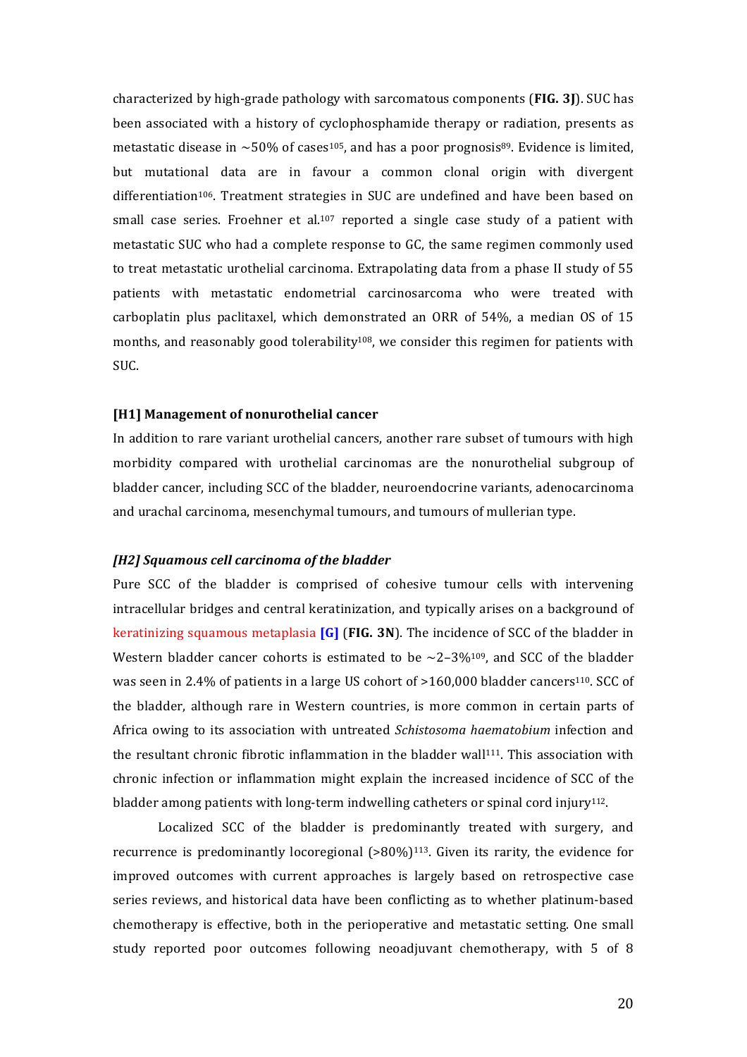characterized by high-grade pathology with sarcomatous components (**FIG. 3J**). SUC has been associated with a history of cyclophosphamide therapy or radiation, presents as metastatic disease in ~50% of cases[105], and has a poor prognosis[89]. Evidence is limited, but mutational data are in favour a common clonal origin with divergent differentiation[106]. Treatment strategies in SUC are undefined and have been based on small case series. Froehner et al.[107] reported a single case study of a patient with metastatic SUC who had a complete response to GC, the same regimen commonly used to treat metastatic urothelial carcinoma. Extrapolating data from a phase II study of 55 patients with metastatic endometrial carcinosarcoma who were treated with carboplatin plus paclitaxel, which demonstrated an ORR of 54%, a median OS of 15 months, and reasonably good tolerability[108], we consider this regimen for patients with SUC.

## [H1] Management of nonurothelial cancer

In addition to rare variant urothelial cancers, another rare subset of tumours with high morbidity compared with urothelial carcinomas are the nonurothelial subgroup of bladder cancer, including SCC of the bladder, neuroendocrine variants, adenocarcinoma and urachal carcinoma, mesenchymal tumours, and tumours of mullerian type.

### *[H2] Squamous cell carcinoma of the bladder*

Pure SCC of the bladder is comprised of cohesive tumour cells with intervening intracellular bridges and central keratinization, and typically arises on a background of keratinizing squamous metaplasia **[G]** (**FIG. 3N**). The incidence of SCC of the bladder in Western bladder cancer cohorts is estimated to be ~2–3%[109], and SCC of the bladder was seen in 2.4% of patients in a large US cohort of >160,000 bladder cancers[110]. SCC of the bladder, although rare in Western countries, is more common in certain parts of Africa owing to its association with untreated *Schistosoma haematobium* infection and the resultant chronic fibrotic inflammation in the bladder wall[111]. This association with chronic infection or inflammation might explain the increased incidence of SCC of the bladder among patients with long-term indwelling catheters or spinal cord injury[112].

Localized SCC of the bladder is predominantly treated with surgery, and recurrence is predominantly locoregional (>80%)[113]. Given its rarity, the evidence for improved outcomes with current approaches is largely based on retrospective case series reviews, and historical data have been conflicting as to whether platinum-based chemotherapy is effective, both in the perioperative and metastatic setting. One small study reported poor outcomes following neoadjuvant chemotherapy, with 5 of 8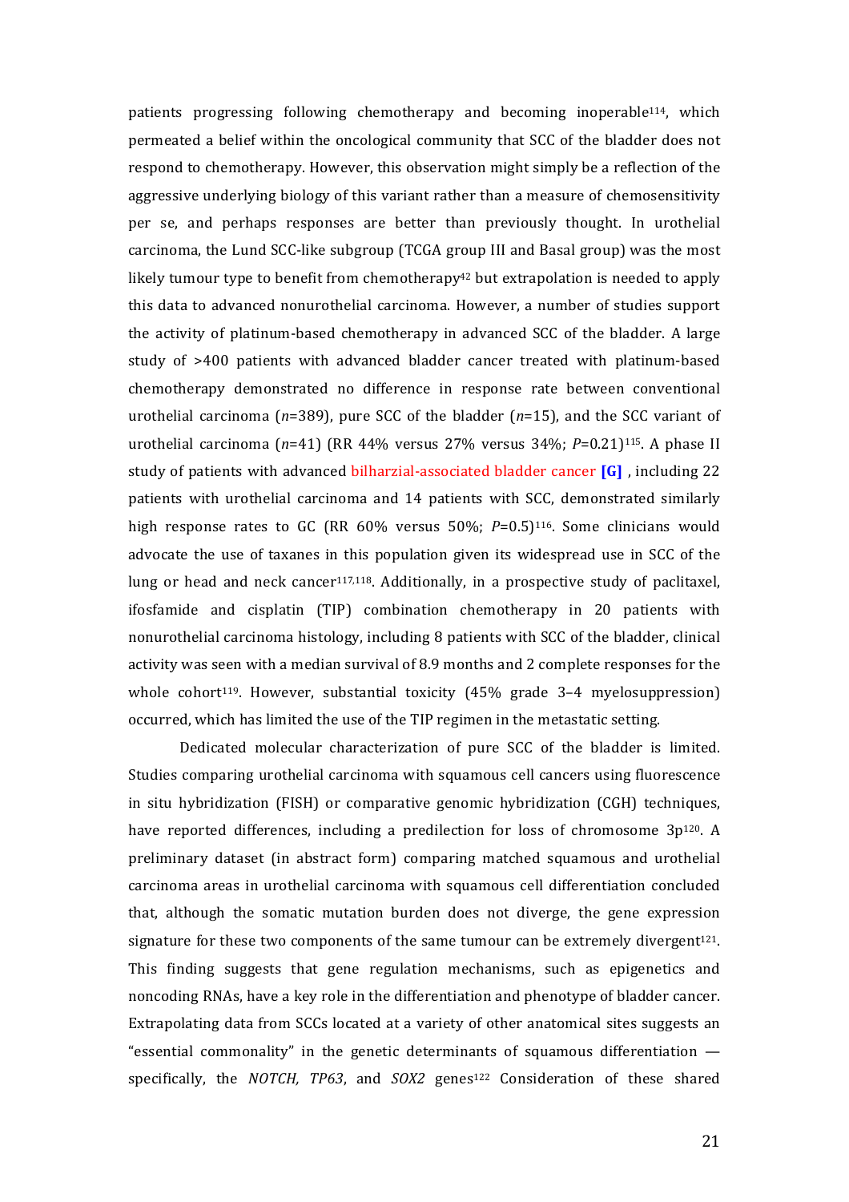patients progressing following chemotherapy and becoming inoperable[114], which permeated a belief within the oncological community that SCC of the bladder does not respond to chemotherapy. However, this observation might simply be a reflection of the aggressive underlying biology of this variant rather than a measure of chemosensitivity per se, and perhaps responses are better than previously thought. In urothelial carcinoma, the Lund SCC-like subgroup (TCGA group III and Basal group) was the most likely tumour type to benefit from chemotherapy[42] but extrapolation is needed to apply this data to advanced nonurothelial carcinoma. However, a number of studies support the activity of platinum-based chemotherapy in advanced SCC of the bladder. A large study of >400 patients with advanced bladder cancer treated with platinum-based chemotherapy demonstrated no difference in response rate between conventional urothelial carcinoma (*n*=389), pure SCC of the bladder (*n*=15), and the SCC variant of urothelial carcinoma (*n*=41) (RR 44% versus 27% versus 34%; *P*=0.21)[115]. A phase II study of patients with advanced bilharzial-associated bladder cancer **[G]** , including 22 patients with urothelial carcinoma and 14 patients with SCC, demonstrated similarly high response rates to GC (RR 60% versus 50%; *P*=0.5)[116]. Some clinicians would advocate the use of taxanes in this population given its widespread use in SCC of the lung or head and neck cancer[117,118]. Additionally, in a prospective study of paclitaxel, ifosfamide and cisplatin (TIP) combination chemotherapy in 20 patients with nonurothelial carcinoma histology, including 8 patients with SCC of the bladder, clinical activity was seen with a median survival of 8.9 months and 2 complete responses for the whole cohort[119]. However, substantial toxicity (45% grade 3–4 myelosuppression) occurred, which has limited the use of the TIP regimen in the metastatic setting.

Dedicated molecular characterization of pure SCC of the bladder is limited. Studies comparing urothelial carcinoma with squamous cell cancers using fluorescence in situ hybridization (FISH) or comparative genomic hybridization (CGH) techniques, have reported differences, including a predilection for loss of chromosome 3p[120]. A preliminary dataset (in abstract form) comparing matched squamous and urothelial carcinoma areas in urothelial carcinoma with squamous cell differentiation concluded that, although the somatic mutation burden does not diverge, the gene expression signature for these two components of the same tumour can be extremely divergent[121]. This finding suggests that gene regulation mechanisms, such as epigenetics and noncoding RNAs, have a key role in the differentiation and phenotype of bladder cancer. Extrapolating data from SCCs located at a variety of other anatomical sites suggests an "essential commonality" in the genetic determinants of squamous differentiation — specifically, the *NOTCH, TP63*, and *SOX2* genes[122] Consideration of these shared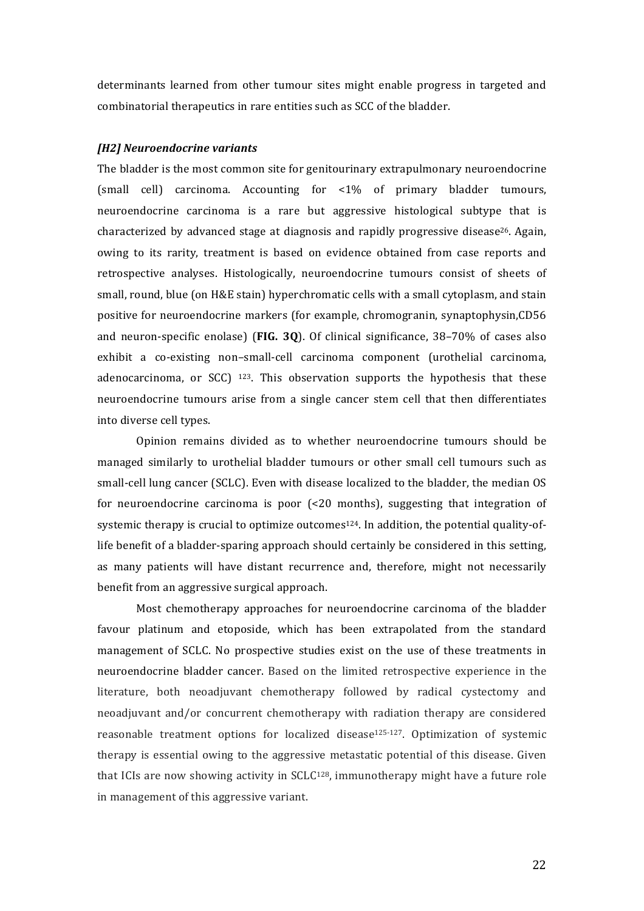determinants learned from other tumour sites might enable progress in targeted and combinatorial therapeutics in rare entities such as SCC of the bladder.

## *[H2] Neuroendocrine variants*

The bladder is the most common site for genitourinary extrapulmonary neuroendocrine (small cell) carcinoma. Accounting for <1% of primary bladder tumours, neuroendocrine carcinoma is a rare but aggressive histological subtype that is characterized by advanced stage at diagnosis and rapidly progressive disease[26]. Again, owing to its rarity, treatment is based on evidence obtained from case reports and retrospective analyses. Histologically, neuroendocrine tumours consist of sheets of small, round, blue (on H&E stain) hyperchromatic cells with a small cytoplasm, and stain positive for neuroendocrine markers (for example, chromogranin, synaptophysin,CD56 and neuron-specific enolase) (**FIG. 3Q**). Of clinical significance, 38–70% of cases also exhibit a co-existing non–small-cell carcinoma component (urothelial carcinoma, adenocarcinoma, or SCC) [123]. This observation supports the hypothesis that these neuroendocrine tumours arise from a single cancer stem cell that then differentiates into diverse cell types.

Opinion remains divided as to whether neuroendocrine tumours should be managed similarly to urothelial bladder tumours or other small cell tumours such as small-cell lung cancer (SCLC). Even with disease localized to the bladder, the median OS for neuroendocrine carcinoma is poor (<20 months), suggesting that integration of systemic therapy is crucial to optimize outcomes[124]. In addition, the potential quality-of-life benefit of a bladder-sparing approach should certainly be considered in this setting, as many patients will have distant recurrence and, therefore, might not necessarily benefit from an aggressive surgical approach.

Most chemotherapy approaches for neuroendocrine carcinoma of the bladder favour platinum and etoposide, which has been extrapolated from the standard management of SCLC. No prospective studies exist on the use of these treatments in neuroendocrine bladder cancer. Based on the limited retrospective experience in the literature, both neoadjuvant chemotherapy followed by radical cystectomy and neoadjuvant and/or concurrent chemotherapy with radiation therapy are considered reasonable treatment options for localized disease[125-127]. Optimization of systemic therapy is essential owing to the aggressive metastatic potential of this disease. Given that ICIs are now showing activity in SCLC[128], immunotherapy might have a future role in management of this aggressive variant.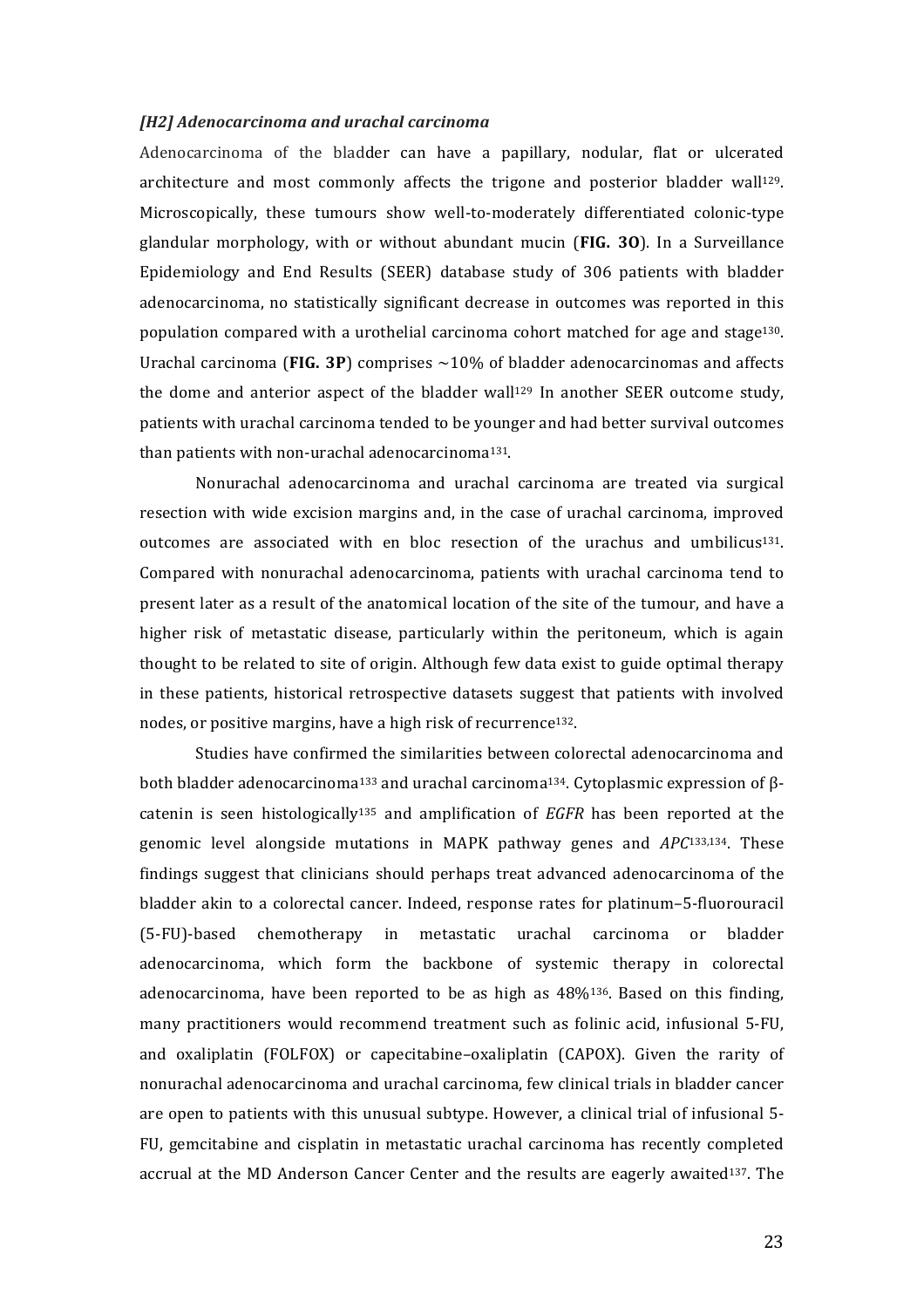### *[H2] Adenocarcinoma and urachal carcinoma*

Adenocarcinoma of the bladder can have a papillary, nodular, flat or ulcerated architecture and most commonly affects the trigone and posterior bladder wall[129]. Microscopically, these tumours show well-to-moderately differentiated colonic-type glandular morphology, with or without abundant mucin (**FIG. 3O**). In a Surveillance Epidemiology and End Results (SEER) database study of 306 patients with bladder adenocarcinoma, no statistically significant decrease in outcomes was reported in this population compared with a urothelial carcinoma cohort matched for age and stage[130]. Urachal carcinoma (**FIG. 3P**) comprises ~10% of bladder adenocarcinomas and affects the dome and anterior aspect of the bladder wall[129] In another SEER outcome study, patients with urachal carcinoma tended to be younger and had better survival outcomes than patients with non-urachal adenocarcinoma[131].

Nonurachal adenocarcinoma and urachal carcinoma are treated via surgical resection with wide excision margins and, in the case of urachal carcinoma, improved outcomes are associated with en bloc resection of the urachus and umbilicus[131]. Compared with nonurachal adenocarcinoma, patients with urachal carcinoma tend to present later as a result of the anatomical location of the site of the tumour, and have a higher risk of metastatic disease, particularly within the peritoneum, which is again thought to be related to site of origin. Although few data exist to guide optimal therapy in these patients, historical retrospective datasets suggest that patients with involved nodes, or positive margins, have a high risk of recurrence[132].

Studies have confirmed the similarities between colorectal adenocarcinoma and both bladder adenocarcinoma[133] and urachal carcinoma[134]. Cytoplasmic expression of β-catenin is seen histologically[135] and amplification of *EGFR* has been reported at the genomic level alongside mutations in MAPK pathway genes and *APC*[133,134]. These findings suggest that clinicians should perhaps treat advanced adenocarcinoma of the bladder akin to a colorectal cancer. Indeed, response rates for platinum–5-fluorouracil (5-FU)-based chemotherapy in metastatic urachal carcinoma or bladder adenocarcinoma, which form the backbone of systemic therapy in colorectal adenocarcinoma, have been reported to be as high as 48%[136]. Based on this finding, many practitioners would recommend treatment such as folinic acid, infusional 5-FU, and oxaliplatin (FOLFOX) or capecitabine–oxaliplatin (CAPOX). Given the rarity of nonurachal adenocarcinoma and urachal carcinoma, few clinical trials in bladder cancer are open to patients with this unusual subtype. However, a clinical trial of infusional 5-FU, gemcitabine and cisplatin in metastatic urachal carcinoma has recently completed accrual at the MD Anderson Cancer Center and the results are eagerly awaited[137]. The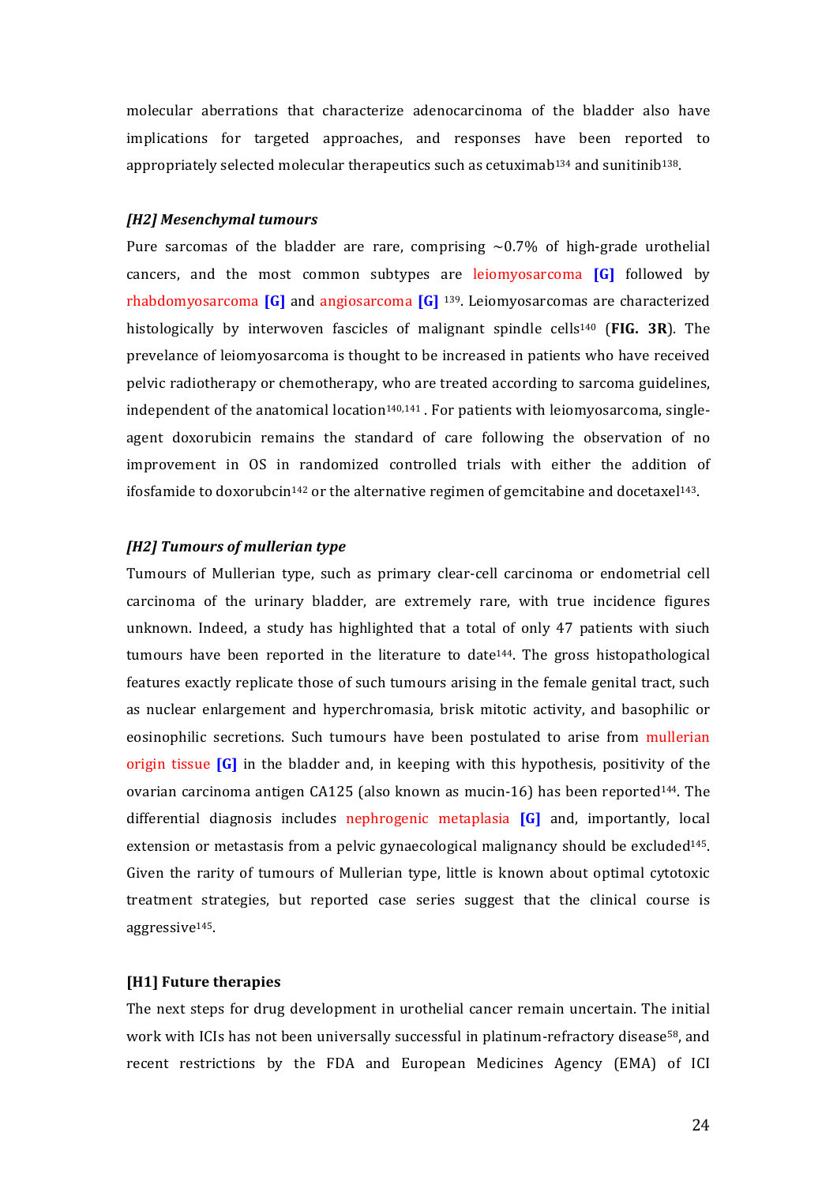molecular aberrations that characterize adenocarcinoma of the bladder also have implications for targeted approaches, and responses have been reported to appropriately selected molecular therapeutics such as cetuximab[134] and sunitinib[138].

## *[H2] Mesenchymal tumours*

Pure sarcomas of the bladder are rare, comprising ~0.7% of high-grade urothelial cancers, and the most common subtypes are leiomyosarcoma **[G]** followed by rhabdomyosarcoma **[G]** and angiosarcoma **[G]** [139]. Leiomyosarcomas are characterized histologically by interwoven fascicles of malignant spindle cells[140] (**FIG. 3R**). The prevelance of leiomyosarcoma is thought to be increased in patients who have received pelvic radiotherapy or chemotherapy, who are treated according to sarcoma guidelines, independent of the anatomical location[140,141] . For patients with leiomyosarcoma, single-agent doxorubicin remains the standard of care following the observation of no improvement in OS in randomized controlled trials with either the addition of ifosfamide to doxorubcin[142] or the alternative regimen of gemcitabine and docetaxel[143].

## *[H2] Tumours of mullerian type*

Tumours of Mullerian type, such as primary clear-cell carcinoma or endometrial cell carcinoma of the urinary bladder, are extremely rare, with true incidence figures unknown. Indeed, a study has highlighted that a total of only 47 patients with siuch tumours have been reported in the literature to date[144]. The gross histopathological features exactly replicate those of such tumours arising in the female genital tract, such as nuclear enlargement and hyperchromasia, brisk mitotic activity, and basophilic or eosinophilic secretions. Such tumours have been postulated to arise from mullerian origin tissue **[G]** in the bladder and, in keeping with this hypothesis, positivity of the ovarian carcinoma antigen CA125 (also known as mucin-16) has been reported[144]. The differential diagnosis includes nephrogenic metaplasia **[G]** and, importantly, local extension or metastasis from a pelvic gynaecological malignancy should be excluded[145]. Given the rarity of tumours of Mullerian type, little is known about optimal cytotoxic treatment strategies, but reported case series suggest that the clinical course is aggressive[145].

# [H1] Future therapies

The next steps for drug development in urothelial cancer remain uncertain. The initial work with ICIs has not been universally successful in platinum-refractory disease[58], and recent restrictions by the FDA and European Medicines Agency (EMA) of ICI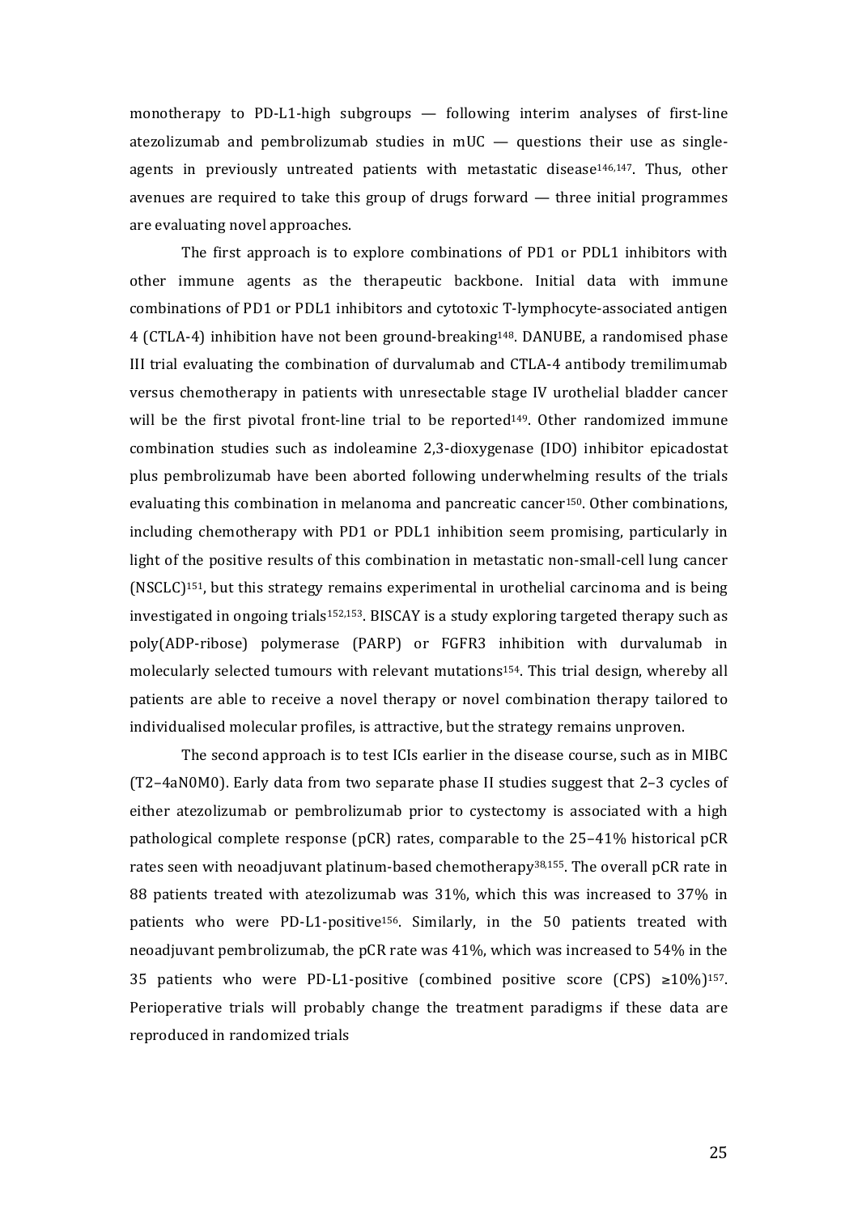monotherapy to PD-L1-high subgroups — following interim analyses of first-line atezolizumab and pembrolizumab studies in mUC — questions their use as single-agents in previously untreated patients with metastatic disease[146,147]. Thus, other avenues are required to take this group of drugs forward — three initial programmes are evaluating novel approaches.

The first approach is to explore combinations of PD1 or PDL1 inhibitors with other immune agents as the therapeutic backbone. Initial data with immune combinations of PD1 or PDL1 inhibitors and cytotoxic T-lymphocyte-associated antigen 4 (CTLA-4) inhibition have not been ground-breaking[148]. DANUBE, a randomised phase III trial evaluating the combination of durvalumab and CTLA-4 antibody tremilimumab versus chemotherapy in patients with unresectable stage IV urothelial bladder cancer will be the first pivotal front-line trial to be reported[149]. Other randomized immune combination studies such as indoleamine 2,3-dioxygenase (IDO) inhibitor epicadostat plus pembrolizumab have been aborted following underwhelming results of the trials evaluating this combination in melanoma and pancreatic cancer[150]. Other combinations, including chemotherapy with PD1 or PDL1 inhibition seem promising, particularly in light of the positive results of this combination in metastatic non-small-cell lung cancer (NSCLC)[151], but this strategy remains experimental in urothelial carcinoma and is being investigated in ongoing trials[152,153]. BISCAY is a study exploring targeted therapy such as poly(ADP-ribose) polymerase (PARP) or FGFR3 inhibition with durvalumab in molecularly selected tumours with relevant mutations[154]. This trial design, whereby all patients are able to receive a novel therapy or novel combination therapy tailored to individualised molecular profiles, is attractive, but the strategy remains unproven.

The second approach is to test ICIs earlier in the disease course, such as in MIBC (T2–4aN0M0). Early data from two separate phase II studies suggest that 2–3 cycles of either atezolizumab or pembrolizumab prior to cystectomy is associated with a high pathological complete response (pCR) rates, comparable to the 25–41% historical pCR rates seen with neoadjuvant platinum-based chemotherapy[38,155]. The overall pCR rate in 88 patients treated with atezolizumab was 31%, which this was increased to 37% in patients who were PD-L1-positive[156]. Similarly, in the 50 patients treated with neoadjuvant pembrolizumab, the pCR rate was 41%, which was increased to 54% in the 35 patients who were PD-L1-positive (combined positive score (CPS) ≥10%)[157]. Perioperative trials will probably change the treatment paradigms if these data are reproduced in randomized trials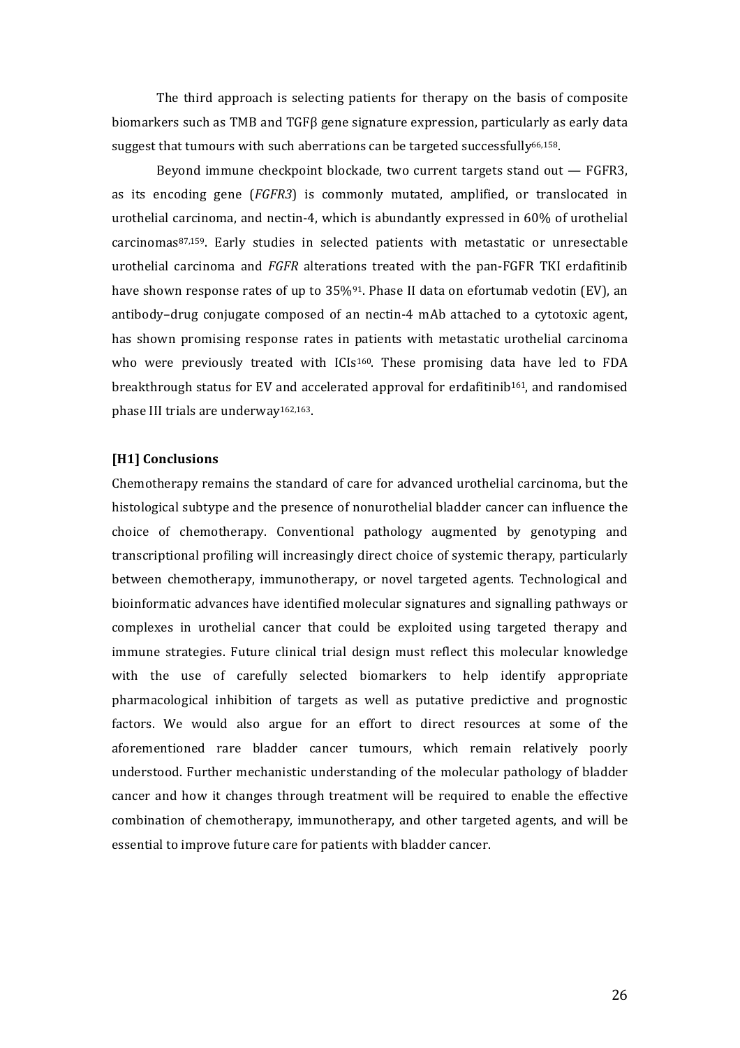The third approach is selecting patients for therapy on the basis of composite biomarkers such as TMB and TGFβ gene signature expression, particularly as early data suggest that tumours with such aberrations can be targeted successfully[66,158].

Beyond immune checkpoint blockade, two current targets stand out — FGFR3, as its encoding gene (*FGFR3*) is commonly mutated, amplified, or translocated in urothelial carcinoma, and nectin-4, which is abundantly expressed in 60% of urothelial carcinomas[87,159]. Early studies in selected patients with metastatic or unresectable urothelial carcinoma and *FGFR* alterations treated with the pan-FGFR TKI erdafitinib have shown response rates of up to 35%[91]. Phase II data on efortumab vedotin (EV), an antibody–drug conjugate composed of an nectin-4 mAb attached to a cytotoxic agent, has shown promising response rates in patients with metastatic urothelial carcinoma who were previously treated with ICIs[160]. These promising data have led to FDA breakthrough status for EV and accelerated approval for erdafitinib[161], and randomised phase III trials are underway[162,163].

# [H1] Conclusions

Chemotherapy remains the standard of care for advanced urothelial carcinoma, but the histological subtype and the presence of nonurothelial bladder cancer can influence the choice of chemotherapy. Conventional pathology augmented by genotyping and transcriptional profiling will increasingly direct choice of systemic therapy, particularly between chemotherapy, immunotherapy, or novel targeted agents. Technological and bioinformatic advances have identified molecular signatures and signalling pathways or complexes in urothelial cancer that could be exploited using targeted therapy and immune strategies. Future clinical trial design must reflect this molecular knowledge with the use of carefully selected biomarkers to help identify appropriate pharmacological inhibition of targets as well as putative predictive and prognostic factors. We would also argue for an effort to direct resources at some of the aforementioned rare bladder cancer tumours, which remain relatively poorly understood. Further mechanistic understanding of the molecular pathology of bladder cancer and how it changes through treatment will be required to enable the effective combination of chemotherapy, immunotherapy, and other targeted agents, and will be essential to improve future care for patients with bladder cancer.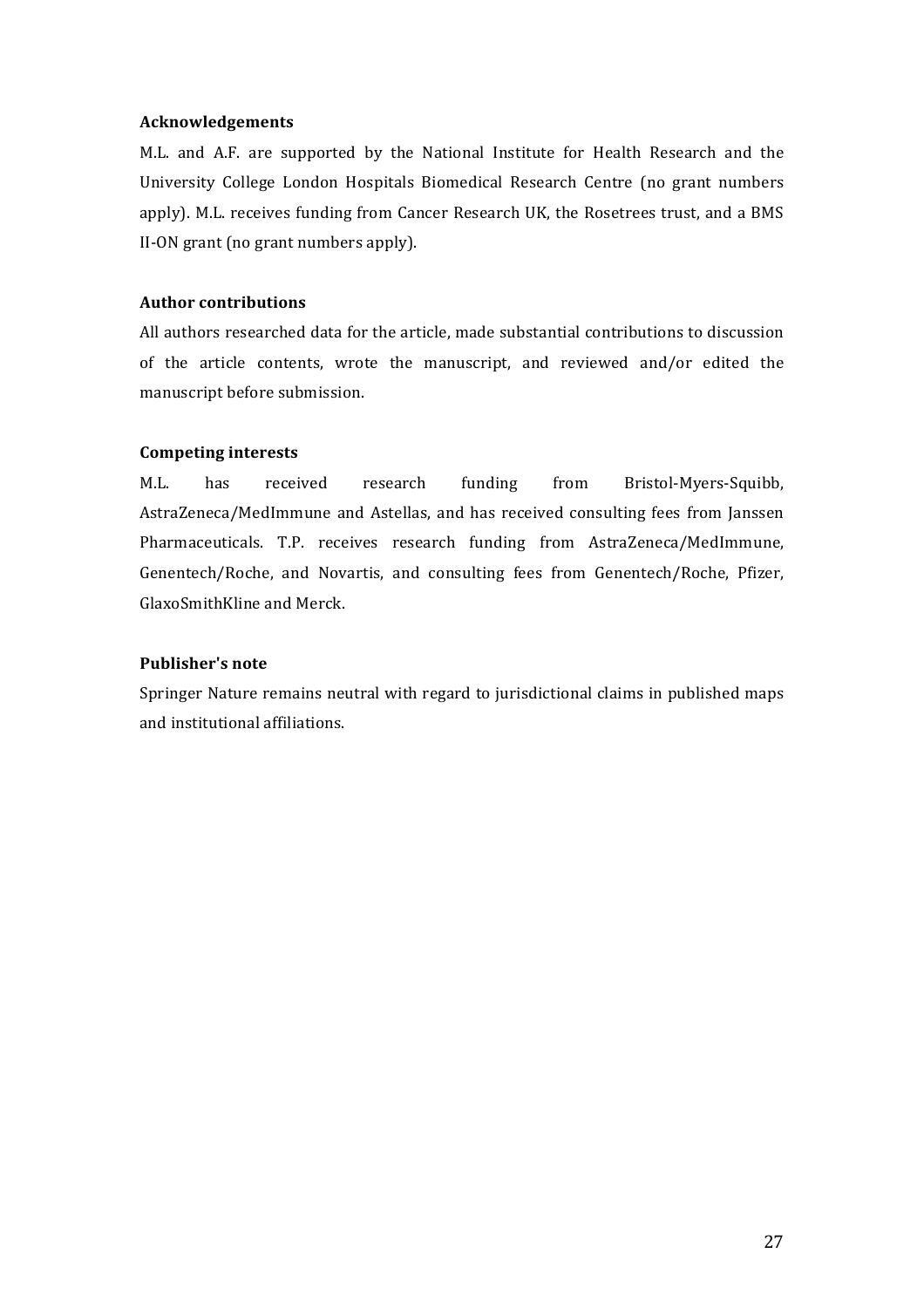### Acknowledgements

M.L. and A.F. are supported by the National Institute for Health Research and the University College London Hospitals Biomedical Research Centre (no grant numbers apply). M.L. receives funding from Cancer Research UK, the Rosetrees trust, and a BMS II-ON grant (no grant numbers apply).

### Author contributions

All authors researched data for the article, made substantial contributions to discussion of the article contents, wrote the manuscript, and reviewed and/or edited the manuscript before submission.

### Competing interests

M.L. has received research funding from Bristol-Myers-Squibb, AstraZeneca/MedImmune and Astellas, and has received consulting fees from Janssen Pharmaceuticals. T.P. receives research funding from AstraZeneca/MedImmune, Genentech/Roche, and Novartis, and consulting fees from Genentech/Roche, Pfizer, GlaxoSmithKline and Merck.

### Publisher's note

Springer Nature remains neutral with regard to jurisdictional claims in published maps and institutional affiliations.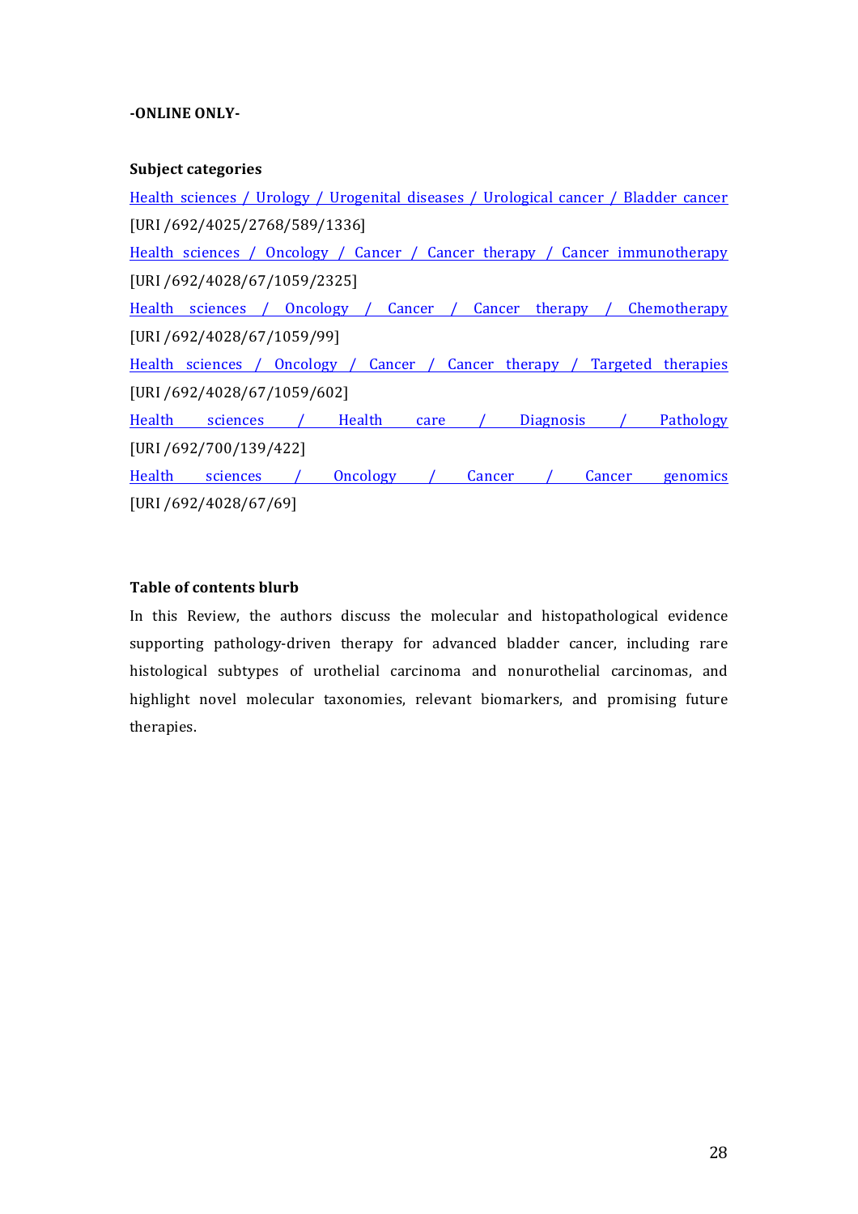**-ONLINE ONLY-**

**Subject categories**

Health sciences / Urology / Urogenital diseases / Urological cancer / Bladder cancer
[URI /692/4025/2768/589/1336]

Health sciences / Oncology / Cancer / Cancer therapy / Cancer immunotherapy
[URI /692/4028/67/1059/2325]

Health sciences / Oncology / Cancer / Cancer therapy / Chemotherapy
[URI /692/4028/67/1059/99]

Health sciences / Oncology / Cancer / Cancer therapy / Targeted therapies
[URI /692/4028/67/1059/602]

Health sciences / Health care / Diagnosis / Pathology
[URI /692/700/139/422]

Health sciences / Oncology / Cancer / Cancer genomics
[URI /692/4028/67/69]

**Table of contents blurb**

In this Review, the authors discuss the molecular and histopathological evidence supporting pathology-driven therapy for advanced bladder cancer, including rare histological subtypes of urothelial carcinoma and nonurothelial carcinomas, and highlight novel molecular taxonomies, relevant biomarkers, and promising future therapies.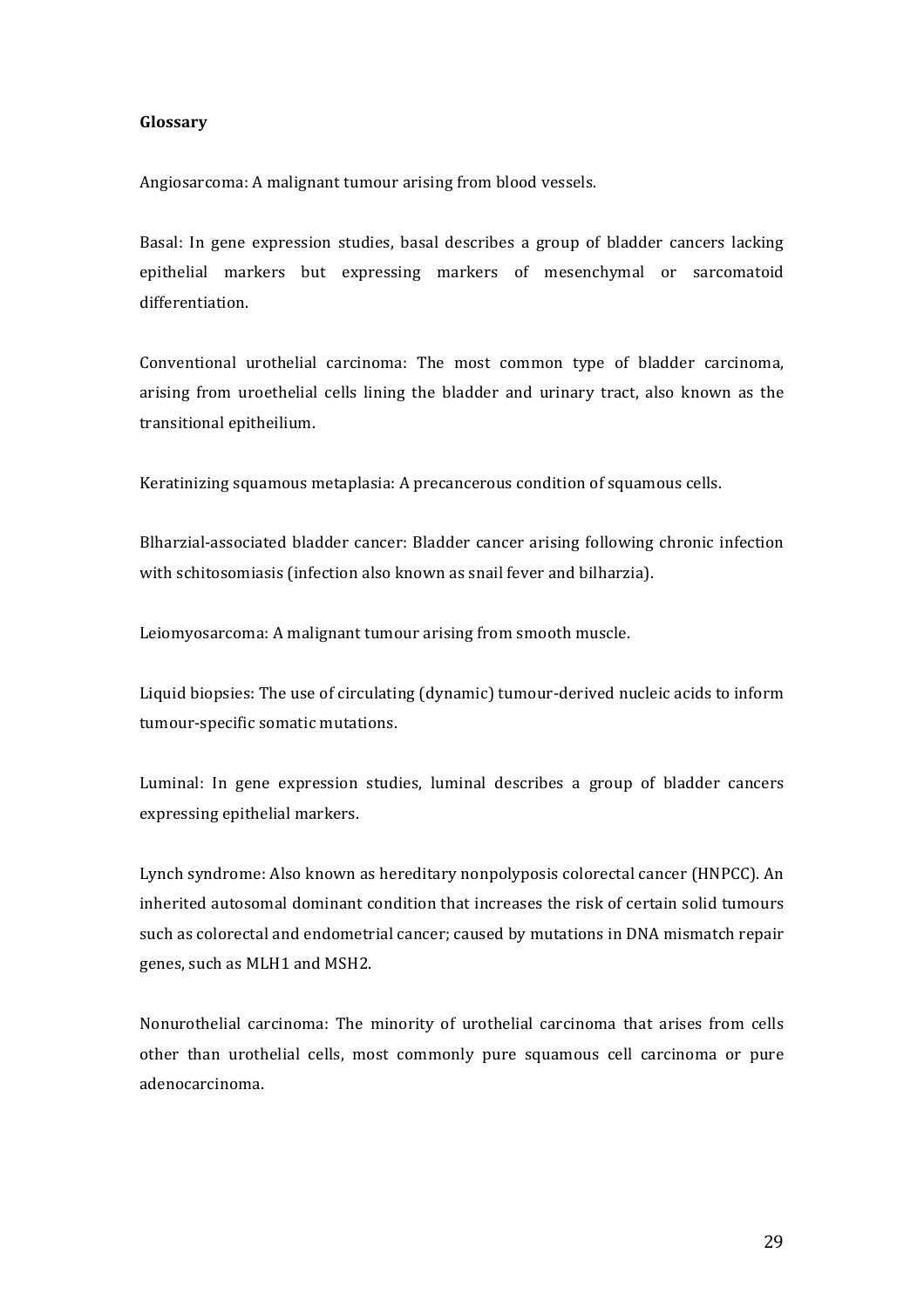**Glossary**

Angiosarcoma: A malignant tumour arising from blood vessels.

Basal: In gene expression studies, basal describes a group of bladder cancers lacking epithelial markers but expressing markers of mesenchymal or sarcomatoid differentiation.

Conventional urothelial carcinoma: The most common type of bladder carcinoma, arising from uroethelial cells lining the bladder and urinary tract, also known as the transitional epitheilium.

Keratinizing squamous metaplasia: A precancerous condition of squamous cells.

Blharzial-associated bladder cancer: Bladder cancer arising following chronic infection with schitosomiasis (infection also known as snail fever and bilharzia).

Leiomyosarcoma: A malignant tumour arising from smooth muscle.

Liquid biopsies: The use of circulating (dynamic) tumour-derived nucleic acids to inform tumour-specific somatic mutations.

Luminal: In gene expression studies, luminal describes a group of bladder cancers expressing epithelial markers.

Lynch syndrome: Also known as hereditary nonpolyposis colorectal cancer (HNPCC). An inherited autosomal dominant condition that increases the risk of certain solid tumours such as colorectal and endometrial cancer; caused by mutations in DNA mismatch repair genes, such as MLH1 and MSH2.

Nonurothelial carcinoma: The minority of urothelial carcinoma that arises from cells other than urothelial cells, most commonly pure squamous cell carcinoma or pure adenocarcinoma.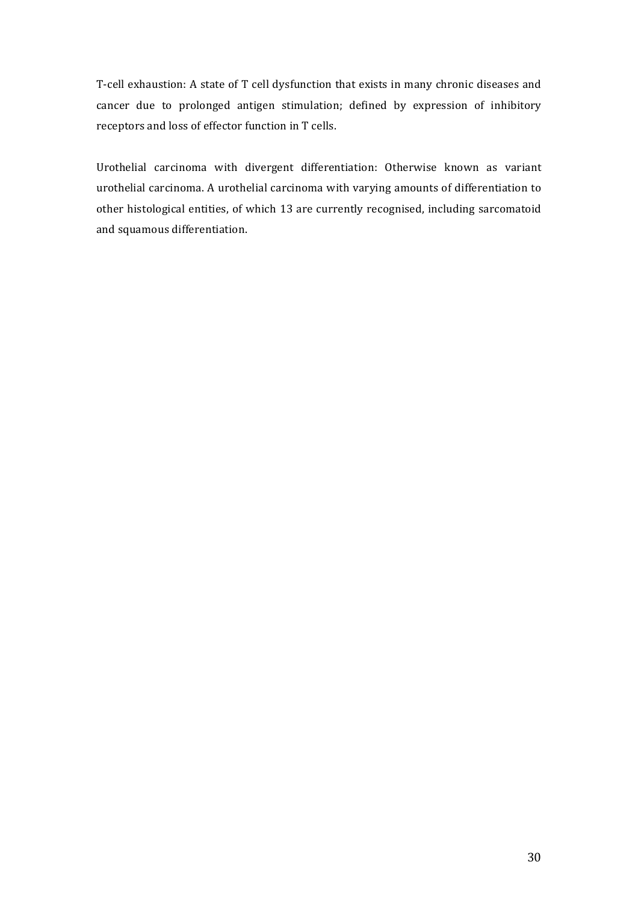T-cell exhaustion: A state of T cell dysfunction that exists in many chronic diseases and cancer due to prolonged antigen stimulation; defined by expression of inhibitory receptors and loss of effector function in T cells.

Urothelial carcinoma with divergent differentiation: Otherwise known as variant urothelial carcinoma. A urothelial carcinoma with varying amounts of differentiation to other histological entities, of which 13 are currently recognised, including sarcomatoid and squamous differentiation.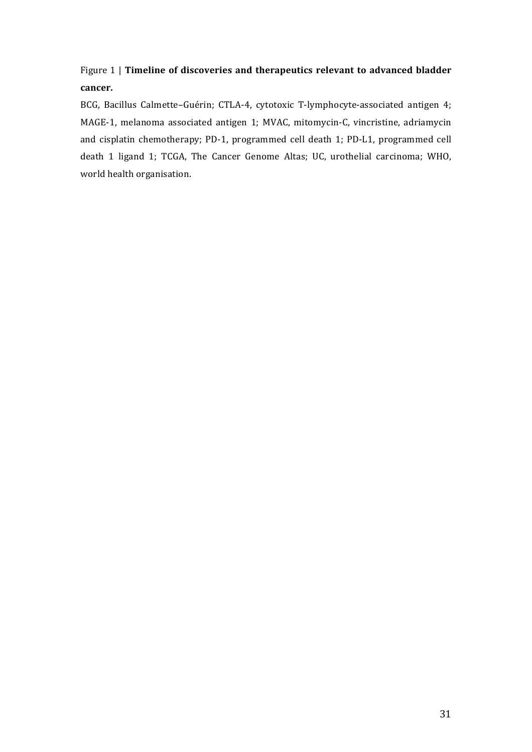Figure 1 | **Timeline of discoveries and therapeutics relevant to advanced bladder cancer.**

BCG, Bacillus Calmette–Guérin; CTLA-4, cytotoxic T-lymphocyte-associated antigen 4; MAGE-1, melanoma associated antigen 1; MVAC, mitomycin-C, vincristine, adriamycin and cisplatin chemotherapy; PD-1, programmed cell death 1; PD-L1, programmed cell death 1 ligand 1; TCGA, The Cancer Genome Altas; UC, urothelial carcinoma; WHO, world health organisation.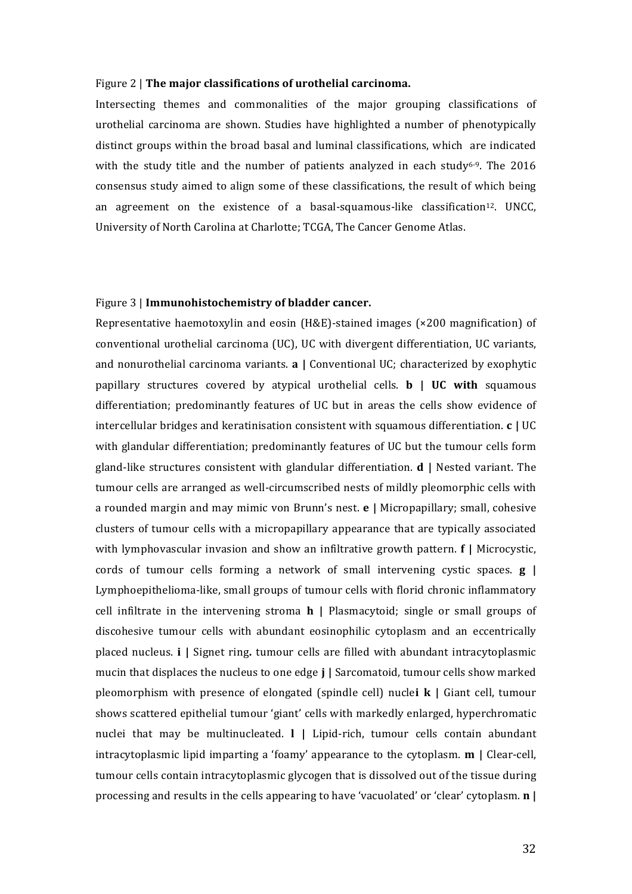Figure 2 | **The major classifications of urothelial carcinoma.**

Intersecting themes and commonalities of the major grouping classifications of urothelial carcinoma are shown. Studies have highlighted a number of phenotypically distinct groups within the broad basal and luminal classifications, which are indicated with the study title and the number of patients analyzed in each study[6-9]. The 2016 consensus study aimed to align some of these classifications, the result of which being an agreement on the existence of a basal-squamous-like classification[12]. UNCC, University of North Carolina at Charlotte; TCGA, The Cancer Genome Atlas.

Figure 3 | **Immunohistochemistry of bladder cancer.**

Representative haemotoxylin and eosin (H&E)-stained images (×200 magnification) of conventional urothelial carcinoma (UC), UC with divergent differentiation, UC variants, and nonurothelial carcinoma variants. **a |** Conventional UC; characterized by exophytic papillary structures covered by atypical urothelial cells. **b | UC with** squamous differentiation; predominantly features of UC but in areas the cells show evidence of intercellular bridges and keratinisation consistent with squamous differentiation. **c |** UC with glandular differentiation; predominantly features of UC but the tumour cells form gland-like structures consistent with glandular differentiation. **d |** Nested variant. The tumour cells are arranged as well-circumscribed nests of mildly pleomorphic cells with a rounded margin and may mimic von Brunn's nest. **e |** Micropapillary; small, cohesive clusters of tumour cells with a micropapillary appearance that are typically associated with lymphovascular invasion and show an infiltrative growth pattern. **f |** Microcystic, cords of tumour cells forming a network of small intervening cystic spaces. **g |** Lymphoepithelioma-like, small groups of tumour cells with florid chronic inflammatory cell infiltrate in the intervening stroma **h |** Plasmacytoid; single or small groups of discohesive tumour cells with abundant eosinophilic cytoplasm and an eccentrically placed nucleus. **i |** Signet ring**.** tumour cells are filled with abundant intracytoplasmic mucin that displaces the nucleus to one edge **j |** Sarcomatoid, tumour cells show marked pleomorphism with presence of elongated (spindle cell) nucle**i k |** Giant cell, tumour shows scattered epithelial tumour 'giant' cells with markedly enlarged, hyperchromatic nuclei that may be multinucleated. **l |** Lipid-rich, tumour cells contain abundant intracytoplasmic lipid imparting a 'foamy' appearance to the cytoplasm. **m |** Clear-cell, tumour cells contain intracytoplasmic glycogen that is dissolved out of the tissue during processing and results in the cells appearing to have 'vacuolated' or 'clear' cytoplasm. **n |**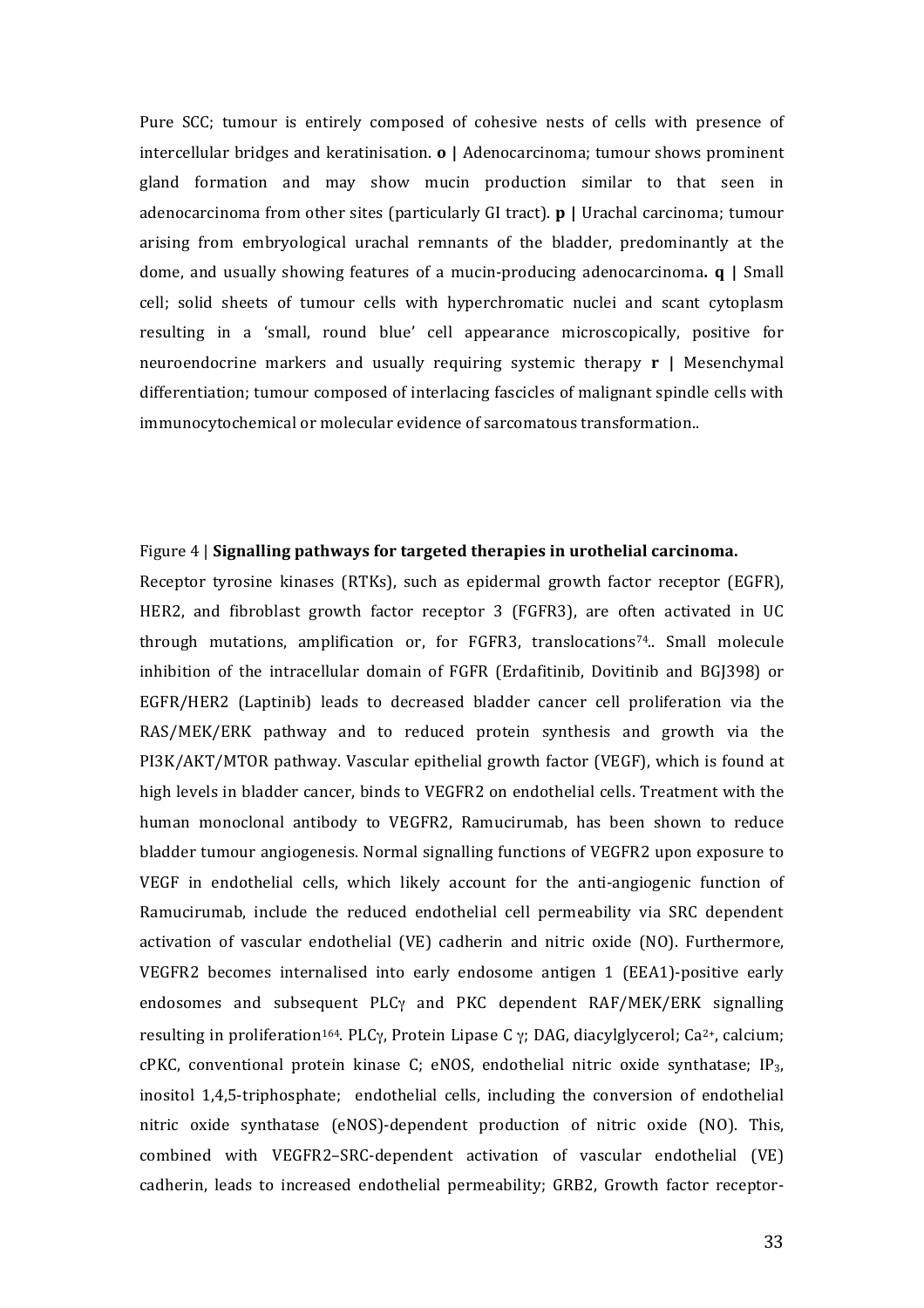Pure SCC; tumour is entirely composed of cohesive nests of cells with presence of intercellular bridges and keratinisation. **o |** Adenocarcinoma; tumour shows prominent gland formation and may show mucin production similar to that seen in adenocarcinoma from other sites (particularly GI tract). **p |** Urachal carcinoma; tumour arising from embryological urachal remnants of the bladder, predominantly at the dome, and usually showing features of a mucin-producing adenocarcinoma**. q |** Small cell; solid sheets of tumour cells with hyperchromatic nuclei and scant cytoplasm resulting in a 'small, round blue' cell appearance microscopically, positive for neuroendocrine markers and usually requiring systemic therapy **r |** Mesenchymal differentiation; tumour composed of interlacing fascicles of malignant spindle cells with immunocytochemical or molecular evidence of sarcomatous transformation..

Figure 4 | **Signalling pathways for targeted therapies in urothelial carcinoma.**

Receptor tyrosine kinases (RTKs), such as epidermal growth factor receptor (EGFR), HER2, and fibroblast growth factor receptor 3 (FGFR3), are often activated in UC through mutations, amplification or, for FGFR3, translocations[74].. Small molecule inhibition of the intracellular domain of FGFR (Erdafitinib, Dovitinib and BGJ398) or EGFR/HER2 (Laptinib) leads to decreased bladder cancer cell proliferation via the RAS/MEK/ERK pathway and to reduced protein synthesis and growth via the PI3K/AKT/MTOR pathway. Vascular epithelial growth factor (VEGF), which is found at high levels in bladder cancer, binds to VEGFR2 on endothelial cells. Treatment with the human monoclonal antibody to VEGFR2, Ramucirumab, has been shown to reduce bladder tumour angiogenesis. Normal signalling functions of VEGFR2 upon exposure to VEGF in endothelial cells, which likely account for the anti-angiogenic function of Ramucirumab, include the reduced endothelial cell permeability via SRC dependent activation of vascular endothelial (VE) cadherin and nitric oxide (NO). Furthermore, VEGFR2 becomes internalised into early endosome antigen 1 (EEA1)-positive early endosomes and subsequent PLCγ and PKC dependent RAF/MEK/ERK signalling resulting in proliferation[164]. PLCγ, Protein Lipase C γ; DAG, diacylglycerol; $Ca^{2+}$, calcium; cPKC, conventional protein kinase C; eNOS, endothelial nitric oxide synthatase; $IP_3$, inositol 1,4,5-triphosphate; endothelial cells, including the conversion of endothelial nitric oxide synthatase (eNOS)-dependent production of nitric oxide (NO). This, combined with VEGFR2–SRC-dependent activation of vascular endothelial (VE) cadherin, leads to increased endothelial permeability; GRB2, Growth factor receptor-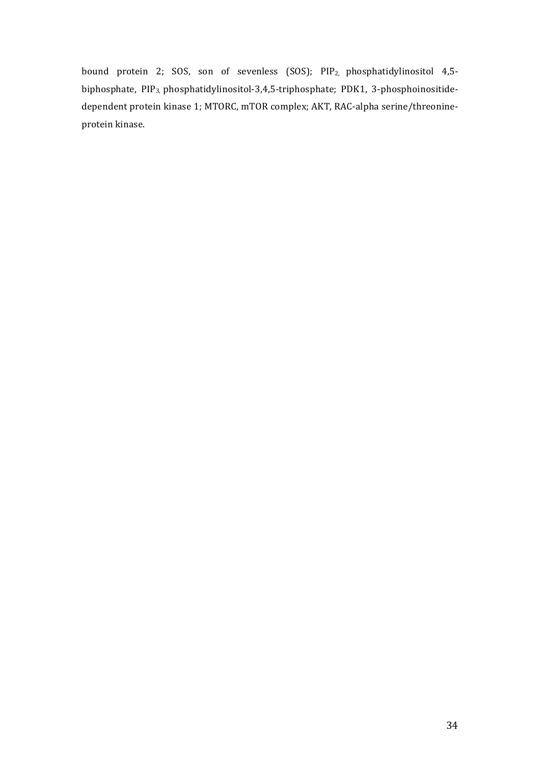bound protein 2; SOS, son of sevenless (SOS); $PIP_{2,}$ phosphatidylinositol 4,5-biphosphate, $PIP_{3,}$ phosphatidylinositol-3,4,5-triphosphate; PDK1, 3-phosphoinositide-dependent protein kinase 1; MTORC, mTOR complex; AKT, RAC-alpha serine/threonine-protein kinase.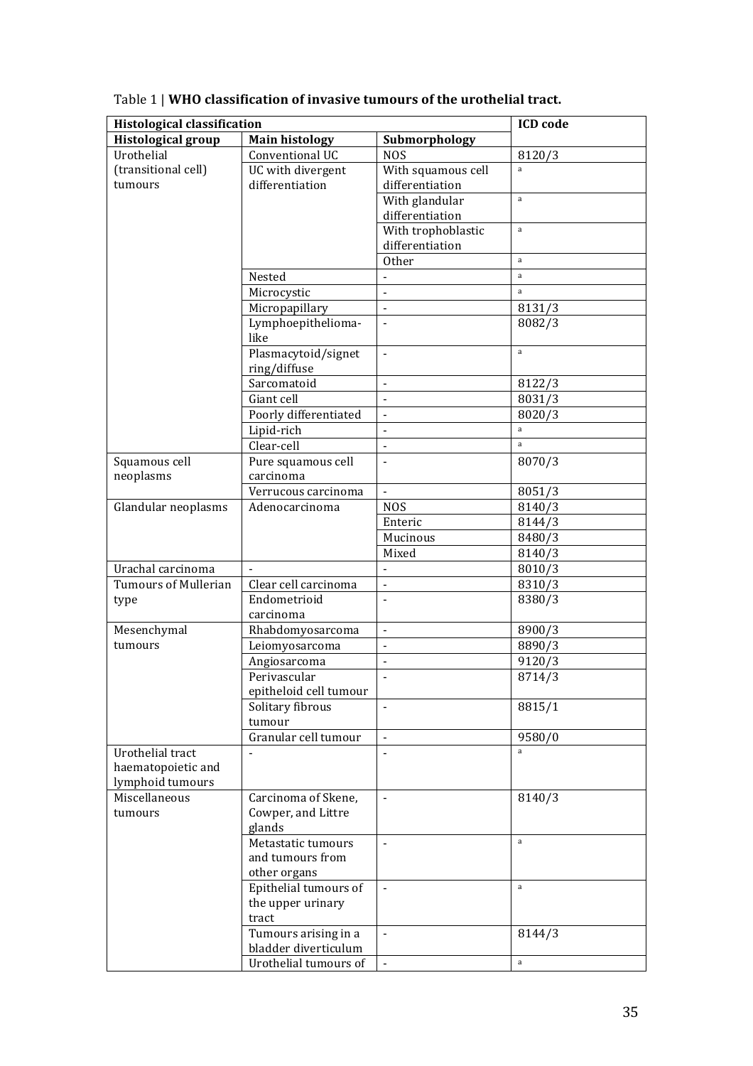Table 1 | **WHO classification of invasive tumours of the urothelial tract.**

| Histological classification | | | ICD code |
|---|---|---|---|
| **Histological group** | **Main histology** | **Submorphology** | |
| Urothelial (transitional cell) tumours | Conventional UC | NOS | 8120/3 |
| | UC with divergent differentiation | With squamous cell differentiation | a |
| | | With glandular differentiation | a |
| | | With trophoblastic differentiation | a |
| | | Other | a |
| | Nested | - | a |
| | Microcystic | - | a |
| | Micropapillary | - | 8131/3 |
| | Lymphoepithelioma-like | - | 8082/3 |
| | Plasmacytoid/signet ring/diffuse | - | a |
| | Sarcomatoid | - | 8122/3 |
| | Giant cell | - | 8031/3 |
| | Poorly differentiated | - | 8020/3 |
| | Lipid-rich | - | a |
| | Clear-cell | - | a |
| Squamous cell neoplasms | Pure squamous cell carcinoma | - | 8070/3 |
| | Verrucous carcinoma | - | 8051/3 |
| Glandular neoplasms | Adenocarcinoma | NOS | 8140/3 |
| | | Enteric | 8144/3 |
| | | Mucinous | 8480/3 |
| | | Mixed | 8140/3 |
| Urachal carcinoma | - | - | 8010/3 |
| Tumours of Mullerian type | Clear cell carcinoma | - | 8310/3 |
| | Endometrioid carcinoma | - | 8380/3 |
| Mesenchymal tumours | Rhabdomyosarcoma | - | 8900/3 |
| | Leiomyosarcoma | - | 8890/3 |
| | Angiosarcoma | - | 9120/3 |
| | Perivascular epitheloid cell tumour | - | 8714/3 |
| | Solitary fibrous tumour | - | 8815/1 |
| | Granular cell tumour | - | 9580/0 |
| Urothelial tract haematopoietic and lymphoid tumours | - | - | a |
| Miscellaneous tumours | Carcinoma of Skene, Cowper, and Littre glands | - | 8140/3 |
| | Metastatic tumours and tumours from other organs | - | a |
| | Epithelial tumours of the upper urinary tract | - | a |
| | Tumours arising in a bladder diverticulum | - | 8144/3 |
| | Urothelial tumours of | - | a |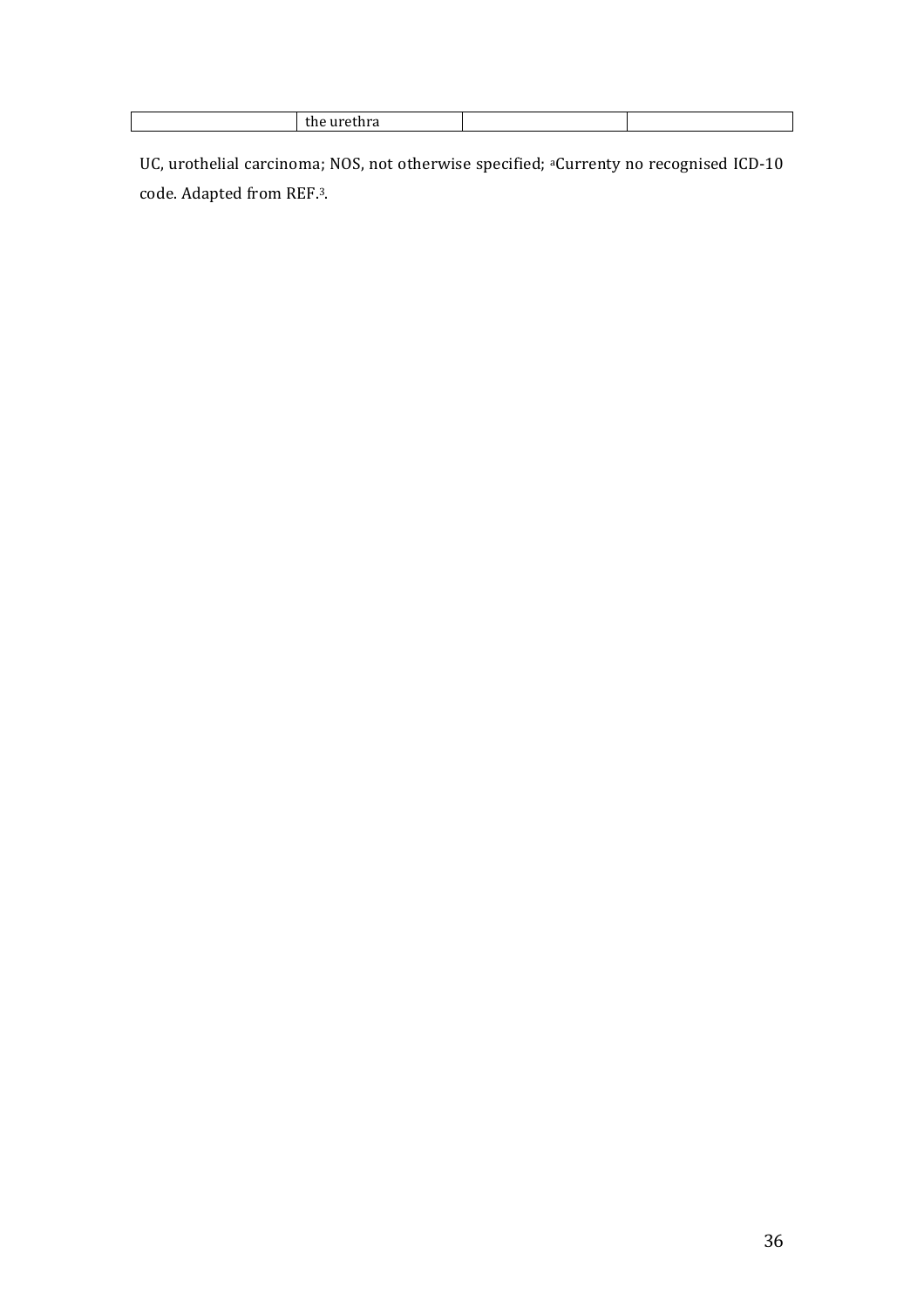| | | | |
|---|---|---|---|
| | the urethra | | |

UC, urothelial carcinoma; NOS, not otherwise specified; [a]Currenty no recognised ICD-10 code. Adapted from REF.[3].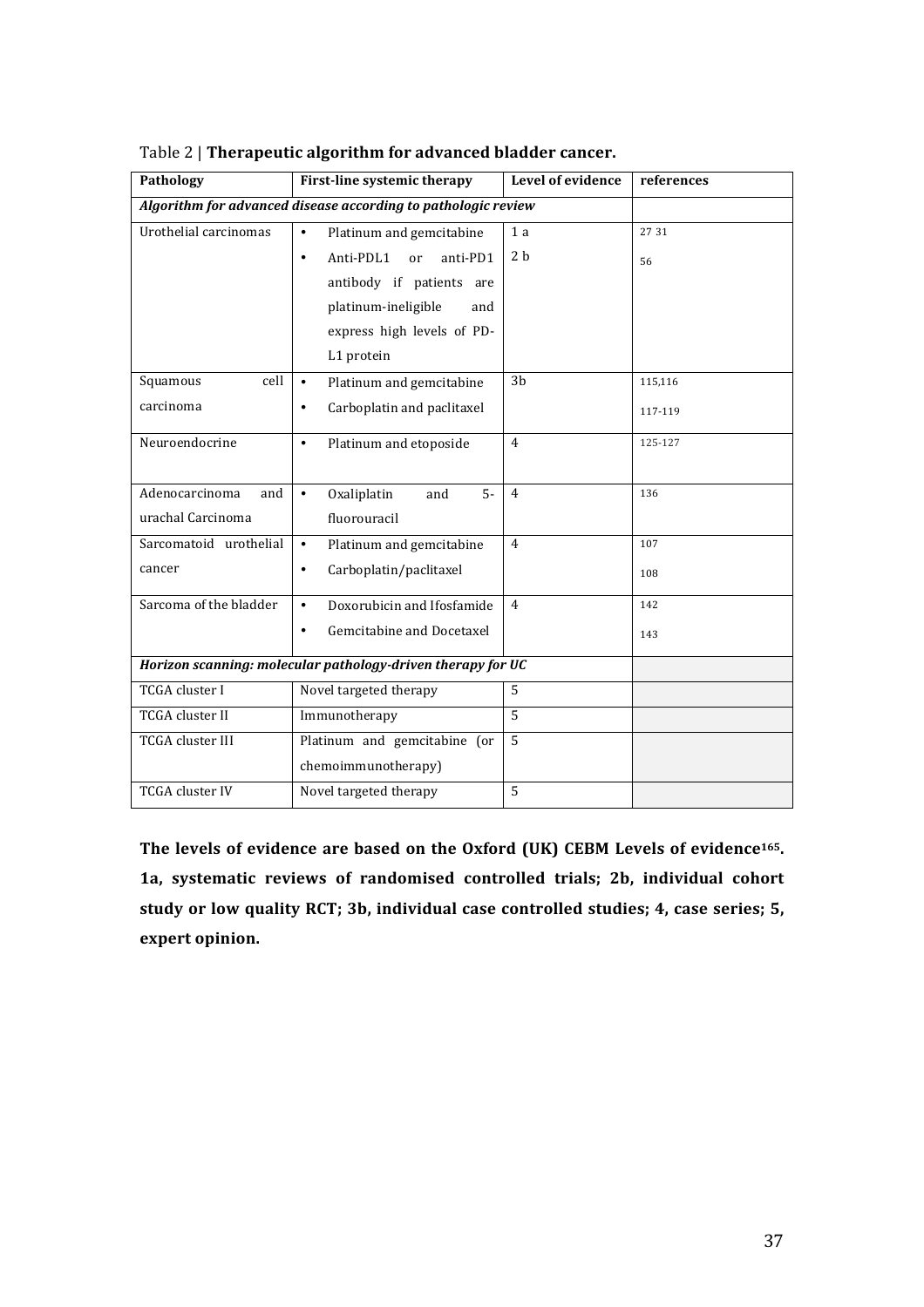Table 2 | **Therapeutic algorithm for advanced bladder cancer.**

| Pathology | First-line systemic therapy | Level of evidence | references |
|---|---|---|---|
| ***Algorithm for advanced disease according to pathologic review*** | | | |
| Urothelial carcinomas | • Platinum and gemcitabine<br>• Anti-PDL1 or anti-PD1 antibody if patients are platinum-ineligible and express high levels of PD-L1 protein | 1 a<br>2 b | 27 31<br>56 |
| Squamous cell carcinoma | • Platinum and gemcitabine<br>• Carboplatin and paclitaxel | 3b | 115,116<br>117-119 |
| Neuroendocrine | • Platinum and etoposide | 4 | 125-127 |
| Adenocarcinoma and urachal Carcinoma | • Oxaliplatin and 5-fluorouracil | 4 | 136 |
| Sarcomatoid urothelial cancer | • Platinum and gemcitabine<br>• Carboplatin/paclitaxel | 4 | 107<br>108 |
| Sarcoma of the bladder | • Doxorubicin and Ifosfamide<br>• Gemcitabine and Docetaxel | 4 | 142<br>143 |
| ***Horizon scanning: molecular pathology-driven therapy for UC*** | | | |
| TCGA cluster I | Novel targeted therapy | 5 | |
| TCGA cluster II | Immunotherapy | 5 | |
| TCGA cluster III | Platinum and gemcitabine (or chemoimmunotherapy) | 5 | |
| TCGA cluster IV | Novel targeted therapy | 5 | |

**The levels of evidence are based on the Oxford (UK) CEBM Levels of evidence[165]. 1a, systematic reviews of randomised controlled trials; 2b, individual cohort study or low quality RCT; 3b, individual case controlled studies; 4, case series; 5, expert opinion.**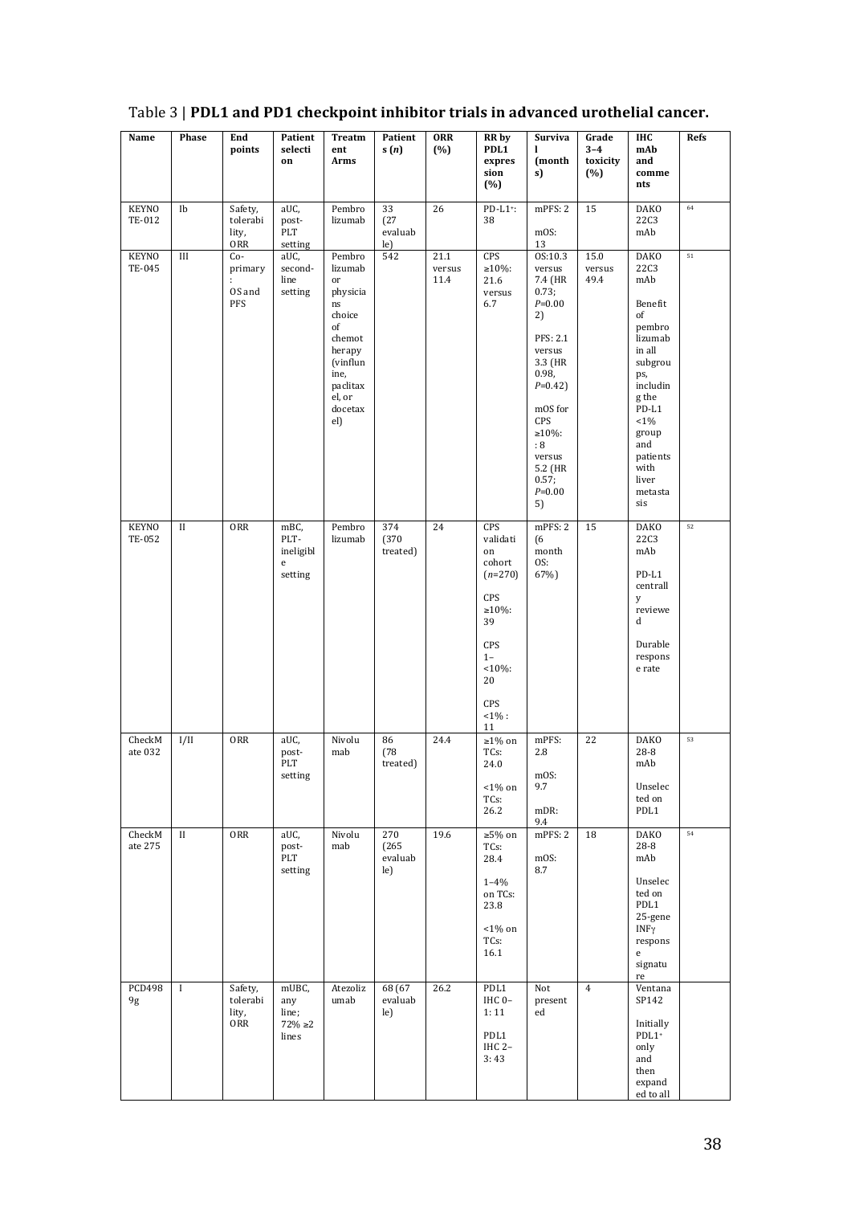Table 3 | **PDL1 and PD1 checkpoint inhibitor trials in advanced urothelial cancer.**

| Name | Phase | End points | Patient selection | Treatment Arms | Patients (*n*) | ORR (%) | RR by PDL1 expression (%) | Survival (months) | Grade 3–4 toxicity (%) | IHC mAb and comments | Refs |
|---|---|---|---|---|---|---|---|---|---|---|---|
| KEYNOTE-012 | Ib | Safety, tolerability, ORR | aUC, post-PLT setting | Pembrolizumab | 33 (27 evaluable) | 26 | PD-L1+: 38 | mPFS: 2<br><br>mOS: 13 | 15 | DAKO 22C3 mAb | 64 |
| KEYNOTE-045 | III | Co-primary: OS and PFS | aUC, second-line setting | Pembrolizumab or physicians choice of chemotherapy (vinflunine, paclitaxel, or docetaxel) | 542 | 21.1 versus 11.4 | CPS ≥10%: 21.6 versus 6.7 | OS:10.3 versus 7.4 (HR 0.73; *P*=0.002)<br><br>PFS: 2.1 versus 3.3 (HR 0.98, *P*=0.42)<br><br>mOS for CPS ≥10%: : 8 versus 5.2 (HR 0.57; *P*=0.005) | 15.0 versus 49.4 | DAKO 22C3 mAb<br><br>Benefit of pembrolizumab in all subgroups, including the PD-L1 <1% group and patients with liver metastasis | 51 |
| KEYNOTE-052 | II | ORR | mBC, PLT-ineligible setting | Pembrolizumab | 374 (370 treated) | 24 | CPS validation cohort (*n*=270)<br><br>CPS ≥10%: 39<br><br>CPS 1–<10%: 20<br><br>CPS <1% : 11 | mPFS: 2 (6 month OS: 67%) | 15 | DAKO 22C3 mAb<br><br>PD-L1 centrally reviewed<br><br>Durable response rate | 52 |
| CheckMate 032 | I/II | ORR | aUC, post-PLT setting | Nivolumab | 86 (78 treated) | 24.4 | ≥1% on TCs: 24.0<br><br><1% on TCs: 26.2 | mPFS: 2.8<br><br>mOS: 9.7<br><br>mDR: 9.4 | 22 | DAKO 28-8 mAb<br><br>Unselected on PDL1 | 53 |
| CheckMate 275 | II | ORR | aUC, post-PLT setting | Nivolumab | 270 (265 evaluable) | 19.6 | ≥5% on TCs: 28.4<br><br>1–4% on TCs: 23.8<br><br><1% on TCs: 16.1 | mPFS: 2<br><br>mOS: 8.7 | 18 | DAKO 28-8 mAb<br><br>Unselected on PDL1 25-gene INFγ response signature | 54 |
| PCD4989g | I | Safety, tolerability, ORR | mUBC, any line; 72% ≥2 lines | Atezolizumab | 68 (67 evaluable) | 26.2 | PDL1 IHC 0–1: 11<br><br>PDL1 IHC 2–3: 43 | Not presented | 4 | Ventana SP142<br><br>Initially PDL1+ only and then expanded to all | |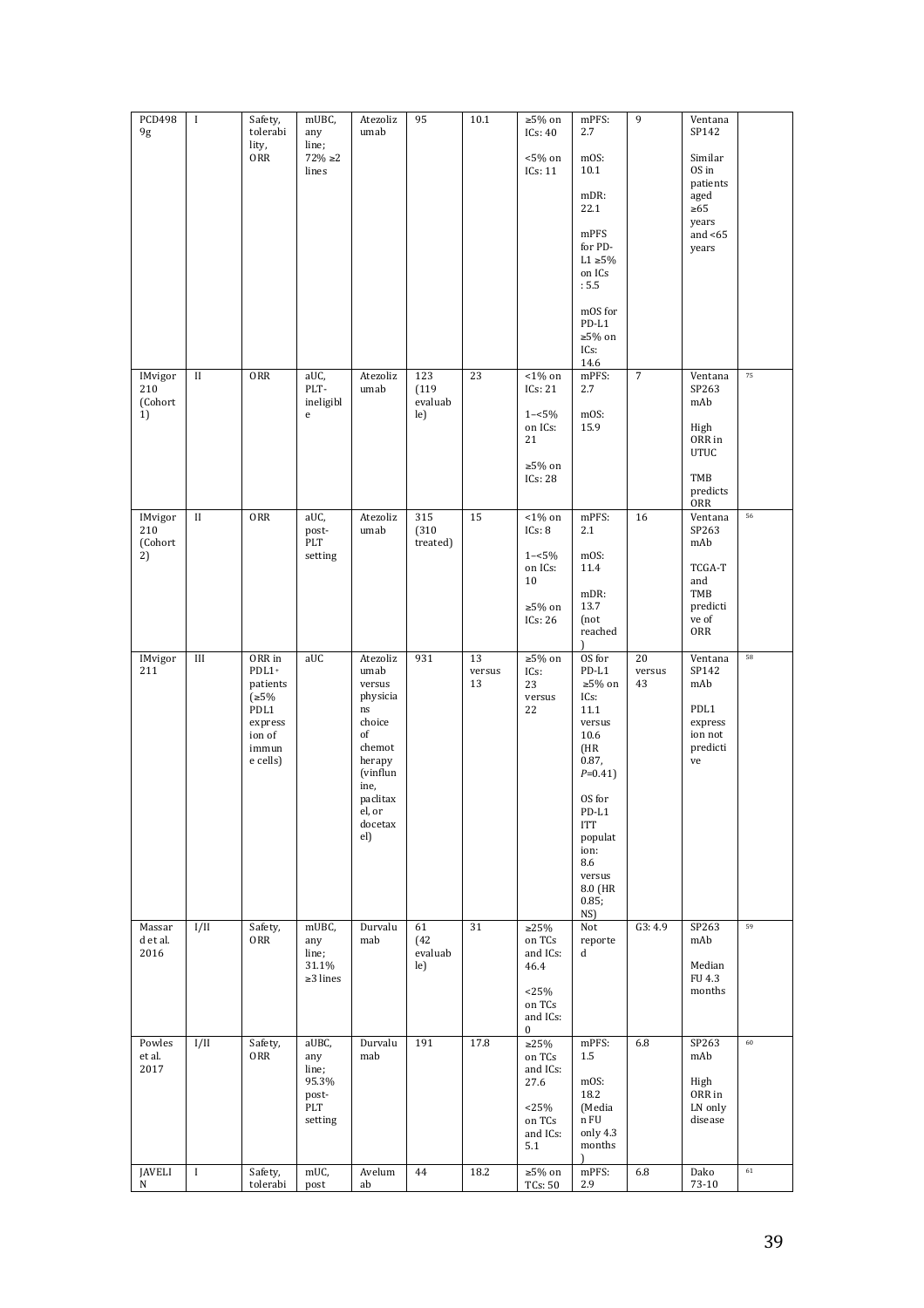| PCD4989g | I | Safety, tolerability, ORR | mUBC, any line; 72% ≥2 lines | Atezolizumab | 95 | 10.1 | ≥5% on ICs: 40<br><br><5% on ICs: 11 | mPFS: 2.7<br><br>mOS: 10.1<br><br>mDR: 22.1<br><br>mPFS for PD-L1 ≥5% on ICs: 5.5<br><br>mOS for PD-L1 ≥5% on ICs: 14.6 | 9 | Ventana SP142<br><br>Similar OS in patients aged ≥65 years and <65 years | |
|---|---|---|---|---|---|---|---|---|---|---|---|
| IMvigor 210 (Cohort 1) | II | ORR | aUC, PLT-ineligible | Atezolizumab | 123 (119 evaluable) | 23 | <1% on ICs: 21<br><br>1–<5% on ICs: 21<br><br>≥5% on ICs: 28 | mPFS: 2.7<br><br>mOS: 15.9 | 7 | Ventana SP263 mAb<br><br>High ORR in UTUC<br><br>TMB predicts ORR | 75 |
| IMvigor 210 (Cohort 2) | II | ORR | aUC, post-PLT setting | Atezolizumab | 315 (310 treated) | 15 | <1% on ICs: 8<br><br>1–<5% on ICs: 10<br><br>≥5% on ICs: 26 | mPFS: 2.1<br><br>mOS: 11.4<br><br>mDR: 13.7 (not reached) | 16 | Ventana SP263 mAb<br><br>TCGA-T and TMB predictive of ORR | 56 |
| IMvigor 211 | III | ORR in PDL1+ patients (≥5% PDL1 expression of immune cells) | aUC | Atezolizumab versus physicians choice of chemotherapy (vinflunine, paclitaxel, or docetaxel) | 931 | 13 versus 13 | ≥5% on ICs: 23 versus 22 | OS for PD-L1 ≥5% on ICs: 11.1 versus 10.6 (HR 0.87, $P$=0.41)<br><br>OS for PD-L1 ITT population: 8.6 versus 8.0 (HR 0.85; NS) | 20 versus 43 | Ventana SP142 mAb<br><br>PDL1 expression not predictive | 58 |
| Massard et al. 2016 | I/II | Safety, ORR | mUBC, any line; 31.1% ≥3 lines | Durvalumab | 61 (42 evaluable) | 31 | ≥25% on TCs and ICs: 46.4<br><br><25% on TCs and ICs: 0 | Not reported | G3: 4.9 | SP263 mAb<br><br>Median FU 4.3 months | 59 |
| Powles et al. 2017 | I/II | Safety, ORR | aUBC, any line; 95.3% post-PLT setting | Durvalumab | 191 | 17.8 | ≥25% on TCs and ICs: 27.6<br><br><25% on TCs and ICs: 5.1 | mPFS: 1.5<br><br>mOS: 18.2 (Median FU only 4.3 months) | 6.8 | SP263 mAb<br><br>High ORR in LN only disease | 60 |
| JAVELIN | I | Safety, tolerabi | mUC, post | Avelumab | 44 | 18.2 | ≥5% on TCs: 50 | mPFS: 2.9 | 6.8 | Dako 73-10 | 61 |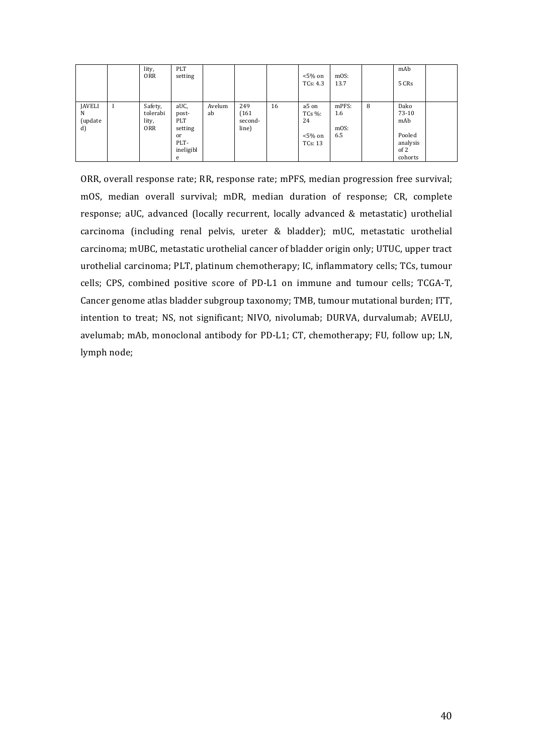| | | lity, ORR | PLT setting | | | | <5% on TCs: 4.3 | mOS: 13.7 | | mAb 5 CRs | |
|---|---|---|---|---|---|---|---|---|---|---|---|
| JAVELIN (updated) | I | Safety, tolerability, ORR | aUC, post-PLT setting or PLT-ineligible | Avelumab | 249 (161 second-line) | 16 | ≥5 on TCs %: 24 <5% on TCs: 13 | mPFS: 1.6 mOS: 6.5 | 8 | Dako 73-10 mAb Pooled analysis of 2 cohorts | |

ORR, overall response rate; RR, response rate; mPFS, median progression free survival; mOS, median overall survival; mDR, median duration of response; CR, complete response; aUC, advanced (locally recurrent, locally advanced & metastatic) urothelial carcinoma (including renal pelvis, ureter & bladder); mUC, metastatic urothelial carcinoma; mUBC, metastatic urothelial cancer of bladder origin only; UTUC, upper tract urothelial carcinoma; PLT, platinum chemotherapy; IC, inflammatory cells; TCs, tumour cells; CPS, combined positive score of PD-L1 on immune and tumour cells; TCGA-T, Cancer genome atlas bladder subgroup taxonomy; TMB, tumour mutational burden; ITT, intention to treat; NS, not significant; NIVO, nivolumab; DURVA, durvalumab; AVELU, avelumab; mAb, monoclonal antibody for PD-L1; CT, chemotherapy; FU, follow up; LN, lymph node;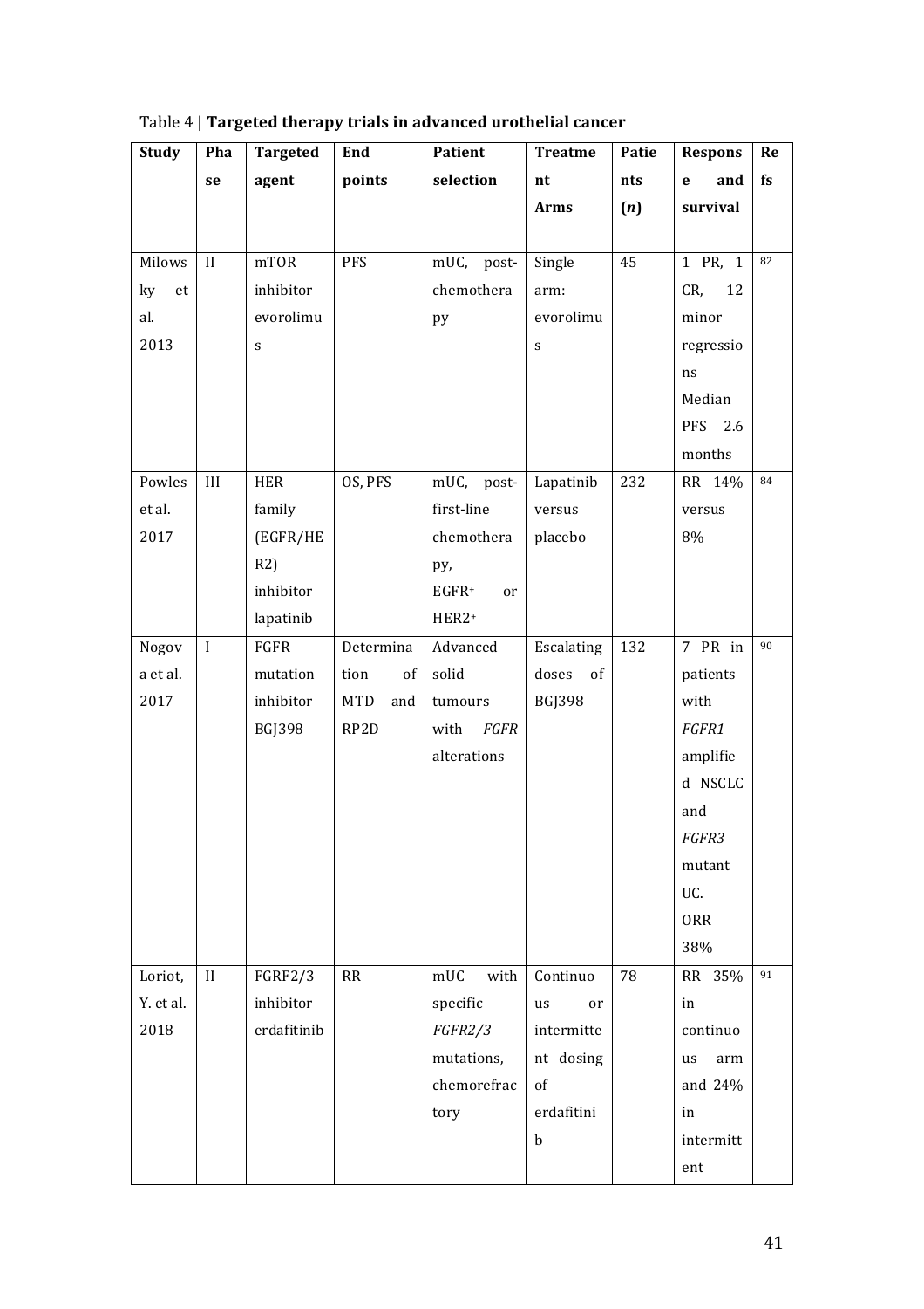Table 4 | **Targeted therapy trials in advanced urothelial cancer**

| Study | Phase | Targeted agent | End points | Patient selection | Treatment Arms | Patients ($n$) | Response and survival | Refs |
|---|---|---|---|---|---|---|---|---|
| Milowsky et al. 2013 | II | mTOR inhibitor evorolimus | PFS | mUC, post-chemotherapy | Single arm: evorolimus | 45 | 1 PR, 1 CR, 12 minor regressions Median PFS 2.6 months | 82 |
| Powles et al. 2017 | III | HER family (EGFR/HER2) inhibitor lapatinib | OS, PFS | mUC, post-first-line chemotherapy, EGFR+ or HER2+ | Lapatinib versus placebo | 232 | RR 14% versus 8% | 84 |
| Nogova et al. 2017 | I | FGFR mutation inhibitor BGJ398 | Determination of MTD and RP2D | Advanced solid tumours with *FGFR* alterations | Escalating doses of BGJ398 | 132 | 7 PR in patients with *FGFR1* amplified NSCLC and *FGFR3* mutant UC. ORR 38% | 90 |
| Loriot, Y. et al. 2018 | II | FGRF2/3 inhibitor erdafitinib | RR | mUC with specific *FGFR2/3* mutations, chemorefractory | Continuous or intermittent dosing of erdafitinib | 78 | RR 35% in continuous arm and 24% in intermittent | 91 |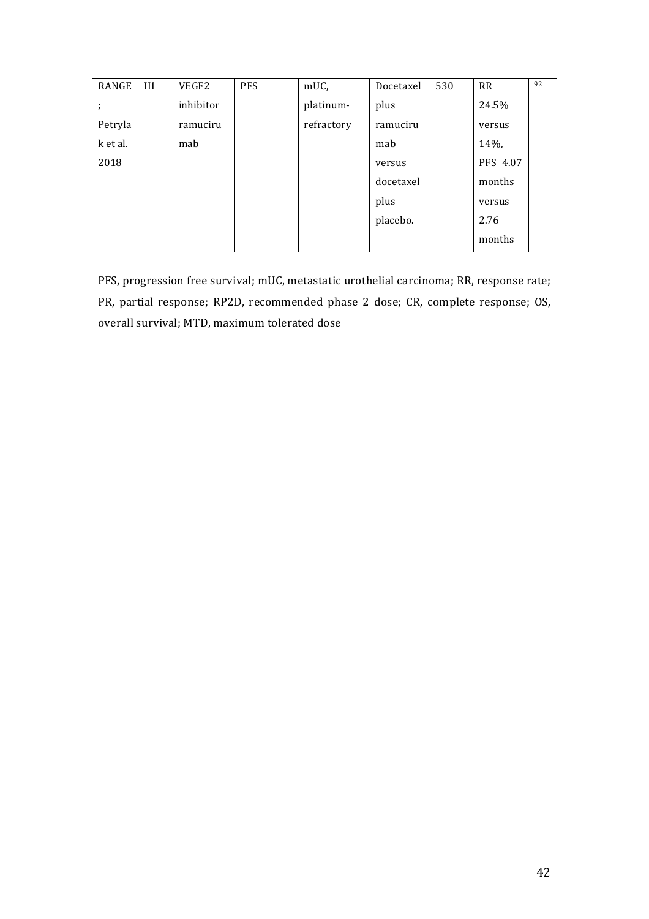| RANGE; Petrylak et al. 2018 | III | VEGF2 inhibitor ramucirumab | PFS | mUC, platinum-refractory | Docetaxel plus ramucirumab versus docetaxel plus placebo. | 530 | RR 24.5% versus 14%, PFS 4.07 months versus 2.76 months | 92 |
|---|---|---|---|---|---|---|---|---|

PFS, progression free survival; mUC, metastatic urothelial carcinoma; RR, response rate; PR, partial response; RP2D, recommended phase 2 dose; CR, complete response; OS, overall survival; MTD, maximum tolerated dose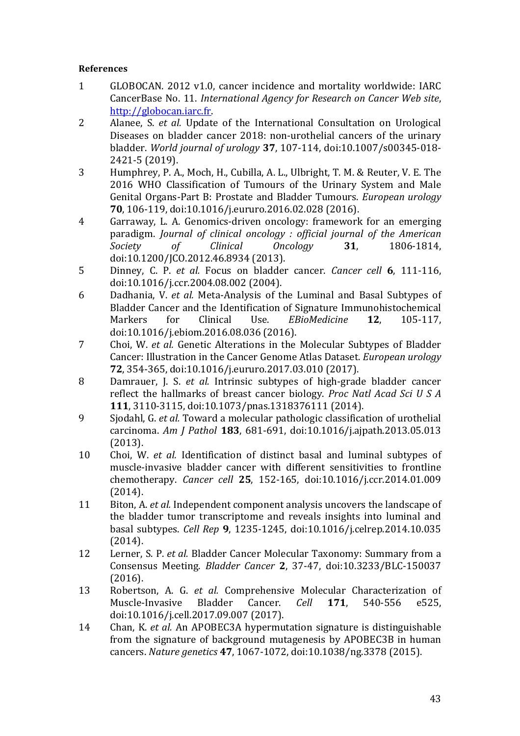**References**

1. GLOBOCAN. 2012 v1.0, cancer incidence and mortality worldwide: IARC CancerBase No. 11. *International Agency for Research on Cancer Web site*, http://globocan.iarc.fr.
2. Alanee, S. *et al.* Update of the International Consultation on Urological Diseases on bladder cancer 2018: non-urothelial cancers of the urinary bladder. *World journal of urology* **37**, 107-114, doi:10.1007/s00345-018-2421-5 (2019).
3. Humphrey, P. A., Moch, H., Cubilla, A. L., Ulbright, T. M. & Reuter, V. E. The 2016 WHO Classification of Tumours of the Urinary System and Male Genital Organs-Part B: Prostate and Bladder Tumours. *European urology* **70**, 106-119, doi:10.1016/j.eururo.2016.02.028 (2016).
4. Garraway, L. A. Genomics-driven oncology: framework for an emerging paradigm. *Journal of clinical oncology : official journal of the American Society of Clinical Oncology* **31**, 1806-1814, doi:10.1200/JCO.2012.46.8934 (2013).
5. Dinney, C. P. *et al.* Focus on bladder cancer. *Cancer cell* **6**, 111-116, doi:10.1016/j.ccr.2004.08.002 (2004).
6. Dadhania, V. *et al.* Meta-Analysis of the Luminal and Basal Subtypes of Bladder Cancer and the Identification of Signature Immunohistochemical Markers for Clinical Use. *EBioMedicine* **12**, 105-117, doi:10.1016/j.ebiom.2016.08.036 (2016).
7. Choi, W. *et al.* Genetic Alterations in the Molecular Subtypes of Bladder Cancer: Illustration in the Cancer Genome Atlas Dataset. *European urology* **72**, 354-365, doi:10.1016/j.eururo.2017.03.010 (2017).
8. Damrauer, J. S. *et al.* Intrinsic subtypes of high-grade bladder cancer reflect the hallmarks of breast cancer biology. *Proc Natl Acad Sci U S A* **111**, 3110-3115, doi:10.1073/pnas.1318376111 (2014).
9. Sjodahl, G. *et al.* Toward a molecular pathologic classification of urothelial carcinoma. *Am J Pathol* **183**, 681-691, doi:10.1016/j.ajpath.2013.05.013 (2013).
10. Choi, W. *et al.* Identification of distinct basal and luminal subtypes of muscle-invasive bladder cancer with different sensitivities to frontline chemotherapy. *Cancer cell* **25**, 152-165, doi:10.1016/j.ccr.2014.01.009 (2014).
11. Biton, A. *et al.* Independent component analysis uncovers the landscape of the bladder tumor transcriptome and reveals insights into luminal and basal subtypes. *Cell Rep* **9**, 1235-1245, doi:10.1016/j.celrep.2014.10.035 (2014).
12. Lerner, S. P. *et al.* Bladder Cancer Molecular Taxonomy: Summary from a Consensus Meeting. *Bladder Cancer* **2**, 37-47, doi:10.3233/BLC-150037 (2016).
13. Robertson, A. G. *et al.* Comprehensive Molecular Characterization of Muscle-Invasive Bladder Cancer. *Cell* **171**, 540-556 e525, doi:10.1016/j.cell.2017.09.007 (2017).
14. Chan, K. *et al.* An APOBEC3A hypermutation signature is distinguishable from the signature of background mutagenesis by APOBEC3B in human cancers. *Nature genetics* **47**, 1067-1072, doi:10.1038/ng.3378 (2015).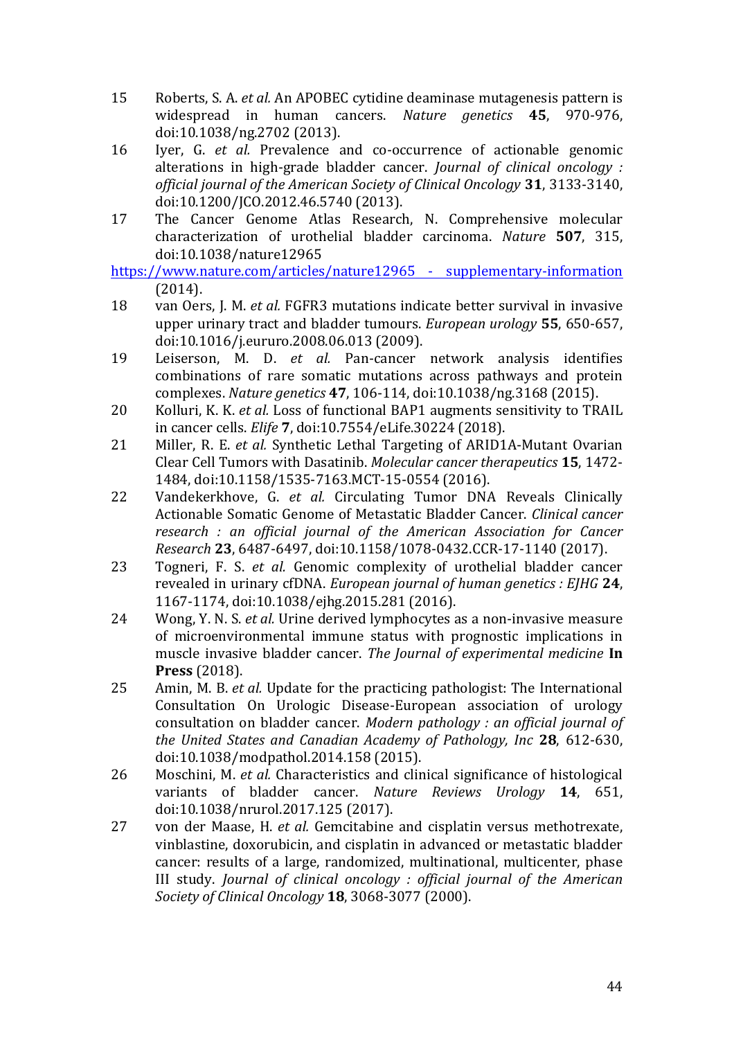15 Roberts, S. A. *et al.* An APOBEC cytidine deaminase mutagenesis pattern is widespread in human cancers. *Nature genetics* **45**, 970-976, doi:10.1038/ng.2702 (2013).

16 Iyer, G. *et al.* Prevalence and co-occurrence of actionable genomic alterations in high-grade bladder cancer. *Journal of clinical oncology : official journal of the American Society of Clinical Oncology* **31**, 3133-3140, doi:10.1200/JCO.2012.46.5740 (2013).

17 The Cancer Genome Atlas Research, N. Comprehensive molecular characterization of urothelial bladder carcinoma. *Nature* **507**, 315, doi:10.1038/nature12965 https://www.nature.com/articles/nature12965 - supplementary-information (2014).

18 van Oers, J. M. *et al.* FGFR3 mutations indicate better survival in invasive upper urinary tract and bladder tumours. *European urology* **55**, 650-657, doi:10.1016/j.eururo.2008.06.013 (2009).

19 Leiserson, M. D. *et al.* Pan-cancer network analysis identifies combinations of rare somatic mutations across pathways and protein complexes. *Nature genetics* **47**, 106-114, doi:10.1038/ng.3168 (2015).

20 Kolluri, K. K. *et al.* Loss of functional BAP1 augments sensitivity to TRAIL in cancer cells. *Elife* **7**, doi:10.7554/eLife.30224 (2018).

21 Miller, R. E. *et al.* Synthetic Lethal Targeting of ARID1A-Mutant Ovarian Clear Cell Tumors with Dasatinib. *Molecular cancer therapeutics* **15**, 1472-1484, doi:10.1158/1535-7163.MCT-15-0554 (2016).

22 Vandekerkhove, G. *et al.* Circulating Tumor DNA Reveals Clinically Actionable Somatic Genome of Metastatic Bladder Cancer. *Clinical cancer research : an official journal of the American Association for Cancer Research* **23**, 6487-6497, doi:10.1158/1078-0432.CCR-17-1140 (2017).

23 Togneri, F. S. *et al.* Genomic complexity of urothelial bladder cancer revealed in urinary cfDNA. *European journal of human genetics : EJHG* **24**, 1167-1174, doi:10.1038/ejhg.2015.281 (2016).

24 Wong, Y. N. S. *et al.* Urine derived lymphocytes as a non-invasive measure of microenvironmental immune status with prognostic implications in muscle invasive bladder cancer. *The Journal of experimental medicine* **In Press** (2018).

25 Amin, M. B. *et al.* Update for the practicing pathologist: The International Consultation On Urologic Disease-European association of urology consultation on bladder cancer. *Modern pathology : an official journal of the United States and Canadian Academy of Pathology, Inc* **28**, 612-630, doi:10.1038/modpathol.2014.158 (2015).

26 Moschini, M. *et al.* Characteristics and clinical significance of histological variants of bladder cancer. *Nature Reviews Urology* **14**, 651, doi:10.1038/nrurol.2017.125 (2017).

27 von der Maase, H. *et al.* Gemcitabine and cisplatin versus methotrexate, vinblastine, doxorubicin, and cisplatin in advanced or metastatic bladder cancer: results of a large, randomized, multinational, multicenter, phase III study. *Journal of clinical oncology : official journal of the American Society of Clinical Oncology* **18**, 3068-3077 (2000).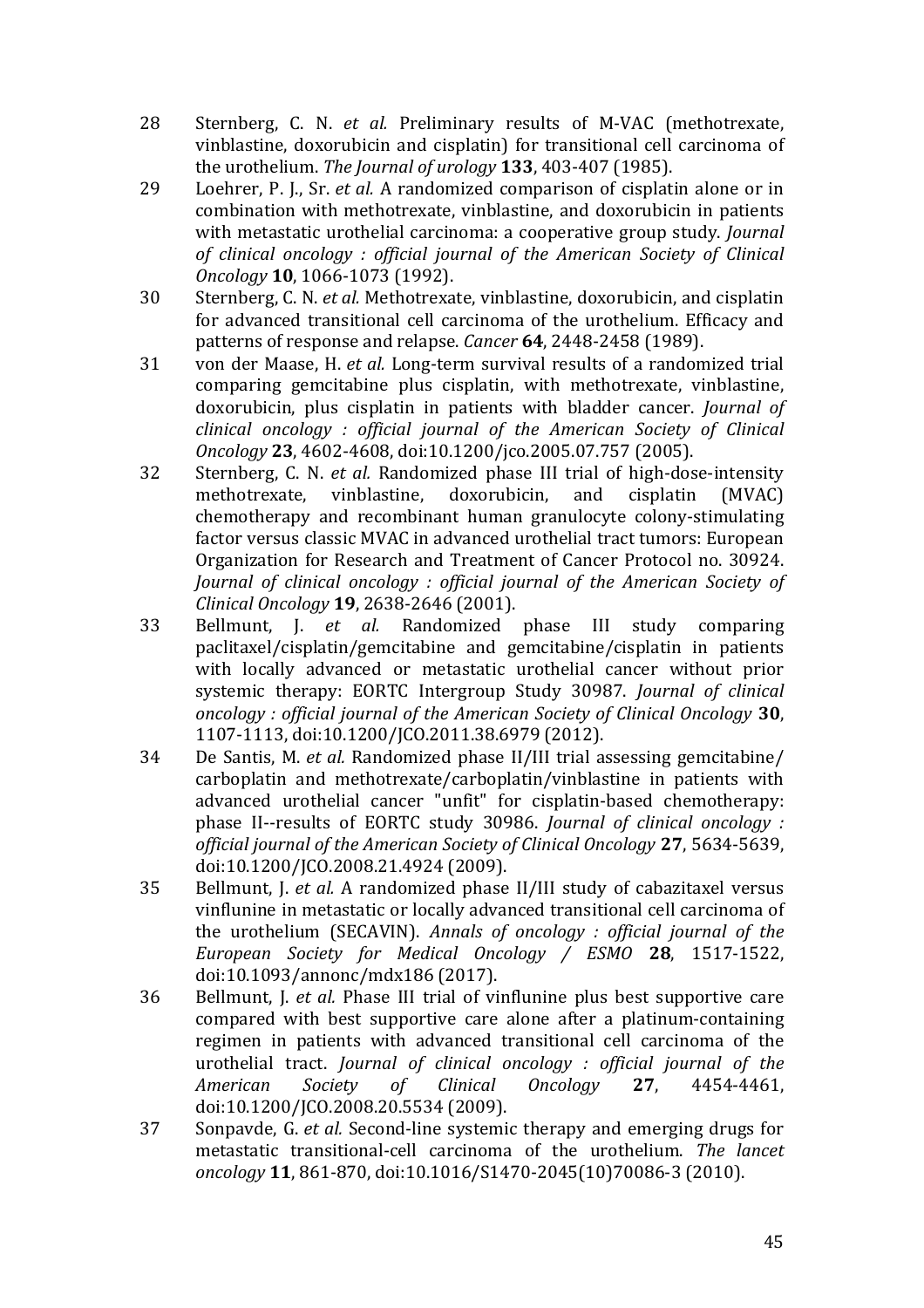28 Sternberg, C. N. *et al.* Preliminary results of M-VAC (methotrexate, vinblastine, doxorubicin and cisplatin) for transitional cell carcinoma of the urothelium. *The Journal of urology* **133**, 403-407 (1985).

29 Loehrer, P. J., Sr. *et al.* A randomized comparison of cisplatin alone or in combination with methotrexate, vinblastine, and doxorubicin in patients with metastatic urothelial carcinoma: a cooperative group study. *Journal of clinical oncology : official journal of the American Society of Clinical Oncology* **10**, 1066-1073 (1992).

30 Sternberg, C. N. *et al.* Methotrexate, vinblastine, doxorubicin, and cisplatin for advanced transitional cell carcinoma of the urothelium. Efficacy and patterns of response and relapse. *Cancer* **64**, 2448-2458 (1989).

31 von der Maase, H. *et al.* Long-term survival results of a randomized trial comparing gemcitabine plus cisplatin, with methotrexate, vinblastine, doxorubicin, plus cisplatin in patients with bladder cancer. *Journal of clinical oncology : official journal of the American Society of Clinical Oncology* **23**, 4602-4608, doi:10.1200/jco.2005.07.757 (2005).

32 Sternberg, C. N. *et al.* Randomized phase III trial of high-dose-intensity methotrexate, vinblastine, doxorubicin, and cisplatin (MVAC) chemotherapy and recombinant human granulocyte colony-stimulating factor versus classic MVAC in advanced urothelial tract tumors: European Organization for Research and Treatment of Cancer Protocol no. 30924. *Journal of clinical oncology : official journal of the American Society of Clinical Oncology* **19**, 2638-2646 (2001).

33 Bellmunt, J. *et al.* Randomized phase III study comparing paclitaxel/cisplatin/gemcitabine and gemcitabine/cisplatin in patients with locally advanced or metastatic urothelial cancer without prior systemic therapy: EORTC Intergroup Study 30987. *Journal of clinical oncology : official journal of the American Society of Clinical Oncology* **30**, 1107-1113, doi:10.1200/JCO.2011.38.6979 (2012).

34 De Santis, M. *et al.* Randomized phase II/III trial assessing gemcitabine/ carboplatin and methotrexate/carboplatin/vinblastine in patients with advanced urothelial cancer "unfit" for cisplatin-based chemotherapy: phase II--results of EORTC study 30986. *Journal of clinical oncology : official journal of the American Society of Clinical Oncology* **27**, 5634-5639, doi:10.1200/JCO.2008.21.4924 (2009).

35 Bellmunt, J. *et al.* A randomized phase II/III study of cabazitaxel versus vinflunine in metastatic or locally advanced transitional cell carcinoma of the urothelium (SECAVIN). *Annals of oncology : official journal of the European Society for Medical Oncology / ESMO* **28**, 1517-1522, doi:10.1093/annonc/mdx186 (2017).

36 Bellmunt, J. *et al.* Phase III trial of vinflunine plus best supportive care compared with best supportive care alone after a platinum-containing regimen in patients with advanced transitional cell carcinoma of the urothelial tract. *Journal of clinical oncology : official journal of the American Society of Clinical Oncology* **27**, 4454-4461, doi:10.1200/JCO.2008.20.5534 (2009).

37 Sonpavde, G. *et al.* Second-line systemic therapy and emerging drugs for metastatic transitional-cell carcinoma of the urothelium. *The lancet oncology* **11**, 861-870, doi:10.1016/S1470-2045(10)70086-3 (2010).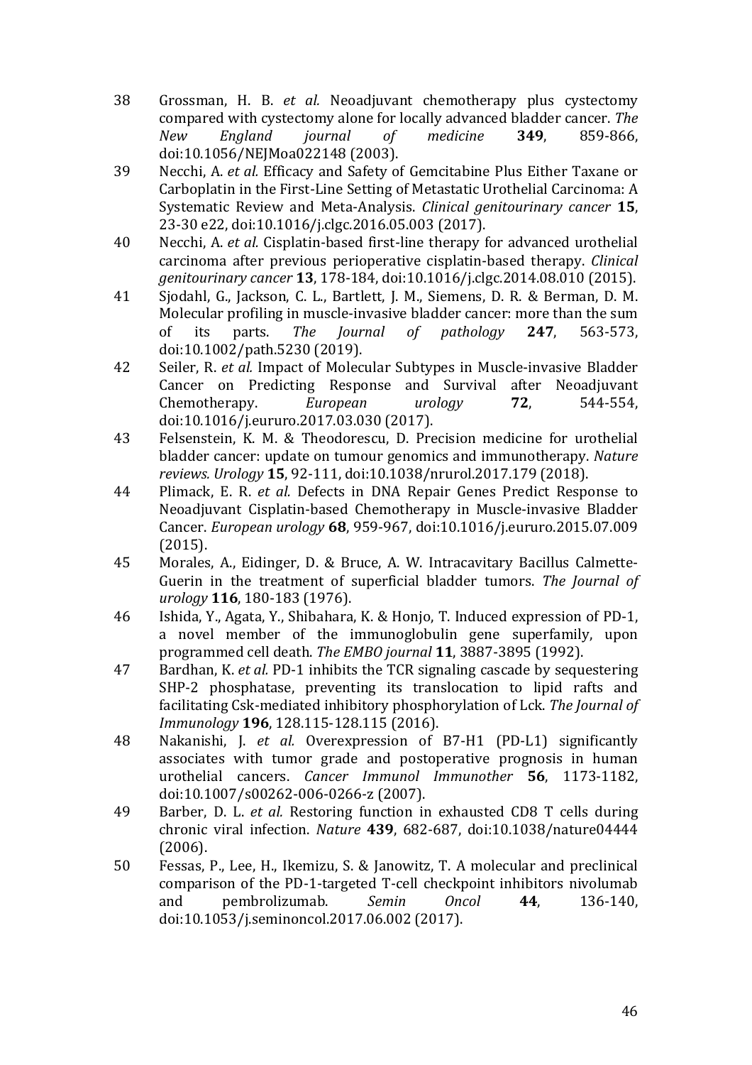38 Grossman, H. B. *et al.* Neoadjuvant chemotherapy plus cystectomy compared with cystectomy alone for locally advanced bladder cancer. *The New England journal of medicine* **349**, 859-866, doi:10.1056/NEJMoa022148 (2003).

39 Necchi, A. *et al.* Efficacy and Safety of Gemcitabine Plus Either Taxane or Carboplatin in the First-Line Setting of Metastatic Urothelial Carcinoma: A Systematic Review and Meta-Analysis. *Clinical genitourinary cancer* **15**, 23-30 e22, doi:10.1016/j.clgc.2016.05.003 (2017).

40 Necchi, A. *et al.* Cisplatin-based first-line therapy for advanced urothelial carcinoma after previous perioperative cisplatin-based therapy. *Clinical genitourinary cancer* **13**, 178-184, doi:10.1016/j.clgc.2014.08.010 (2015).

41 Sjodahl, G., Jackson, C. L., Bartlett, J. M., Siemens, D. R. & Berman, D. M. Molecular profiling in muscle-invasive bladder cancer: more than the sum of its parts. *The Journal of pathology* **247**, 563-573, doi:10.1002/path.5230 (2019).

42 Seiler, R. *et al.* Impact of Molecular Subtypes in Muscle-invasive Bladder Cancer on Predicting Response and Survival after Neoadjuvant Chemotherapy. *European urology* **72**, 544-554, doi:10.1016/j.eururo.2017.03.030 (2017).

43 Felsenstein, K. M. & Theodorescu, D. Precision medicine for urothelial bladder cancer: update on tumour genomics and immunotherapy. *Nature reviews. Urology* **15**, 92-111, doi:10.1038/nrurol.2017.179 (2018).

44 Plimack, E. R. *et al.* Defects in DNA Repair Genes Predict Response to Neoadjuvant Cisplatin-based Chemotherapy in Muscle-invasive Bladder Cancer. *European urology* **68**, 959-967, doi:10.1016/j.eururo.2015.07.009 (2015).

45 Morales, A., Eidinger, D. & Bruce, A. W. Intracavitary Bacillus Calmette-Guerin in the treatment of superficial bladder tumors. *The Journal of urology* **116**, 180-183 (1976).

46 Ishida, Y., Agata, Y., Shibahara, K. & Honjo, T. Induced expression of PD-1, a novel member of the immunoglobulin gene superfamily, upon programmed cell death. *The EMBO journal* **11**, 3887-3895 (1992).

47 Bardhan, K. *et al.* PD-1 inhibits the TCR signaling cascade by sequestering SHP-2 phosphatase, preventing its translocation to lipid rafts and facilitating Csk-mediated inhibitory phosphorylation of Lck. *The Journal of Immunology* **196**, 128.115-128.115 (2016).

48 Nakanishi, J. *et al.* Overexpression of B7-H1 (PD-L1) significantly associates with tumor grade and postoperative prognosis in human urothelial cancers. *Cancer Immunol Immunother* **56**, 1173-1182, doi:10.1007/s00262-006-0266-z (2007).

49 Barber, D. L. *et al.* Restoring function in exhausted CD8 T cells during chronic viral infection. *Nature* **439**, 682-687, doi:10.1038/nature04444 (2006).

50 Fessas, P., Lee, H., Ikemizu, S. & Janowitz, T. A molecular and preclinical comparison of the PD-1-targeted T-cell checkpoint inhibitors nivolumab and pembrolizumab. *Semin Oncol* **44**, 136-140, doi:10.1053/j.seminoncol.2017.06.002 (2017).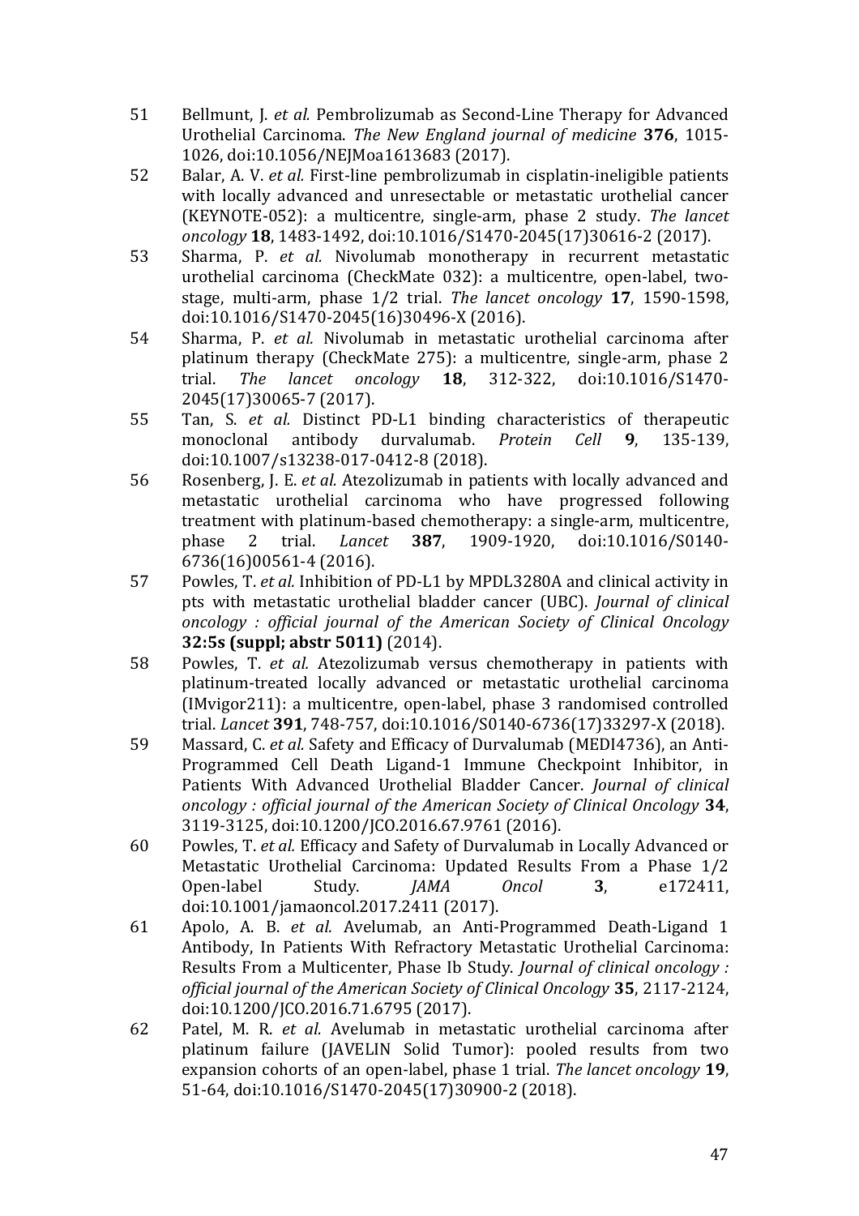51 Bellmunt, J. *et al.* Pembrolizumab as Second-Line Therapy for Advanced Urothelial Carcinoma. *The New England journal of medicine* **376**, 1015-1026, doi:10.1056/NEJMoa1613683 (2017).

52 Balar, A. V. *et al.* First-line pembrolizumab in cisplatin-ineligible patients with locally advanced and unresectable or metastatic urothelial cancer (KEYNOTE-052): a multicentre, single-arm, phase 2 study. *The lancet oncology* **18**, 1483-1492, doi:10.1016/S1470-2045(17)30616-2 (2017).

53 Sharma, P. *et al.* Nivolumab monotherapy in recurrent metastatic urothelial carcinoma (CheckMate 032): a multicentre, open-label, two-stage, multi-arm, phase 1/2 trial. *The lancet oncology* **17**, 1590-1598, doi:10.1016/S1470-2045(16)30496-X (2016).

54 Sharma, P. *et al.* Nivolumab in metastatic urothelial carcinoma after platinum therapy (CheckMate 275): a multicentre, single-arm, phase 2 trial. *The lancet oncology* **18**, 312-322, doi:10.1016/S1470-2045(17)30065-7 (2017).

55 Tan, S. *et al.* Distinct PD-L1 binding characteristics of therapeutic monoclonal antibody durvalumab. *Protein Cell* **9**, 135-139, doi:10.1007/s13238-017-0412-8 (2018).

56 Rosenberg, J. E. *et al.* Atezolizumab in patients with locally advanced and metastatic urothelial carcinoma who have progressed following treatment with platinum-based chemotherapy: a single-arm, multicentre, phase 2 trial. *Lancet* **387**, 1909-1920, doi:10.1016/S0140-6736(16)00561-4 (2016).

57 Powles, T. *et al.* Inhibition of PD-L1 by MPDL3280A and clinical activity in pts with metastatic urothelial bladder cancer (UBC). *Journal of clinical oncology : official journal of the American Society of Clinical Oncology* **32:5s (suppl; abstr 5011)** (2014).

58 Powles, T. *et al.* Atezolizumab versus chemotherapy in patients with platinum-treated locally advanced or metastatic urothelial carcinoma (IMvigor211): a multicentre, open-label, phase 3 randomised controlled trial. *Lancet* **391**, 748-757, doi:10.1016/S0140-6736(17)33297-X (2018).

59 Massard, C. *et al.* Safety and Efficacy of Durvalumab (MEDI4736), an Anti-Programmed Cell Death Ligand-1 Immune Checkpoint Inhibitor, in Patients With Advanced Urothelial Bladder Cancer. *Journal of clinical oncology : official journal of the American Society of Clinical Oncology* **34**, 3119-3125, doi:10.1200/JCO.2016.67.9761 (2016).

60 Powles, T. *et al.* Efficacy and Safety of Durvalumab in Locally Advanced or Metastatic Urothelial Carcinoma: Updated Results From a Phase 1/2 Open-label Study. *JAMA Oncol* **3**, e172411, doi:10.1001/jamaoncol.2017.2411 (2017).

61 Apolo, A. B. *et al.* Avelumab, an Anti-Programmed Death-Ligand 1 Antibody, In Patients With Refractory Metastatic Urothelial Carcinoma: Results From a Multicenter, Phase Ib Study. *Journal of clinical oncology : official journal of the American Society of Clinical Oncology* **35**, 2117-2124, doi:10.1200/JCO.2016.71.6795 (2017).

62 Patel, M. R. *et al.* Avelumab in metastatic urothelial carcinoma after platinum failure (JAVELIN Solid Tumor): pooled results from two expansion cohorts of an open-label, phase 1 trial. *The lancet oncology* **19**, 51-64, doi:10.1016/S1470-2045(17)30900-2 (2018).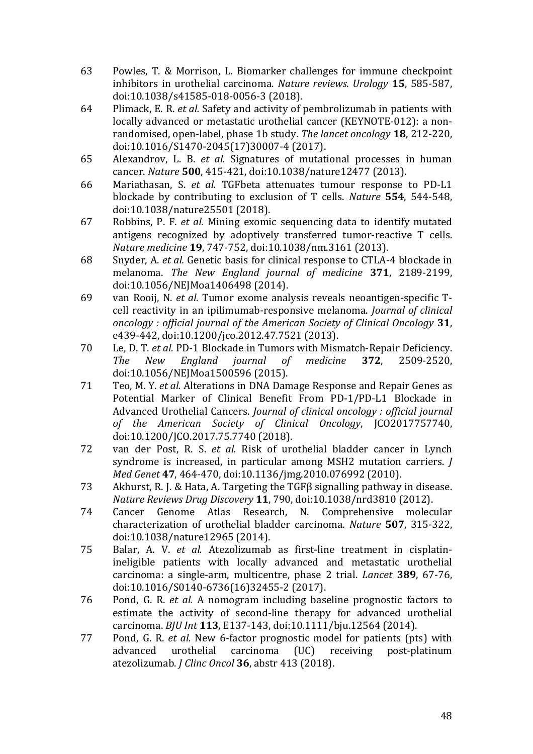63 Powles, T. & Morrison, L. Biomarker challenges for immune checkpoint inhibitors in urothelial carcinoma. *Nature reviews. Urology* **15**, 585-587, doi:10.1038/s41585-018-0056-3 (2018).

64 Plimack, E. R. *et al.* Safety and activity of pembrolizumab in patients with locally advanced or metastatic urothelial cancer (KEYNOTE-012): a non-randomised, open-label, phase 1b study. *The lancet oncology* **18**, 212-220, doi:10.1016/S1470-2045(17)30007-4 (2017).

65 Alexandrov, L. B. *et al.* Signatures of mutational processes in human cancer. *Nature* **500**, 415-421, doi:10.1038/nature12477 (2013).

66 Mariathasan, S. *et al.* TGFbeta attenuates tumour response to PD-L1 blockade by contributing to exclusion of T cells. *Nature* **554**, 544-548, doi:10.1038/nature25501 (2018).

67 Robbins, P. F. *et al.* Mining exomic sequencing data to identify mutated antigens recognized by adoptively transferred tumor-reactive T cells. *Nature medicine* **19**, 747-752, doi:10.1038/nm.3161 (2013).

68 Snyder, A. *et al.* Genetic basis for clinical response to CTLA-4 blockade in melanoma. *The New England journal of medicine* **371**, 2189-2199, doi:10.1056/NEJMoa1406498 (2014).

69 van Rooij, N. *et al.* Tumor exome analysis reveals neoantigen-specific T-cell reactivity in an ipilimumab-responsive melanoma. *Journal of clinical oncology : official journal of the American Society of Clinical Oncology* **31**, e439-442, doi:10.1200/jco.2012.47.7521 (2013).

70 Le, D. T. *et al.* PD-1 Blockade in Tumors with Mismatch-Repair Deficiency. *The New England journal of medicine* **372**, 2509-2520, doi:10.1056/NEJMoa1500596 (2015).

71 Teo, M. Y. *et al.* Alterations in DNA Damage Response and Repair Genes as Potential Marker of Clinical Benefit From PD-1/PD-L1 Blockade in Advanced Urothelial Cancers. *Journal of clinical oncology : official journal of the American Society of Clinical Oncology*, JCO2017757740, doi:10.1200/JCO.2017.75.7740 (2018).

72 van der Post, R. S. *et al.* Risk of urothelial bladder cancer in Lynch syndrome is increased, in particular among MSH2 mutation carriers. *J Med Genet* **47**, 464-470, doi:10.1136/jmg.2010.076992 (2010).

73 Akhurst, R. J. & Hata, A. Targeting the TGFβ signalling pathway in disease. *Nature Reviews Drug Discovery* **11**, 790, doi:10.1038/nrd3810 (2012).

74 Cancer Genome Atlas Research, N. Comprehensive molecular characterization of urothelial bladder carcinoma. *Nature* **507**, 315-322, doi:10.1038/nature12965 (2014).

75 Balar, A. V. *et al.* Atezolizumab as first-line treatment in cisplatin-ineligible patients with locally advanced and metastatic urothelial carcinoma: a single-arm, multicentre, phase 2 trial. *Lancet* **389**, 67-76, doi:10.1016/S0140-6736(16)32455-2 (2017).

76 Pond, G. R. *et al.* A nomogram including baseline prognostic factors to estimate the activity of second-line therapy for advanced urothelial carcinoma. *BJU Int* **113**, E137-143, doi:10.1111/bju.12564 (2014).

77 Pond, G. R. *et al.* New 6-factor prognostic model for patients (pts) with advanced urothelial carcinoma (UC) receiving post-platinum atezolizumab. *J Clinc Oncol* **36**, abstr 413 (2018).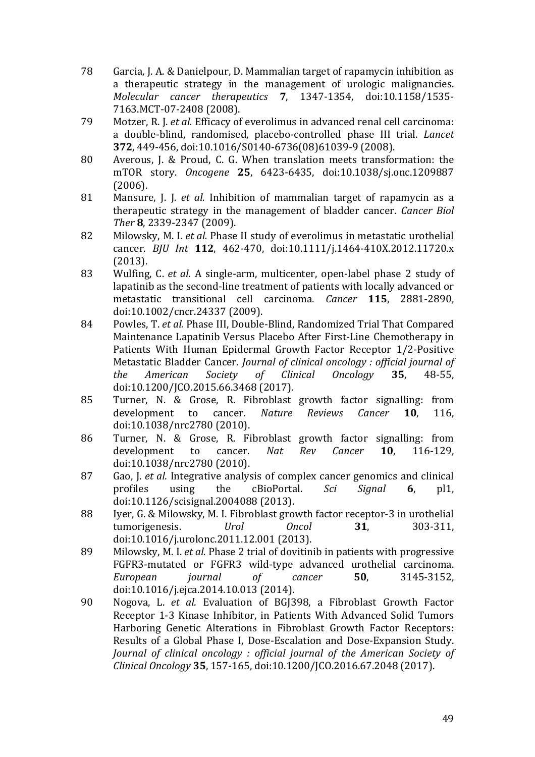78 Garcia, J. A. & Danielpour, D. Mammalian target of rapamycin inhibition as a therapeutic strategy in the management of urologic malignancies. *Molecular cancer therapeutics* **7**, 1347-1354, doi:10.1158/1535-7163.MCT-07-2408 (2008).

79 Motzer, R. J. *et al.* Efficacy of everolimus in advanced renal cell carcinoma: a double-blind, randomised, placebo-controlled phase III trial. *Lancet* **372**, 449-456, doi:10.1016/S0140-6736(08)61039-9 (2008).

80 Averous, J. & Proud, C. G. When translation meets transformation: the mTOR story. *Oncogene* **25**, 6423-6435, doi:10.1038/sj.onc.1209887 (2006).

81 Mansure, J. J. *et al.* Inhibition of mammalian target of rapamycin as a therapeutic strategy in the management of bladder cancer. *Cancer Biol Ther* **8**, 2339-2347 (2009).

82 Milowsky, M. I. *et al.* Phase II study of everolimus in metastatic urothelial cancer. *BJU Int* **112**, 462-470, doi:10.1111/j.1464-410X.2012.11720.x (2013).

83 Wulfing, C. *et al.* A single-arm, multicenter, open-label phase 2 study of lapatinib as the second-line treatment of patients with locally advanced or metastatic transitional cell carcinoma. *Cancer* **115**, 2881-2890, doi:10.1002/cncr.24337 (2009).

84 Powles, T. *et al.* Phase III, Double-Blind, Randomized Trial That Compared Maintenance Lapatinib Versus Placebo After First-Line Chemotherapy in Patients With Human Epidermal Growth Factor Receptor 1/2-Positive Metastatic Bladder Cancer. *Journal of clinical oncology : official journal of the American Society of Clinical Oncology* **35**, 48-55, doi:10.1200/JCO.2015.66.3468 (2017).

85 Turner, N. & Grose, R. Fibroblast growth factor signalling: from development to cancer. *Nature Reviews Cancer* **10**, 116, doi:10.1038/nrc2780 (2010).

86 Turner, N. & Grose, R. Fibroblast growth factor signalling: from development to cancer. *Nat Rev Cancer* **10**, 116-129, doi:10.1038/nrc2780 (2010).

87 Gao, J. *et al.* Integrative analysis of complex cancer genomics and clinical profiles using the cBioPortal. *Sci Signal* **6**, pl1, doi:10.1126/scisignal.2004088 (2013).

88 Iyer, G. & Milowsky, M. I. Fibroblast growth factor receptor-3 in urothelial tumorigenesis. *Urol Oncol* **31**, 303-311, doi:10.1016/j.urolonc.2011.12.001 (2013).

89 Milowsky, M. I. *et al.* Phase 2 trial of dovitinib in patients with progressive FGFR3-mutated or FGFR3 wild-type advanced urothelial carcinoma. *European journal of cancer* **50**, 3145-3152, doi:10.1016/j.ejca.2014.10.013 (2014).

90 Nogova, L. *et al.* Evaluation of BGJ398, a Fibroblast Growth Factor Receptor 1-3 Kinase Inhibitor, in Patients With Advanced Solid Tumors Harboring Genetic Alterations in Fibroblast Growth Factor Receptors: Results of a Global Phase I, Dose-Escalation and Dose-Expansion Study. *Journal of clinical oncology : official journal of the American Society of Clinical Oncology* **35**, 157-165, doi:10.1200/JCO.2016.67.2048 (2017).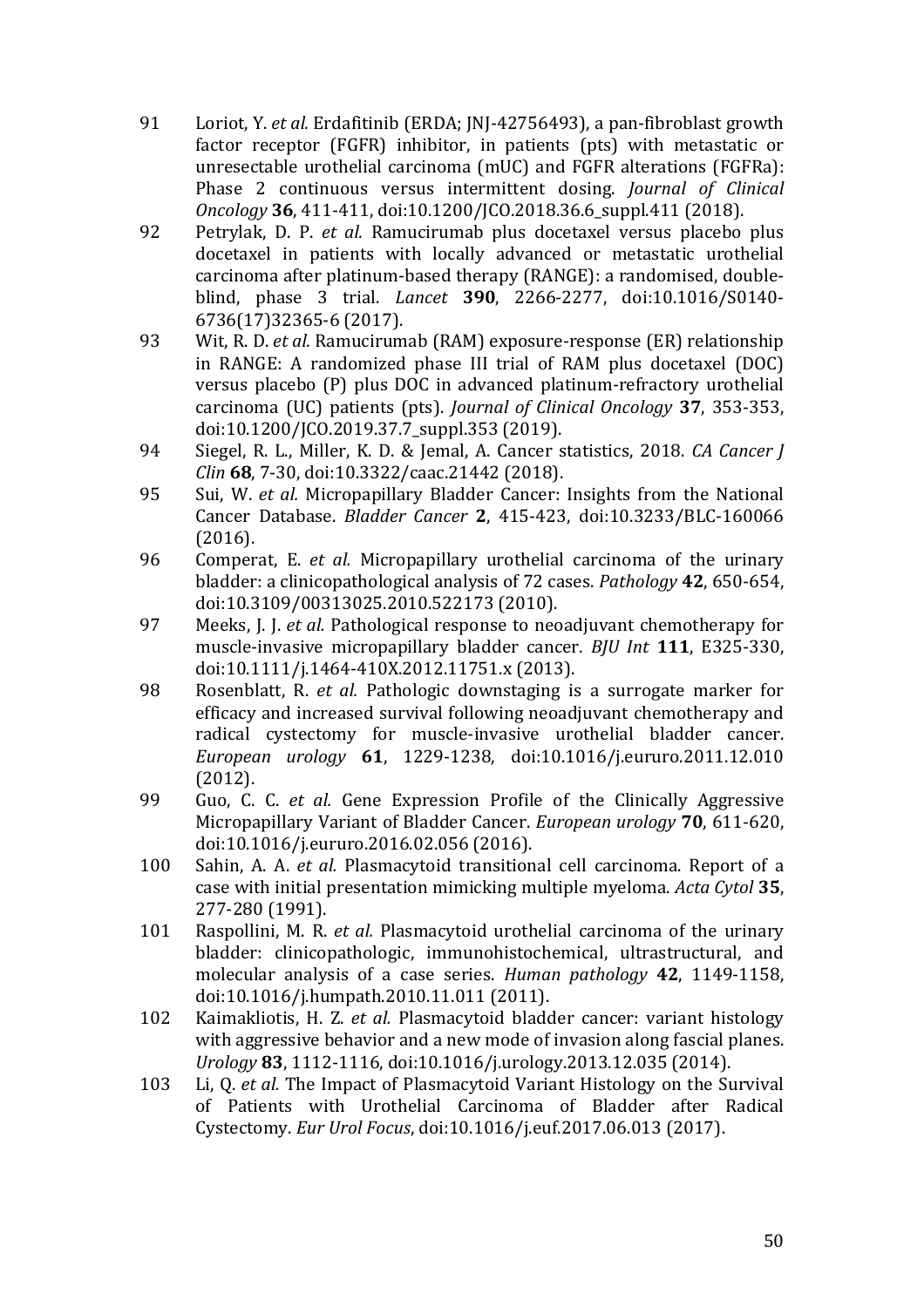91 Loriot, Y. *et al.* Erdafitinib (ERDA; JNJ-42756493), a pan-fibroblast growth factor receptor (FGFR) inhibitor, in patients (pts) with metastatic or unresectable urothelial carcinoma (mUC) and FGFR alterations (FGFRa): Phase 2 continuous versus intermittent dosing. *Journal of Clinical Oncology* **36**, 411-411, doi:10.1200/JCO.2018.36.6_suppl.411 (2018).

92 Petrylak, D. P. *et al.* Ramucirumab plus docetaxel versus placebo plus docetaxel in patients with locally advanced or metastatic urothelial carcinoma after platinum-based therapy (RANGE): a randomised, double-blind, phase 3 trial. *Lancet* **390**, 2266-2277, doi:10.1016/S0140-6736(17)32365-6 (2017).

93 Wit, R. D. *et al.* Ramucirumab (RAM) exposure-response (ER) relationship in RANGE: A randomized phase III trial of RAM plus docetaxel (DOC) versus placebo (P) plus DOC in advanced platinum-refractory urothelial carcinoma (UC) patients (pts). *Journal of Clinical Oncology* **37**, 353-353, doi:10.1200/JCO.2019.37.7_suppl.353 (2019).

94 Siegel, R. L., Miller, K. D. & Jemal, A. Cancer statistics, 2018. *CA Cancer J Clin* **68**, 7-30, doi:10.3322/caac.21442 (2018).

95 Sui, W. *et al.* Micropapillary Bladder Cancer: Insights from the National Cancer Database. *Bladder Cancer* **2**, 415-423, doi:10.3233/BLC-160066 (2016).

96 Comperat, E. *et al.* Micropapillary urothelial carcinoma of the urinary bladder: a clinicopathological analysis of 72 cases. *Pathology* **42**, 650-654, doi:10.3109/00313025.2010.522173 (2010).

97 Meeks, J. J. *et al.* Pathological response to neoadjuvant chemotherapy for muscle-invasive micropapillary bladder cancer. *BJU Int* **111**, E325-330, doi:10.1111/j.1464-410X.2012.11751.x (2013).

98 Rosenblatt, R. *et al.* Pathologic downstaging is a surrogate marker for efficacy and increased survival following neoadjuvant chemotherapy and radical cystectomy for muscle-invasive urothelial bladder cancer. *European urology* **61**, 1229-1238, doi:10.1016/j.eururo.2011.12.010 (2012).

99 Guo, C. C. *et al.* Gene Expression Profile of the Clinically Aggressive Micropapillary Variant of Bladder Cancer. *European urology* **70**, 611-620, doi:10.1016/j.eururo.2016.02.056 (2016).

100 Sahin, A. A. *et al.* Plasmacytoid transitional cell carcinoma. Report of a case with initial presentation mimicking multiple myeloma. *Acta Cytol* **35**, 277-280 (1991).

101 Raspollini, M. R. *et al.* Plasmacytoid urothelial carcinoma of the urinary bladder: clinicopathologic, immunohistochemical, ultrastructural, and molecular analysis of a case series. *Human pathology* **42**, 1149-1158, doi:10.1016/j.humpath.2010.11.011 (2011).

102 Kaimakliotis, H. Z. *et al.* Plasmacytoid bladder cancer: variant histology with aggressive behavior and a new mode of invasion along fascial planes. *Urology* **83**, 1112-1116, doi:10.1016/j.urology.2013.12.035 (2014).

103 Li, Q. *et al.* The Impact of Plasmacytoid Variant Histology on the Survival of Patients with Urothelial Carcinoma of Bladder after Radical Cystectomy. *Eur Urol Focus*, doi:10.1016/j.euf.2017.06.013 (2017).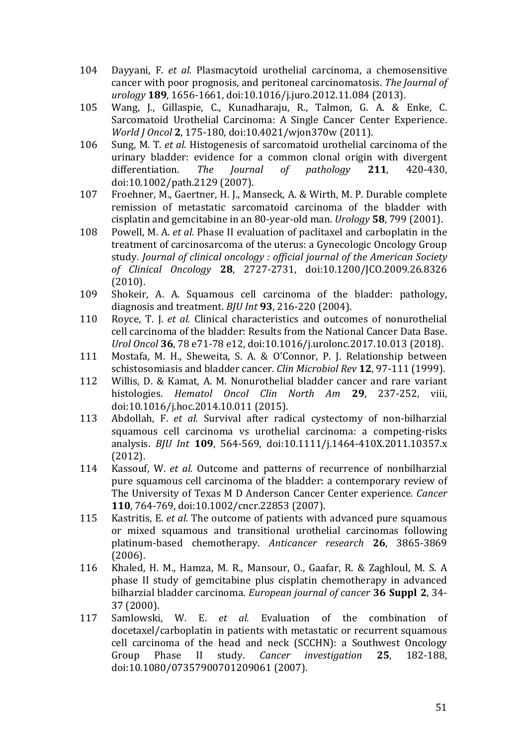104 Dayyani, F. *et al.* Plasmacytoid urothelial carcinoma, a chemosensitive cancer with poor prognosis, and peritoneal carcinomatosis. *The Journal of urology* **189**, 1656-1661, doi:10.1016/j.juro.2012.11.084 (2013).

105 Wang, J., Gillaspie, C., Kunadharaju, R., Talmon, G. A. & Enke, C. Sarcomatoid Urothelial Carcinoma: A Single Cancer Center Experience. *World J Oncol* **2**, 175-180, doi:10.4021/wjon370w (2011).

106 Sung, M. T. *et al.* Histogenesis of sarcomatoid urothelial carcinoma of the urinary bladder: evidence for a common clonal origin with divergent differentiation. *The Journal of pathology* **211**, 420-430, doi:10.1002/path.2129 (2007).

107 Froehner, M., Gaertner, H. J., Manseck, A. & Wirth, M. P. Durable complete remission of metastatic sarcomatoid carcinoma of the bladder with cisplatin and gemcitabine in an 80-year-old man. *Urology* **58**, 799 (2001).

108 Powell, M. A. *et al.* Phase II evaluation of paclitaxel and carboplatin in the treatment of carcinosarcoma of the uterus: a Gynecologic Oncology Group study. *Journal of clinical oncology : official journal of the American Society of Clinical Oncology* **28**, 2727-2731, doi:10.1200/JCO.2009.26.8326 (2010).

109 Shokeir, A. A. Squamous cell carcinoma of the bladder: pathology, diagnosis and treatment. *BJU Int* **93**, 216-220 (2004).

110 Royce, T. J. *et al.* Clinical characteristics and outcomes of nonurothelial cell carcinoma of the bladder: Results from the National Cancer Data Base. *Urol Oncol* **36**, 78 e71-78 e12, doi:10.1016/j.urolonc.2017.10.013 (2018).

111 Mostafa, M. H., Sheweita, S. A. & O'Connor, P. J. Relationship between schistosomiasis and bladder cancer. *Clin Microbiol Rev* **12**, 97-111 (1999).

112 Willis, D. & Kamat, A. M. Nonurothelial bladder cancer and rare variant histologies. *Hematol Oncol Clin North Am* **29**, 237-252, viii, doi:10.1016/j.hoc.2014.10.011 (2015).

113 Abdollah, F. *et al.* Survival after radical cystectomy of non-bilharzial squamous cell carcinoma vs urothelial carcinoma: a competing-risks analysis. *BJU Int* **109**, 564-569, doi:10.1111/j.1464-410X.2011.10357.x (2012).

114 Kassouf, W. *et al.* Outcome and patterns of recurrence of nonbilharzial pure squamous cell carcinoma of the bladder: a contemporary review of The University of Texas M D Anderson Cancer Center experience. *Cancer* **110**, 764-769, doi:10.1002/cncr.22853 (2007).

115 Kastritis, E. *et al.* The outcome of patients with advanced pure squamous or mixed squamous and transitional urothelial carcinomas following platinum-based chemotherapy. *Anticancer research* **26**, 3865-3869 (2006).

116 Khaled, H. M., Hamza, M. R., Mansour, O., Gaafar, R. & Zaghloul, M. S. A phase II study of gemcitabine plus cisplatin chemotherapy in advanced bilharzial bladder carcinoma. *European journal of cancer* **36 Suppl 2**, 34-37 (2000).

117 Samlowski, W. E. *et al.* Evaluation of the combination of docetaxel/carboplatin in patients with metastatic or recurrent squamous cell carcinoma of the head and neck (SCCHN): a Southwest Oncology Group Phase II study. *Cancer investigation* **25**, 182-188, doi:10.1080/07357900701209061 (2007).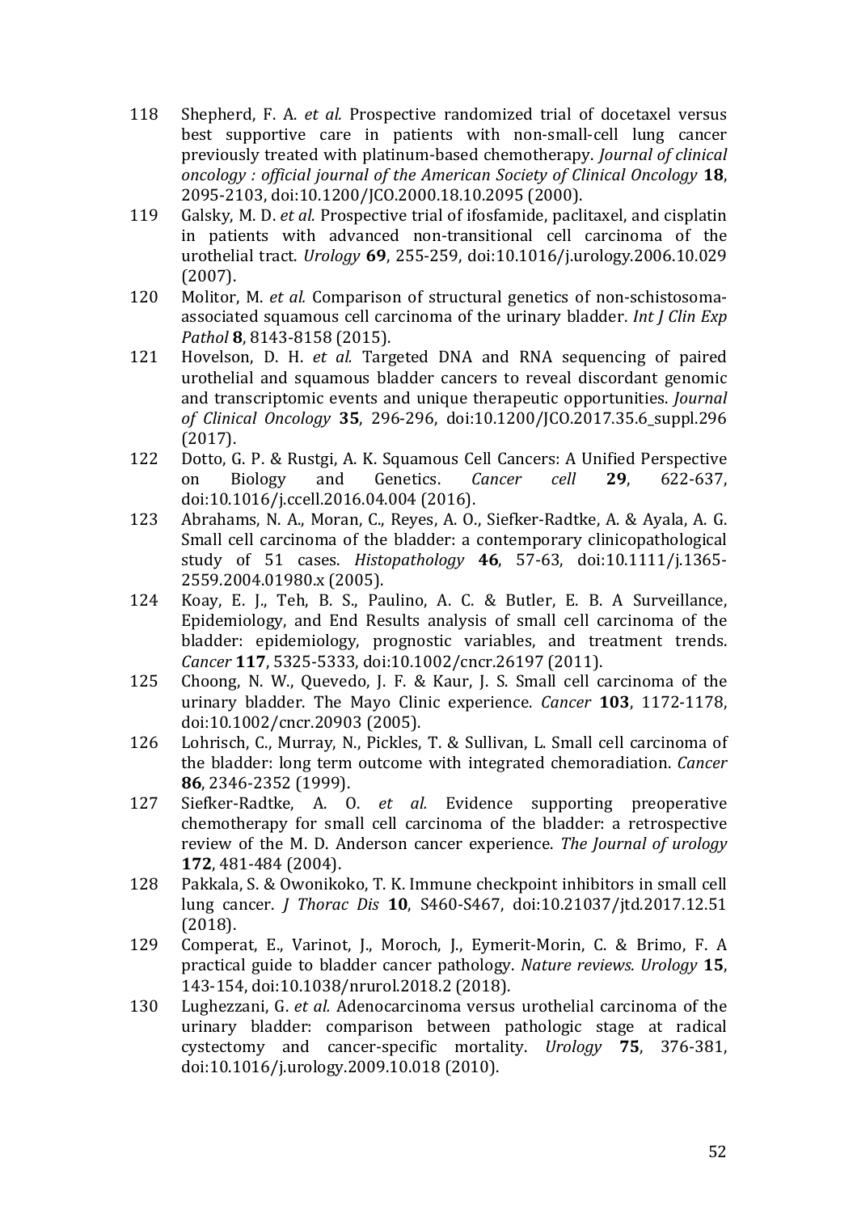118 Shepherd, F. A. *et al.* Prospective randomized trial of docetaxel versus best supportive care in patients with non-small-cell lung cancer previously treated with platinum-based chemotherapy. *Journal of clinical oncology : official journal of the American Society of Clinical Oncology* **18**, 2095-2103, doi:10.1200/JCO.2000.18.10.2095 (2000).

119 Galsky, M. D. *et al.* Prospective trial of ifosfamide, paclitaxel, and cisplatin in patients with advanced non-transitional cell carcinoma of the urothelial tract. *Urology* **69**, 255-259, doi:10.1016/j.urology.2006.10.029 (2007).

120 Molitor, M. *et al.* Comparison of structural genetics of non-schistosoma-associated squamous cell carcinoma of the urinary bladder. *Int J Clin Exp Pathol* **8**, 8143-8158 (2015).

121 Hovelson, D. H. *et al.* Targeted DNA and RNA sequencing of paired urothelial and squamous bladder cancers to reveal discordant genomic and transcriptomic events and unique therapeutic opportunities. *Journal of Clinical Oncology* **35**, 296-296, doi:10.1200/JCO.2017.35.6_suppl.296 (2017).

122 Dotto, G. P. & Rustgi, A. K. Squamous Cell Cancers: A Unified Perspective on Biology and Genetics. *Cancer cell* **29**, 622-637, doi:10.1016/j.ccell.2016.04.004 (2016).

123 Abrahams, N. A., Moran, C., Reyes, A. O., Siefker-Radtke, A. & Ayala, A. G. Small cell carcinoma of the bladder: a contemporary clinicopathological study of 51 cases. *Histopathology* **46**, 57-63, doi:10.1111/j.1365-2559.2004.01980.x (2005).

124 Koay, E. J., Teh, B. S., Paulino, A. C. & Butler, E. B. A Surveillance, Epidemiology, and End Results analysis of small cell carcinoma of the bladder: epidemiology, prognostic variables, and treatment trends. *Cancer* **117**, 5325-5333, doi:10.1002/cncr.26197 (2011).

125 Choong, N. W., Quevedo, J. F. & Kaur, J. S. Small cell carcinoma of the urinary bladder. The Mayo Clinic experience. *Cancer* **103**, 1172-1178, doi:10.1002/cncr.20903 (2005).

126 Lohrisch, C., Murray, N., Pickles, T. & Sullivan, L. Small cell carcinoma of the bladder: long term outcome with integrated chemoradiation. *Cancer* **86**, 2346-2352 (1999).

127 Siefker-Radtke, A. O. *et al.* Evidence supporting preoperative chemotherapy for small cell carcinoma of the bladder: a retrospective review of the M. D. Anderson cancer experience. *The Journal of urology* **172**, 481-484 (2004).

128 Pakkala, S. & Owonikoko, T. K. Immune checkpoint inhibitors in small cell lung cancer. *J Thorac Dis* **10**, S460-S467, doi:10.21037/jtd.2017.12.51 (2018).

129 Comperat, E., Varinot, J., Moroch, J., Eymerit-Morin, C. & Brimo, F. A practical guide to bladder cancer pathology. *Nature reviews. Urology* **15**, 143-154, doi:10.1038/nrurol.2018.2 (2018).

130 Lughezzani, G. *et al.* Adenocarcinoma versus urothelial carcinoma of the urinary bladder: comparison between pathologic stage at radical cystectomy and cancer-specific mortality. *Urology* **75**, 376-381, doi:10.1016/j.urology.2009.10.018 (2010).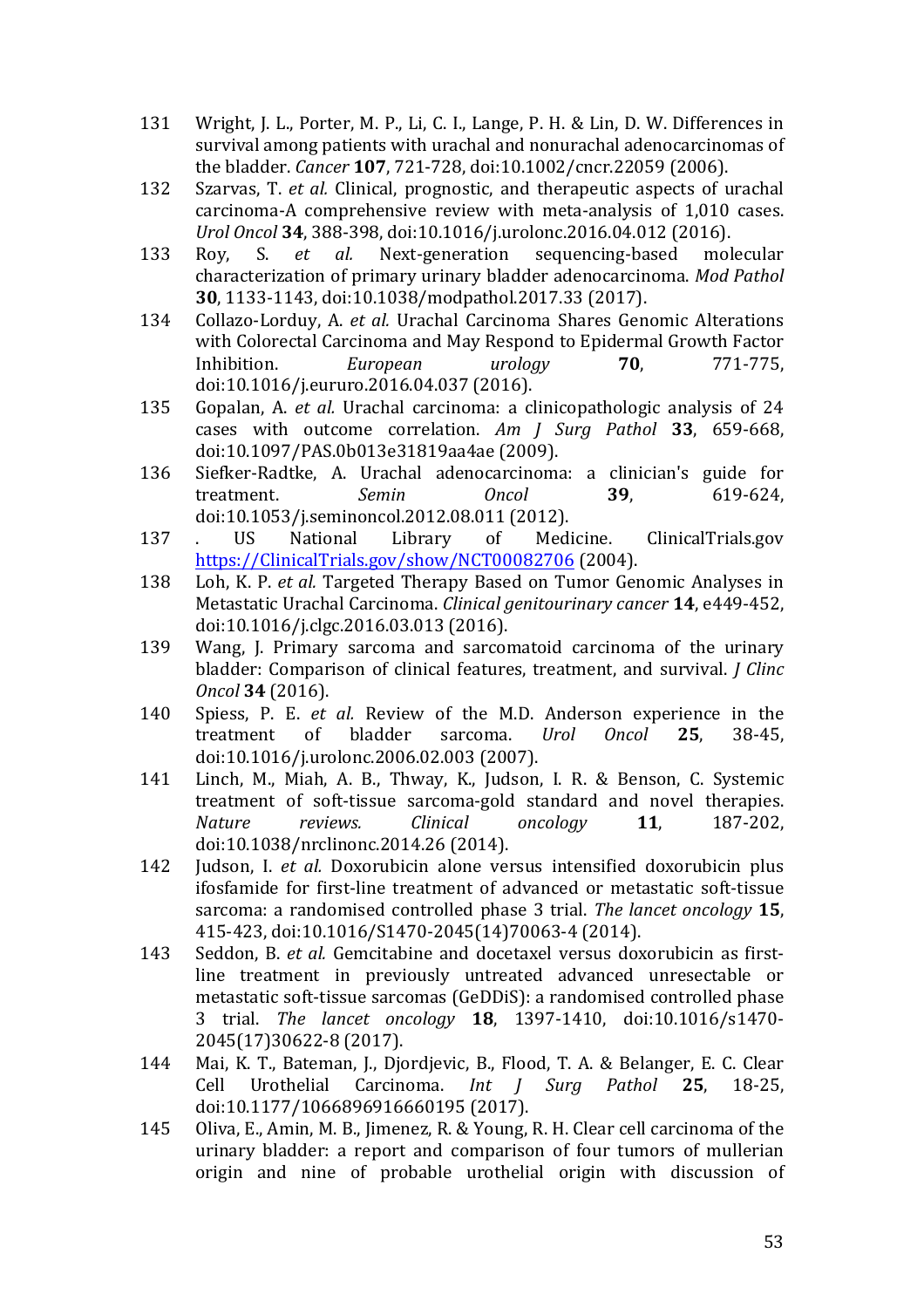131 Wright, J. L., Porter, M. P., Li, C. I., Lange, P. H. & Lin, D. W. Differences in survival among patients with urachal and nonurachal adenocarcinomas of the bladder. *Cancer* **107**, 721-728, doi:10.1002/cncr.22059 (2006).

132 Szarvas, T. *et al.* Clinical, prognostic, and therapeutic aspects of urachal carcinoma-A comprehensive review with meta-analysis of 1,010 cases. *Urol Oncol* **34**, 388-398, doi:10.1016/j.urolonc.2016.04.012 (2016).

133 Roy, S. *et al.* Next-generation sequencing-based molecular characterization of primary urinary bladder adenocarcinoma. *Mod Pathol* **30**, 1133-1143, doi:10.1038/modpathol.2017.33 (2017).

134 Collazo-Lorduy, A. *et al.* Urachal Carcinoma Shares Genomic Alterations with Colorectal Carcinoma and May Respond to Epidermal Growth Factor Inhibition. *European urology* **70**, 771-775, doi:10.1016/j.eururo.2016.04.037 (2016).

135 Gopalan, A. *et al.* Urachal carcinoma: a clinicopathologic analysis of 24 cases with outcome correlation. *Am J Surg Pathol* **33**, 659-668, doi:10.1097/PAS.0b013e31819aa4ae (2009).

136 Siefker-Radtke, A. Urachal adenocarcinoma: a clinician's guide for treatment. *Semin Oncol* **39**, 619-624, doi:10.1053/j.seminoncol.2012.08.011 (2012).

137 . US National Library of Medicine. ClinicalTrials.gov https://ClinicalTrials.gov/show/NCT00082706 (2004).

138 Loh, K. P. *et al.* Targeted Therapy Based on Tumor Genomic Analyses in Metastatic Urachal Carcinoma. *Clinical genitourinary cancer* **14**, e449-452, doi:10.1016/j.clgc.2016.03.013 (2016).

139 Wang, J. Primary sarcoma and sarcomatoid carcinoma of the urinary bladder: Comparison of clinical features, treatment, and survival. *J Clinc Oncol* **34** (2016).

140 Spiess, P. E. *et al.* Review of the M.D. Anderson experience in the treatment of bladder sarcoma. *Urol Oncol* **25**, 38-45, doi:10.1016/j.urolonc.2006.02.003 (2007).

141 Linch, M., Miah, A. B., Thway, K., Judson, I. R. & Benson, C. Systemic treatment of soft-tissue sarcoma-gold standard and novel therapies. *Nature reviews. Clinical oncology* **11**, 187-202, doi:10.1038/nrclinonc.2014.26 (2014).

142 Judson, I. *et al.* Doxorubicin alone versus intensified doxorubicin plus ifosfamide for first-line treatment of advanced or metastatic soft-tissue sarcoma: a randomised controlled phase 3 trial. *The lancet oncology* **15**, 415-423, doi:10.1016/S1470-2045(14)70063-4 (2014).

143 Seddon, B. *et al.* Gemcitabine and docetaxel versus doxorubicin as first-line treatment in previously untreated advanced unresectable or metastatic soft-tissue sarcomas (GeDDiS): a randomised controlled phase 3 trial. *The lancet oncology* **18**, 1397-1410, doi:10.1016/s1470-2045(17)30622-8 (2017).

144 Mai, K. T., Bateman, J., Djordjevic, B., Flood, T. A. & Belanger, E. C. Clear Cell Urothelial Carcinoma. *Int J Surg Pathol* **25**, 18-25, doi:10.1177/1066896916660195 (2017).

145 Oliva, E., Amin, M. B., Jimenez, R. & Young, R. H. Clear cell carcinoma of the urinary bladder: a report and comparison of four tumors of mullerian origin and nine of probable urothelial origin with discussion of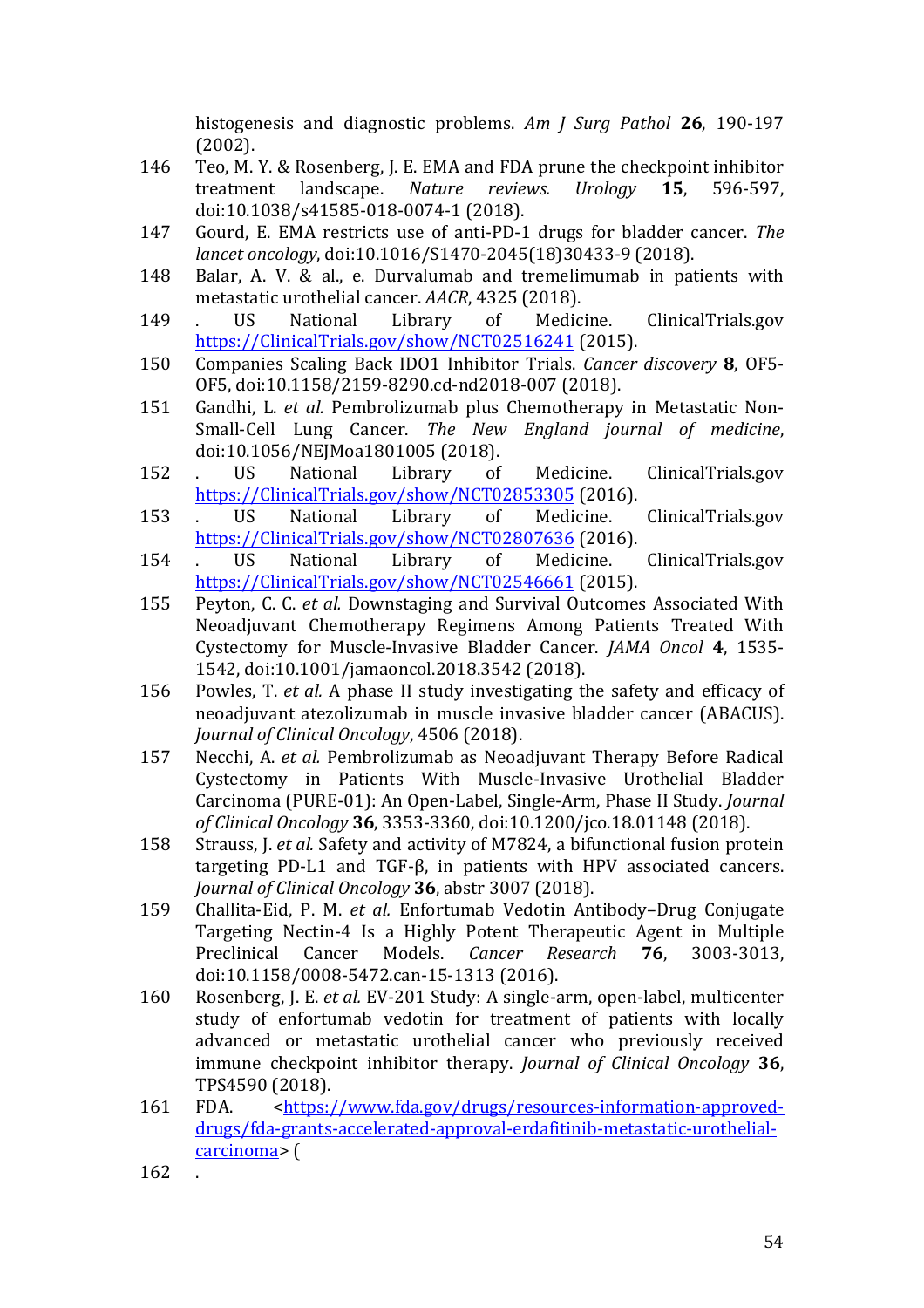histogenesis and diagnostic problems. *Am J Surg Pathol* **26**, 190-197 (2002).

146 Teo, M. Y. & Rosenberg, J. E. EMA and FDA prune the checkpoint inhibitor treatment landscape. *Nature reviews. Urology* **15**, 596-597, doi:10.1038/s41585-018-0074-1 (2018).

147 Gourd, E. EMA restricts use of anti-PD-1 drugs for bladder cancer. *The lancet oncology*, doi:10.1016/S1470-2045(18)30433-9 (2018).

148 Balar, A. V. & al., e. Durvalumab and tremelimumab in patients with metastatic urothelial cancer. *AACR*, 4325 (2018).

149 . US National Library of Medicine. ClinicalTrials.gov https://ClinicalTrials.gov/show/NCT02516241 (2015).

150 Companies Scaling Back IDO1 Inhibitor Trials. *Cancer discovery* **8**, OF5-OF5, doi:10.1158/2159-8290.cd-nd2018-007 (2018).

151 Gandhi, L. *et al.* Pembrolizumab plus Chemotherapy in Metastatic Non-Small-Cell Lung Cancer. *The New England journal of medicine*, doi:10.1056/NEJMoa1801005 (2018).

152 . US National Library of Medicine. ClinicalTrials.gov https://ClinicalTrials.gov/show/NCT02853305 (2016).

153 . US National Library of Medicine. ClinicalTrials.gov https://ClinicalTrials.gov/show/NCT02807636 (2016).

154 . US National Library of Medicine. ClinicalTrials.gov https://ClinicalTrials.gov/show/NCT02546661 (2015).

155 Peyton, C. C. *et al.* Downstaging and Survival Outcomes Associated With Neoadjuvant Chemotherapy Regimens Among Patients Treated With Cystectomy for Muscle-Invasive Bladder Cancer. *JAMA Oncol* **4**, 1535-1542, doi:10.1001/jamaoncol.2018.3542 (2018).

156 Powles, T. *et al.* A phase II study investigating the safety and efficacy of neoadjuvant atezolizumab in muscle invasive bladder cancer (ABACUS). *Journal of Clinical Oncology*, 4506 (2018).

157 Necchi, A. *et al.* Pembrolizumab as Neoadjuvant Therapy Before Radical Cystectomy in Patients With Muscle-Invasive Urothelial Bladder Carcinoma (PURE-01): An Open-Label, Single-Arm, Phase II Study. *Journal of Clinical Oncology* **36**, 3353-3360, doi:10.1200/jco.18.01148 (2018).

158 Strauss, J. *et al.* Safety and activity of M7824, a bifunctional fusion protein targeting PD-L1 and TGF-β, in patients with HPV associated cancers. *Journal of Clinical Oncology* **36**, abstr 3007 (2018).

159 Challita-Eid, P. M. *et al.* Enfortumab Vedotin Antibody–Drug Conjugate Targeting Nectin-4 Is a Highly Potent Therapeutic Agent in Multiple Preclinical Cancer Models. *Cancer Research* **76**, 3003-3013, doi:10.1158/0008-5472.can-15-1313 (2016).

160 Rosenberg, J. E. *et al.* EV-201 Study: A single-arm, open-label, multicenter study of enfortumab vedotin for treatment of patients with locally advanced or metastatic urothelial cancer who previously received immune checkpoint inhibitor therapy. *Journal of Clinical Oncology* **36**, TPS4590 (2018).

161 FDA. <https://www.fda.gov/drugs/resources-information-approved-drugs/fda-grants-accelerated-approval-erdafitinib-metastatic-urothelial-carcinoma> (

162 .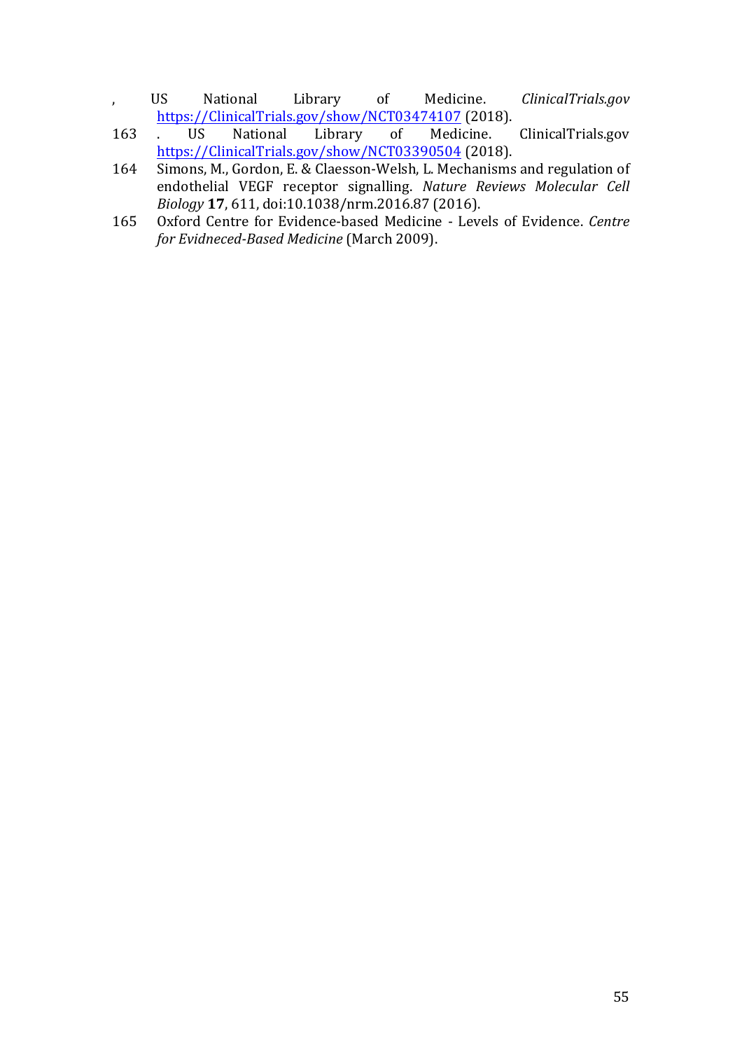, US National Library of Medicine. *ClinicalTrials.gov* https://ClinicalTrials.gov/show/NCT03474107 (2018).

163 . US National Library of Medicine. ClinicalTrials.gov https://ClinicalTrials.gov/show/NCT03390504 (2018).

164 Simons, M., Gordon, E. & Claesson-Welsh, L. Mechanisms and regulation of endothelial VEGF receptor signalling. *Nature Reviews Molecular Cell Biology* **17**, 611, doi:10.1038/nrm.2016.87 (2016).

165 Oxford Centre for Evidence-based Medicine - Levels of Evidence. *Centre for Evidneced-Based Medicine* (March 2009).